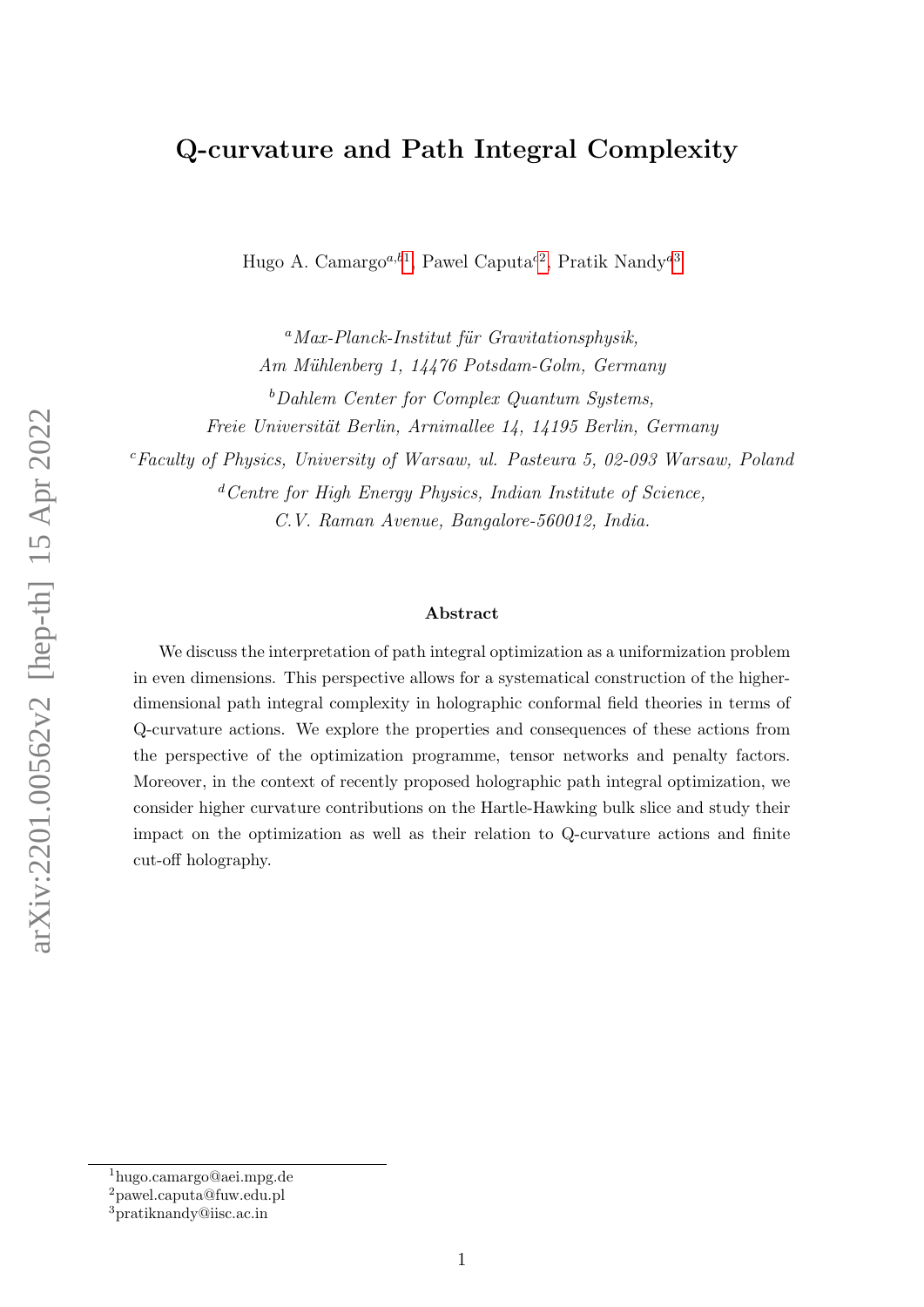# Q-curvature and Path Integral Complexity

Hugo A. Camargo[a,b,1], Pawel Caputa[c,2], Pratik Nandy[d,3]

[a] *Max-Planck-Institut für Gravitationsphysik, Am Mühlenberg 1, 14476 Potsdam-Golm, Germany*

[b] *Dahlem Center for Complex Quantum Systems, Freie Universität Berlin, Arnimallee 14, 14195 Berlin, Germany*

[c] *Faculty of Physics, University of Warsaw, ul. Pasteura 5, 02-093 Warsaw, Poland*

[d] *Centre for High Energy Physics, Indian Institute of Science, C.V. Raman Avenue, Bangalore-560012, India.*

### Abstract

We discuss the interpretation of path integral optimization as a uniformization problem in even dimensions. This perspective allows for a systematical construction of the higher-dimensional path integral complexity in holographic conformal field theories in terms of Q-curvature actions. We explore the properties and consequences of these actions from the perspective of the optimization programme, tensor networks and penalty factors. Moreover, in the context of recently proposed holographic path integral optimization, we consider higher curvature contributions on the Hartle-Hawking bulk slice and study their impact on the optimization as well as their relation to Q-curvature actions and finite cut-off holography.

---

[1] hugo.camargo@aei.mpg.de

[2] pawel.caputa@fuw.edu.pl

[3] pratiknandy@iisc.ac.in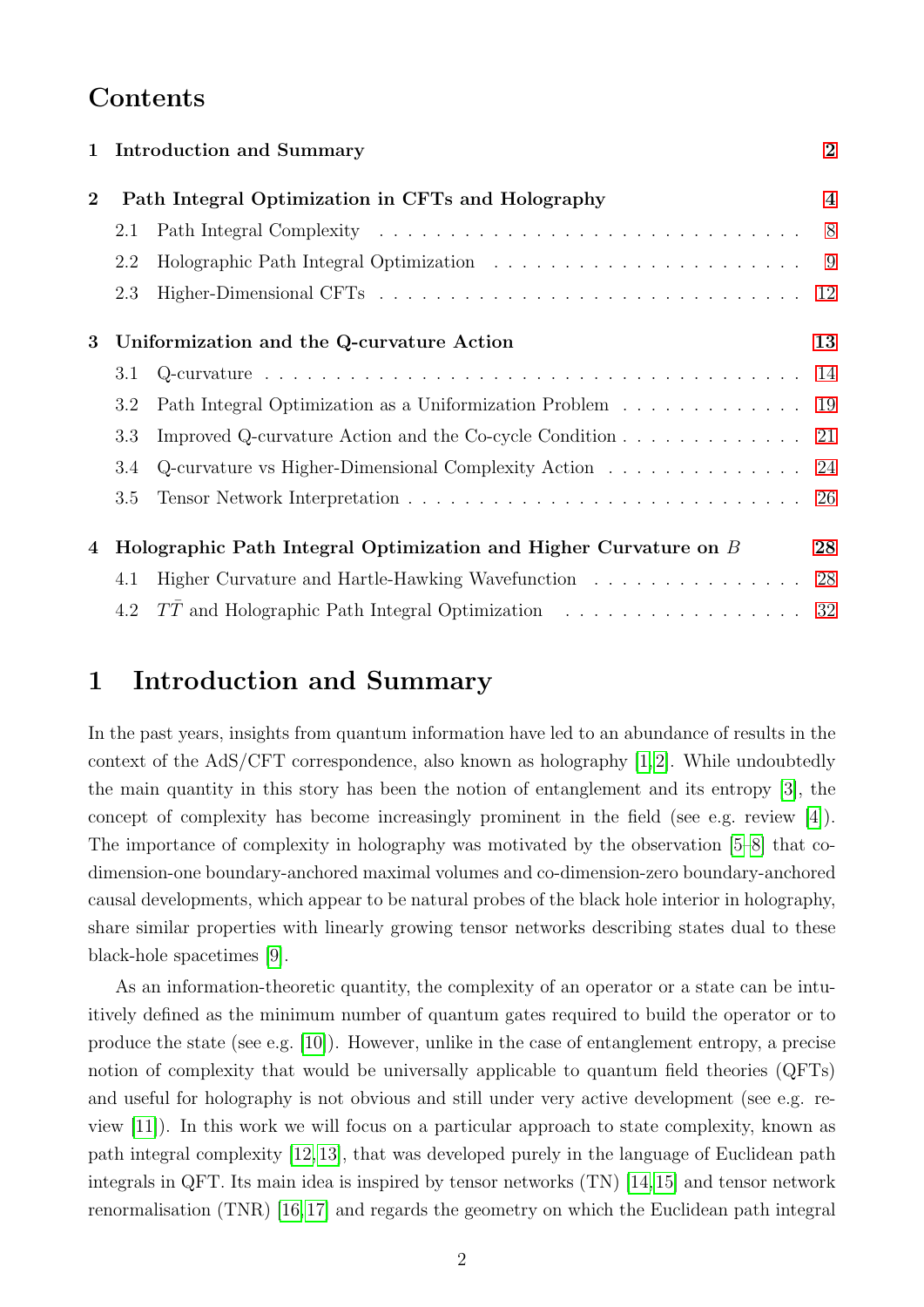## Contents

1 Introduction and Summary 2

2 Path Integral Optimization in CFTs and Holography 4
- 2.1 Path Integral Complexity 8
- 2.2 Holographic Path Integral Optimization 9
- 2.3 Higher-Dimensional CFTs 12

3 Uniformization and the Q-curvature Action 13
- 3.1 Q-curvature 14
- 3.2 Path Integral Optimization as a Uniformization Problem 19
- 3.3 Improved Q-curvature Action and the Co-cycle Condition 21
- 3.4 Q-curvature vs Higher-Dimensional Complexity Action 24
- 3.5 Tensor Network Interpretation 26

4 Holographic Path Integral Optimization and Higher Curvature on $B$ 28
- 4.1 Higher Curvature and Hartle-Hawking Wavefunction 28
- 4.2 $T\bar{T}$ and Holographic Path Integral Optimization 32

# 1 Introduction and Summary

In the past years, insights from quantum information have led to an abundance of results in the context of the AdS/CFT correspondence, also known as holography [1,2]. While undoubtedly the main quantity in this story has been the notion of entanglement and its entropy [3], the concept of complexity has become increasingly prominent in the field (see e.g. review [4]). The importance of complexity in holography was motivated by the observation [5–8] that co-dimension-one boundary-anchored maximal volumes and co-dimension-zero boundary-anchored causal developments, which appear to be natural probes of the black hole interior in holography, share similar properties with linearly growing tensor networks describing states dual to these black-hole spacetimes [9].

As an information-theoretic quantity, the complexity of an operator or a state can be intuitively defined as the minimum number of quantum gates required to build the operator or to produce the state (see e.g. [10]). However, unlike in the case of entanglement entropy, a precise notion of complexity that would be universally applicable to quantum field theories (QFTs) and useful for holography is not obvious and still under very active development (see e.g. review [11]). In this work we will focus on a particular approach to state complexity, known as path integral complexity [12,13], that was developed purely in the language of Euclidean path integrals in QFT. Its main idea is inspired by tensor networks (TN) [14,15] and tensor network renormalisation (TNR) [16,17] and regards the geometry on which the Euclidean path integral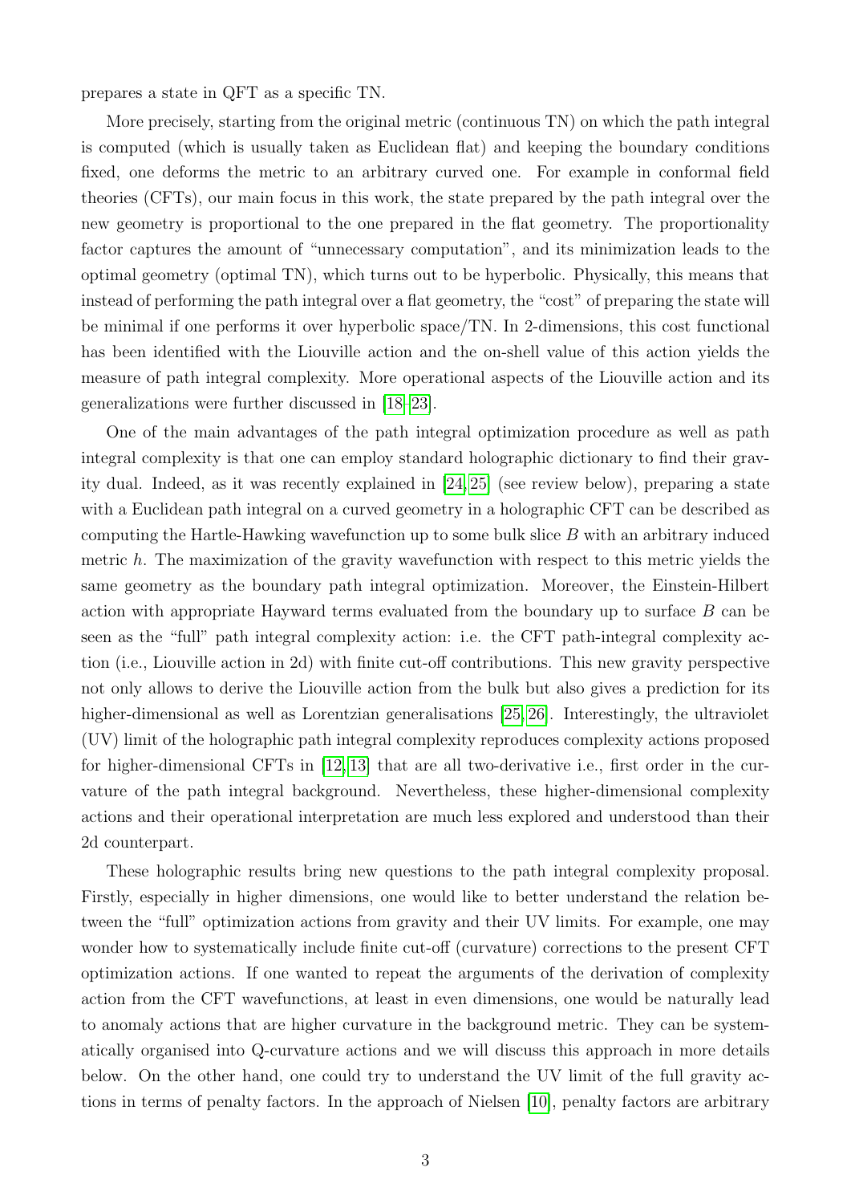prepares a state in QFT as a specific TN.

More precisely, starting from the original metric (continuous TN) on which the path integral is computed (which is usually taken as Euclidean flat) and keeping the boundary conditions fixed, one deforms the metric to an arbitrary curved one. For example in conformal field theories (CFTs), our main focus in this work, the state prepared by the path integral over the new geometry is proportional to the one prepared in the flat geometry. The proportionality factor captures the amount of "unnecessary computation", and its minimization leads to the optimal geometry (optimal TN), which turns out to be hyperbolic. Physically, this means that instead of performing the path integral over a flat geometry, the "cost" of preparing the state will be minimal if one performs it over hyperbolic space/TN. In 2-dimensions, this cost functional has been identified with the Liouville action and the on-shell value of this action yields the measure of path integral complexity. More operational aspects of the Liouville action and its generalizations were further discussed in [18–23].

One of the main advantages of the path integral optimization procedure as well as path integral complexity is that one can employ standard holographic dictionary to find their gravity dual. Indeed, as it was recently explained in [24, 25] (see review below), preparing a state with a Euclidean path integral on a curved geometry in a holographic CFT can be described as computing the Hartle-Hawking wavefunction up to some bulk slice $B$ with an arbitrary induced metric $h$. The maximization of the gravity wavefunction with respect to this metric yields the same geometry as the boundary path integral optimization. Moreover, the Einstein-Hilbert action with appropriate Hayward terms evaluated from the boundary up to surface $B$ can be seen as the "full" path integral complexity action: i.e. the CFT path-integral complexity action (i.e., Liouville action in 2d) with finite cut-off contributions. This new gravity perspective not only allows to derive the Liouville action from the bulk but also gives a prediction for its higher-dimensional as well as Lorentzian generalisations [25, 26]. Interestingly, the ultraviolet (UV) limit of the holographic path integral complexity reproduces complexity actions proposed for higher-dimensional CFTs in [12, 13] that are all two-derivative i.e., first order in the curvature of the path integral background. Nevertheless, these higher-dimensional complexity actions and their operational interpretation are much less explored and understood than their 2d counterpart.

These holographic results bring new questions to the path integral complexity proposal. Firstly, especially in higher dimensions, one would like to better understand the relation between the "full" optimization actions from gravity and their UV limits. For example, one may wonder how to systematically include finite cut-off (curvature) corrections to the present CFT optimization actions. If one wanted to repeat the arguments of the derivation of complexity action from the CFT wavefunctions, at least in even dimensions, one would be naturally lead to anomaly actions that are higher curvature in the background metric. They can be systematically organised into Q-curvature actions and we will discuss this approach in more details below. On the other hand, one could try to understand the UV limit of the full gravity actions in terms of penalty factors. In the approach of Nielsen [10], penalty factors are arbitrary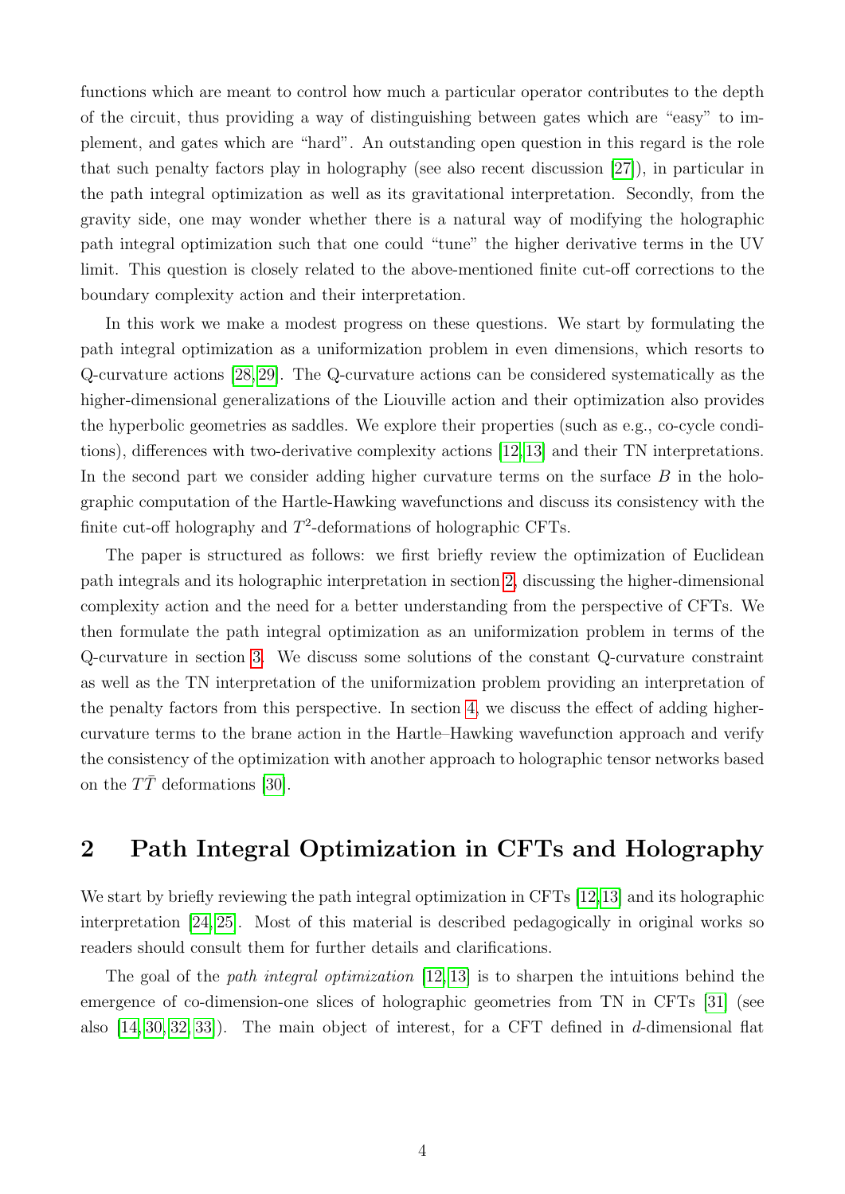functions which are meant to control how much a particular operator contributes to the depth of the circuit, thus providing a way of distinguishing between gates which are "easy" to implement, and gates which are "hard". An outstanding open question in this regard is the role that such penalty factors play in holography (see also recent discussion [27]), in particular in the path integral optimization as well as its gravitational interpretation. Secondly, from the gravity side, one may wonder whether there is a natural way of modifying the holographic path integral optimization such that one could "tune" the higher derivative terms in the UV limit. This question is closely related to the above-mentioned finite cut-off corrections to the boundary complexity action and their interpretation.

In this work we make a modest progress on these questions. We start by formulating the path integral optimization as a uniformization problem in even dimensions, which resorts to Q-curvature actions [28,29]. The Q-curvature actions can be considered systematically as the higher-dimensional generalizations of the Liouville action and their optimization also provides the hyperbolic geometries as saddles. We explore their properties (such as e.g., co-cycle conditions), differences with two-derivative complexity actions [12,13] and their TN interpretations. In the second part we consider adding higher curvature terms on the surface $B$ in the holographic computation of the Hartle-Hawking wavefunctions and discuss its consistency with the finite cut-off holography and $T^2$-deformations of holographic CFTs.

The paper is structured as follows: we first briefly review the optimization of Euclidean path integrals and its holographic interpretation in section 2, discussing the higher-dimensional complexity action and the need for a better understanding from the perspective of CFTs. We then formulate the path integral optimization as an uniformization problem in terms of the Q-curvature in section 3. We discuss some solutions of the constant Q-curvature constraint as well as the TN interpretation of the uniformization problem providing an interpretation of the penalty factors from this perspective. In section 4, we discuss the effect of adding higher-curvature terms to the brane action in the Hartle–Hawking wavefunction approach and verify the consistency of the optimization with another approach to holographic tensor networks based on the $T\bar{T}$ deformations [30].

## 2 Path Integral Optimization in CFTs and Holography

We start by briefly reviewing the path integral optimization in CFTs [12,13] and its holographic interpretation [24,25]. Most of this material is described pedagogically in original works so readers should consult them for further details and clarifications.

The goal of the *path integral optimization* [12,13] is to sharpen the intuitions behind the emergence of co-dimension-one slices of holographic geometries from TN in CFTs [31] (see also [14,30,32,33]). The main object of interest, for a CFT defined in $d$-dimensional flat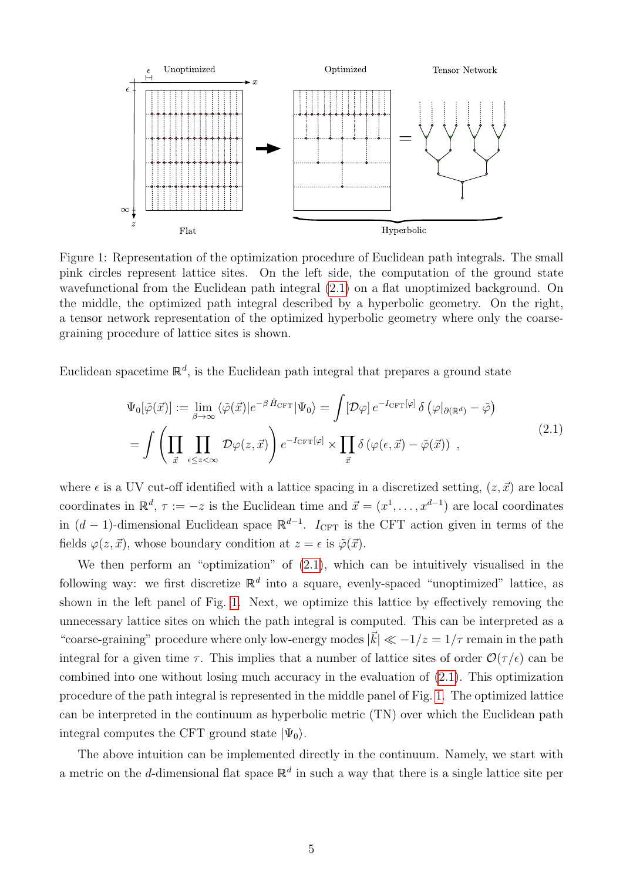Figure 1: Representation of the optimization procedure of Euclidean path integrals. The small pink circles represent lattice sites. On the left side, the computation of the ground state wavefunctional from the Euclidean path integral (2.1) on a flat unoptimized background. On the middle, the optimized path integral described by a hyperbolic geometry. On the right, a tensor network representation of the optimized hyperbolic geometry where only the coarse-graining procedure of lattice sites is shown.

Euclidean spacetime $\mathbb{R}^d$, is the Euclidean path integral that prepares a ground state

$$
\begin{aligned}
\Psi_0[\tilde{\varphi}(\vec{x})] &:= \lim_{\beta\to\infty} \langle \tilde{\varphi}(\vec{x})| e^{-\beta \hat{H}_{\mathrm{CFT}}} |\Psi_0\rangle = \int [\mathcal{D}\varphi]\, e^{-I_{\mathrm{CFT}}[\varphi]}\, \delta\left(\varphi|_{\partial(\mathbb{R}^d)} - \tilde{\varphi}\right) \\
&= \int \left( \prod_{\vec{x}} \prod_{\epsilon \le z < \infty} \mathcal{D}\varphi(z,\vec{x}) \right) e^{-I_{\mathrm{CFT}}[\varphi]} \times \prod_{\vec{x}} \delta\left(\varphi(\epsilon,\vec{x}) - \tilde{\varphi}(\vec{x})\right) \,,
\end{aligned}
\tag{2.1}
$$

where $\epsilon$ is a UV cut-off identified with a lattice spacing in a discretized setting, $(z, \vec{x})$ are local coordinates in $\mathbb{R}^d$, $\tau := -z$ is the Euclidean time and $\vec{x} = (x^1, \ldots, x^{d-1})$ are local coordinates in $(d-1)$-dimensional Euclidean space $\mathbb{R}^{d-1}$. $I_{\mathrm{CFT}}$ is the CFT action given in terms of the fields $\varphi(z, \vec{x})$, whose boundary condition at $z = \epsilon$ is $\tilde{\varphi}(\vec{x})$.

We then perform an "optimization" of (2.1), which can be intuitively visualised in the following way: we first discretize $\mathbb{R}^d$ into a square, evenly-spaced "unoptimized" lattice, as shown in the left panel of Fig. 1. Next, we optimize this lattice by effectively removing the unnecessary lattice sites on which the path integral is computed. This can be interpreted as a "coarse-graining" procedure where only low-energy modes $|\vec{k}| \ll -1/z = 1/\tau$ remain in the path integral for a given time $\tau$. This implies that a number of lattice sites of order $\mathcal{O}(\tau/\epsilon)$ can be combined into one without losing much accuracy in the evaluation of (2.1). This optimization procedure of the path integral is represented in the middle panel of Fig. 1. The optimized lattice can be interpreted in the continuum as hyperbolic metric (TN) over which the Euclidean path integral computes the CFT ground state $|\Psi_0\rangle$.

The above intuition can be implemented directly in the continuum. Namely, we start with a metric on the $d$-dimensional flat space $\mathbb{R}^d$ in such a way that there is a single lattice site per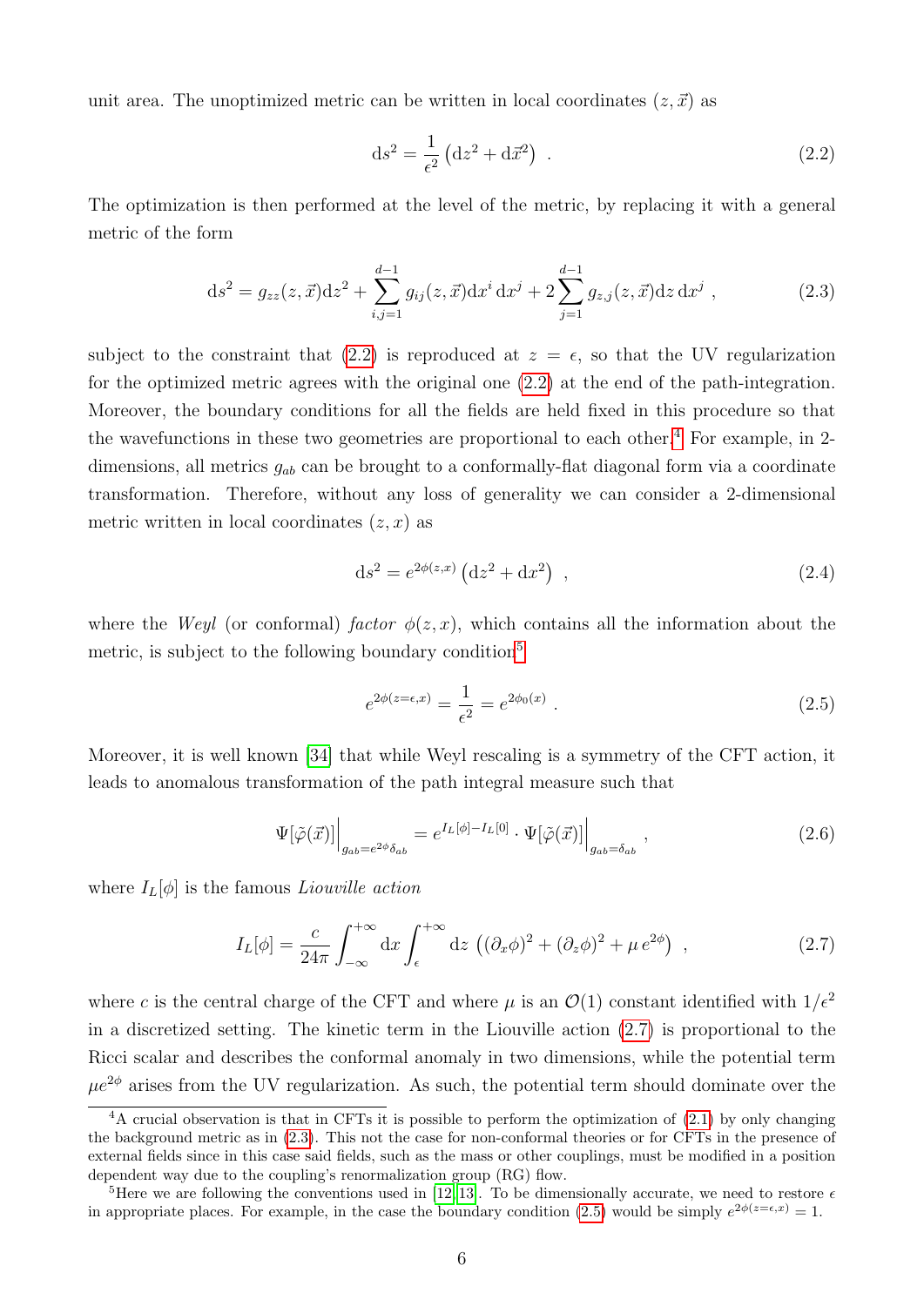unit area. The unoptimized metric can be written in local coordinates $(z, \vec{x})$ as

$$\mathrm{d}s^2 = \frac{1}{\epsilon^2}\left(\mathrm{d}z^2 + \mathrm{d}\vec{x}^2\right) \ . \tag{2.2}$$

The optimization is then performed at the level of the metric, by replacing it with a general metric of the form

$$\mathrm{d}s^2 = g_{zz}(z,\vec{x})\mathrm{d}z^2 + \sum_{i,j=1}^{d-1} g_{ij}(z,\vec{x})\mathrm{d}x^i\,\mathrm{d}x^j + 2\sum_{j=1}^{d-1} g_{z,j}(z,\vec{x})\mathrm{d}z\,\mathrm{d}x^j \ , \tag{2.3}$$

subject to the constraint that (2.2) is reproduced at $z = \epsilon$, so that the UV regularization for the optimized metric agrees with the original one (2.2) at the end of the path-integration. Moreover, the boundary conditions for all the fields are held fixed in this procedure so that the wavefunctions in these two geometries are proportional to each other.[4] For example, in 2-dimensions, all metrics $g_{ab}$ can be brought to a conformally-flat diagonal form via a coordinate transformation. Therefore, without any loss of generality we can consider a 2-dimensional metric written in local coordinates $(z, x)$ as

$$\mathrm{d}s^2 = e^{2\phi(z,x)}\left(\mathrm{d}z^2 + \mathrm{d}x^2\right) \ , \tag{2.4}$$

where the *Weyl* (or conformal) *factor* $\phi(z, x)$, which contains all the information about the metric, is subject to the following boundary condition[5]

$$e^{2\phi(z=\epsilon,x)} = \frac{1}{\epsilon^2} = e^{2\phi_0(x)} \ . \tag{2.5}$$

Moreover, it is well known [34] that while Weyl rescaling is a symmetry of the CFT action, it leads to anomalous transformation of the path integral measure such that

$$\Psi[\tilde{\varphi}(\vec{x})]\Big|_{g_{ab}=e^{2\phi}\delta_{ab}} = e^{I_L[\phi]-I_L[0]}\cdot\Psi[\tilde{\varphi}(\vec{x})]\Big|_{g_{ab}=\delta_{ab}} \ , \tag{2.6}$$

where $I_L[\phi]$ is the famous *Liouville action*

$$I_L[\phi] = \frac{c}{24\pi}\int_{-\infty}^{+\infty}\mathrm{d}x\int_{\epsilon}^{+\infty}\mathrm{d}z\,\left((\partial_x\phi)^2 + (\partial_z\phi)^2 + \mu\, e^{2\phi}\right) \ , \tag{2.7}$$

where $c$ is the central charge of the CFT and where $\mu$ is an $\mathcal{O}(1)$ constant identified with $1/\epsilon^2$ in a discretized setting. The kinetic term in the Liouville action (2.7) is proportional to the Ricci scalar and describes the conformal anomaly in two dimensions, while the potential term $\mu e^{2\phi}$ arises from the UV regularization. As such, the potential term should dominate over the

[4] A crucial observation is that in CFTs it is possible to perform the optimization of (2.1) by only changing the background metric as in (2.3). This not the case for non-conformal theories or for CFTs in the presence of external fields since in this case said fields, such as the mass or other couplings, must be modified in a position dependent way due to the coupling's renormalization group (RG) flow.

[5] Here we are following the conventions used in [12, 13]. To be dimensionally accurate, we need to restore $\epsilon$ in appropriate places. For example, in the case the boundary condition (2.5) would be simply $e^{2\phi(z=\epsilon,x)} = 1$.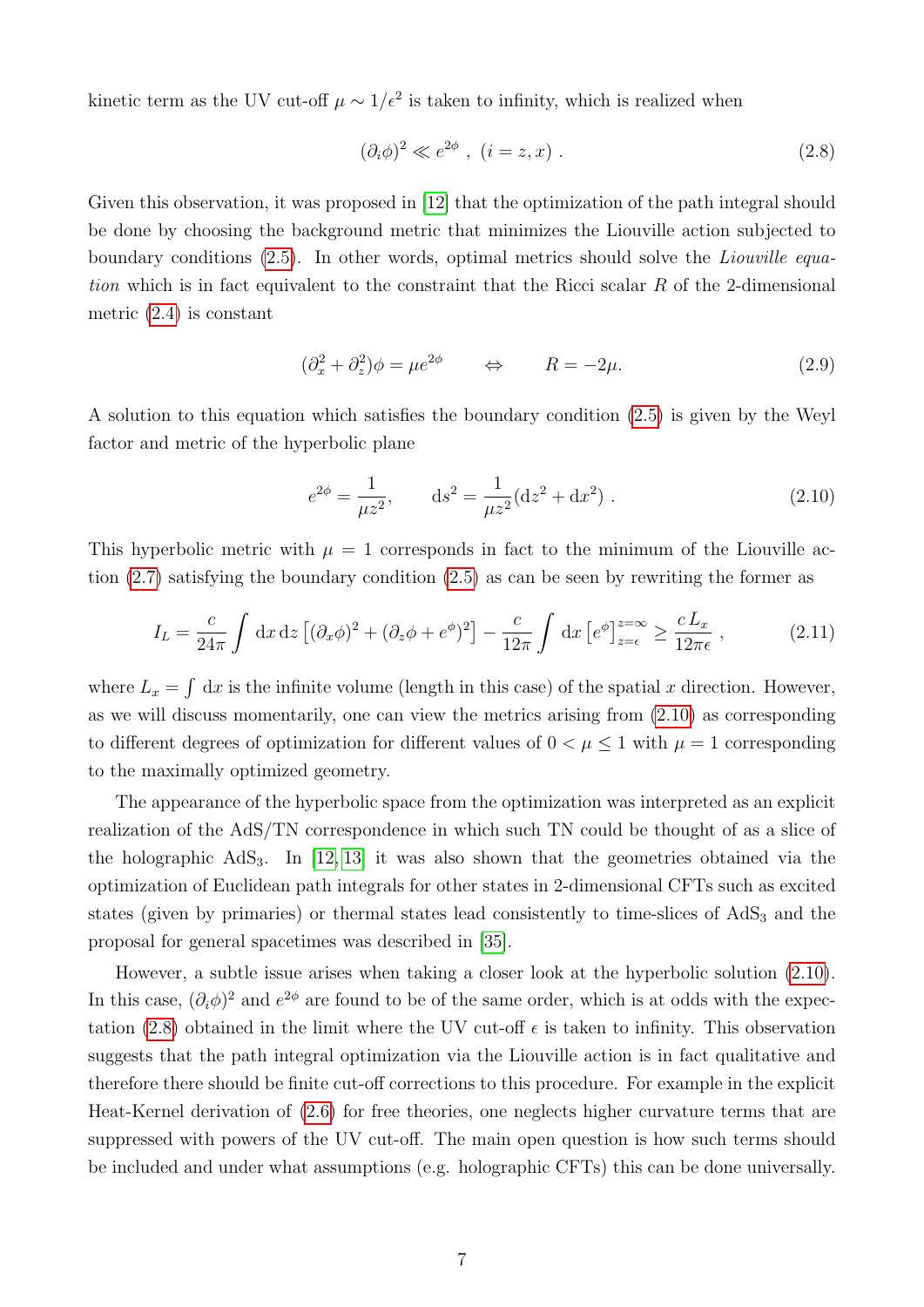kinetic term as the UV cut-off $\mu \sim 1/\epsilon^2$ is taken to infinity, which is realized when

$$(\partial_i \phi)^2 \ll e^{2\phi} \ , \ (i = z, x) \ . \tag{2.8}$$

Given this observation, it was proposed in [12] that the optimization of the path integral should be done by choosing the background metric that minimizes the Liouville action subjected to boundary conditions (2.5). In other words, optimal metrics should solve the *Liouville equation* which is in fact equivalent to the constraint that the Ricci scalar $R$ of the 2-dimensional metric (2.4) is constant

$$(\partial_x^2 + \partial_z^2)\phi = \mu e^{2\phi} \qquad \Leftrightarrow \qquad R = -2\mu. \tag{2.9}$$

A solution to this equation which satisfies the boundary condition (2.5) is given by the Weyl factor and metric of the hyperbolic plane

$$e^{2\phi} = \frac{1}{\mu z^2}, \qquad \mathrm{d}s^2 = \frac{1}{\mu z^2}(\mathrm{d}z^2 + \mathrm{d}x^2) \ . \tag{2.10}$$

This hyperbolic metric with $\mu = 1$ corresponds in fact to the minimum of the Liouville action (2.7) satisfying the boundary condition (2.5) as can be seen by rewriting the former as

$$I_L = \frac{c}{24\pi} \int \mathrm{d}x \, \mathrm{d}z \left[ (\partial_x \phi)^2 + (\partial_z \phi + e^{\phi})^2 \right] - \frac{c}{12\pi} \int \mathrm{d}x \left[ e^{\phi} \right]_{z=\epsilon}^{z=\infty} \geq \frac{c \, L_x}{12\pi\epsilon} \ , \tag{2.11}$$

where $L_x = \int \mathrm{d}x$ is the infinite volume (length in this case) of the spatial $x$ direction. However, as we will discuss momentarily, one can view the metrics arising from (2.10) as corresponding to different degrees of optimization for different values of $0 < \mu \leq 1$ with $\mu = 1$ corresponding to the maximally optimized geometry.

The appearance of the hyperbolic space from the optimization was interpreted as an explicit realization of the AdS/TN correspondence in which such TN could be thought of as a slice of the holographic AdS$_3$. In [12, 13] it was also shown that the geometries obtained via the optimization of Euclidean path integrals for other states in 2-dimensional CFTs such as excited states (given by primaries) or thermal states lead consistently to time-slices of AdS$_3$ and the proposal for general spacetimes was described in [35].

However, a subtle issue arises when taking a closer look at the hyperbolic solution (2.10). In this case, $(\partial_i \phi)^2$ and $e^{2\phi}$ are found to be of the same order, which is at odds with the expectation (2.8) obtained in the limit where the UV cut-off $\epsilon$ is taken to infinity. This observation suggests that the path integral optimization via the Liouville action is in fact qualitative and therefore there should be finite cut-off corrections to this procedure. For example in the explicit Heat-Kernel derivation of (2.6) for free theories, one neglects higher curvature terms that are suppressed with powers of the UV cut-off. The main open question is how such terms should be included and under what assumptions (e.g. holographic CFTs) this can be done universally.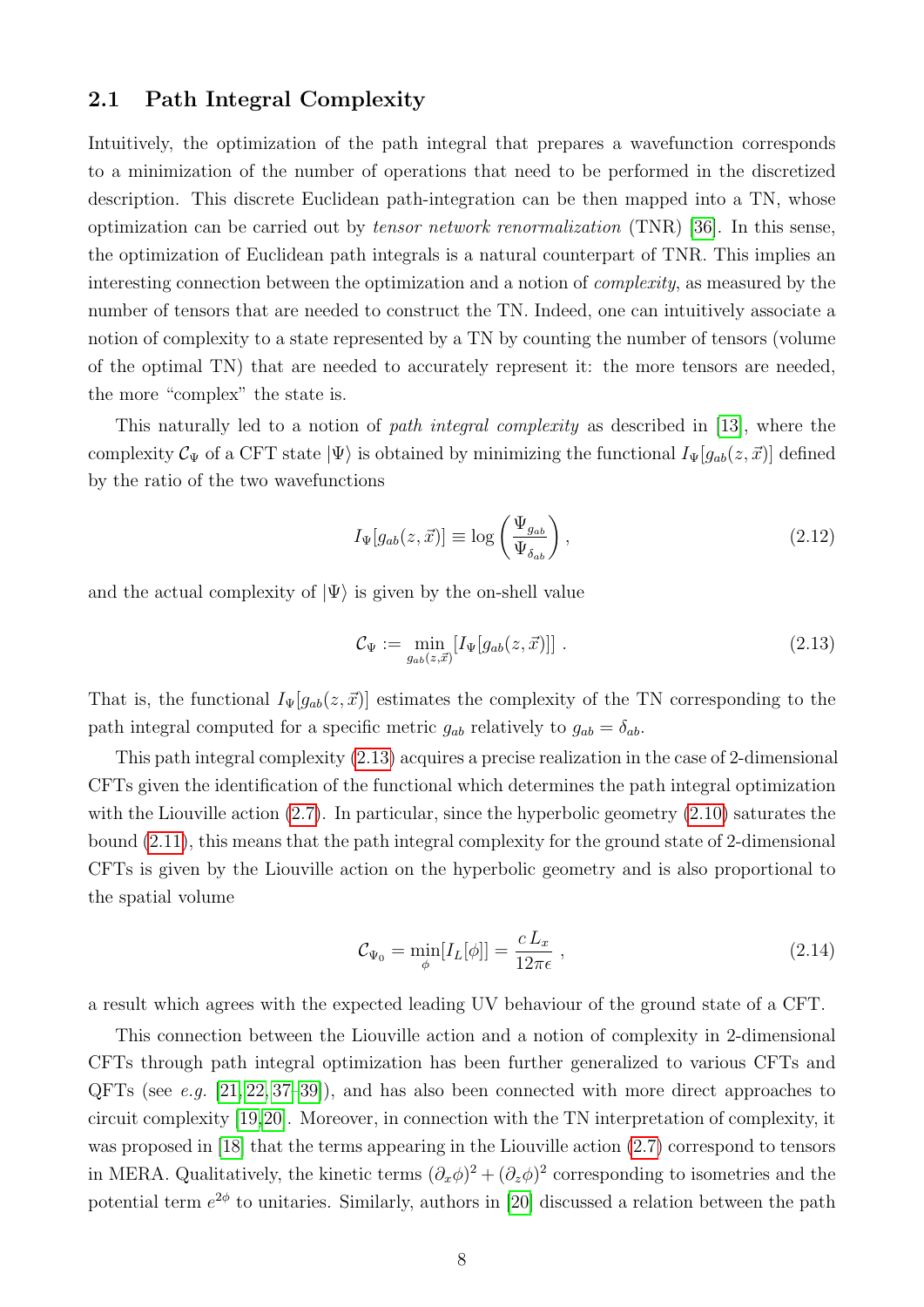### 2.1 Path Integral Complexity

Intuitively, the optimization of the path integral that prepares a wavefunction corresponds to a minimization of the number of operations that need to be performed in the discretized description. This discrete Euclidean path-integration can be then mapped into a TN, whose optimization can be carried out by *tensor network renormalization* (TNR) [36]. In this sense, the optimization of Euclidean path integrals is a natural counterpart of TNR. This implies an interesting connection between the optimization and a notion of *complexity*, as measured by the number of tensors that are needed to construct the TN. Indeed, one can intuitively associate a notion of complexity to a state represented by a TN by counting the number of tensors (volume of the optimal TN) that are needed to accurately represent it: the more tensors are needed, the more "complex" the state is.

This naturally led to a notion of *path integral complexity* as described in [13], where the complexity $\mathcal{C}_\Psi$ of a CFT state $|\Psi\rangle$ is obtained by minimizing the functional $I_\Psi[g_{ab}(z,\vec{x})]$ defined by the ratio of the two wavefunctions

$$I_\Psi[g_{ab}(z,\vec{x})] \equiv \log\left(\frac{\Psi_{g_{ab}}}{\Psi_{\delta_{ab}}}\right), \tag{2.12}$$

and the actual complexity of $|\Psi\rangle$ is given by the on-shell value

$$\mathcal{C}_\Psi := \min_{g_{ab}(z,\vec{x})}[I_\Psi[g_{ab}(z,\vec{x})]] \,. \tag{2.13}$$

That is, the functional $I_\Psi[g_{ab}(z,\vec{x})]$ estimates the complexity of the TN corresponding to the path integral computed for a specific metric $g_{ab}$ relatively to $g_{ab} = \delta_{ab}$.

This path integral complexity (2.13) acquires a precise realization in the case of 2-dimensional CFTs given the identification of the functional which determines the path integral optimization with the Liouville action (2.7). In particular, since the hyperbolic geometry (2.10) saturates the bound (2.11), this means that the path integral complexity for the ground state of 2-dimensional CFTs is given by the Liouville action on the hyperbolic geometry and is also proportional to the spatial volume

$$\mathcal{C}_{\Psi_0} = \min_\phi[I_L[\phi]] = \frac{c\,L_x}{12\pi\epsilon} \,, \tag{2.14}$$

a result which agrees with the expected leading UV behaviour of the ground state of a CFT.

This connection between the Liouville action and a notion of complexity in 2-dimensional CFTs through path integral optimization has been further generalized to various CFTs and QFTs (see *e.g.* [21,22,37–39]), and has also been connected with more direct approaches to circuit complexity [19,20]. Moreover, in connection with the TN interpretation of complexity, it was proposed in [18] that the terms appearing in the Liouville action (2.7) correspond to tensors in MERA. Qualitatively, the kinetic terms $(\partial_x\phi)^2 + (\partial_z\phi)^2$ corresponding to isometries and the potential term $e^{2\phi}$ to unitaries. Similarly, authors in [20] discussed a relation between the path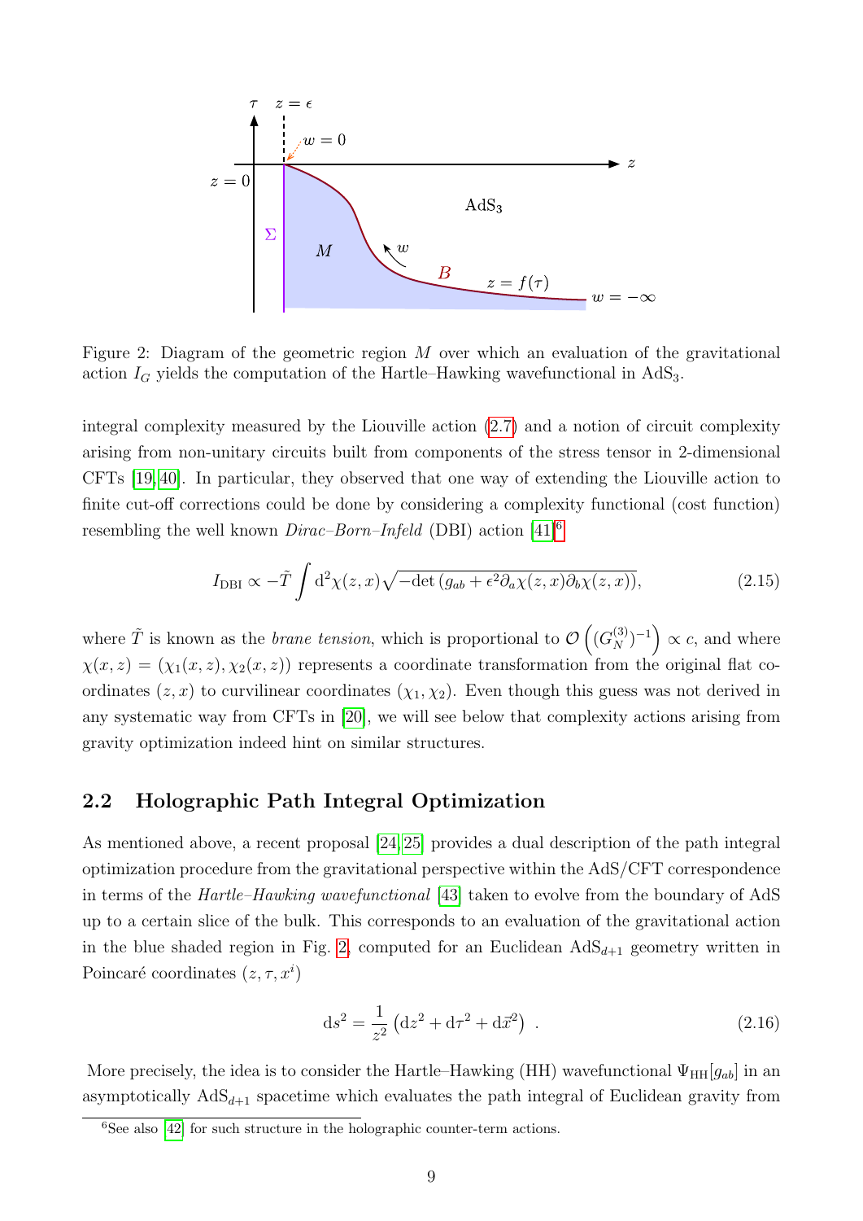Figure 2: Diagram of the geometric region $M$ over which an evaluation of the gravitational action $I_G$ yields the computation of the Hartle–Hawking wavefunctional in $\mathrm{AdS}_3$.

integral complexity measured by the Liouville action (2.7) and a notion of circuit complexity arising from non-unitary circuits built from components of the stress tensor in 2-dimensional CFTs [19,40]. In particular, they observed that one way of extending the Liouville action to finite cut-off corrections could be done by considering a complexity functional (cost function) resembling the well known *Dirac–Born–Infeld* (DBI) action [41][6]

$$I_{\mathrm{DBI}} \propto -\tilde{T}\int \mathrm{d}^2\chi(z,x)\sqrt{-\det\left(g_{ab}+\epsilon^2\partial_a\chi(z,x)\partial_b\chi(z,x)\right)}, \tag{2.15}$$

where $\tilde{T}$ is known as the *brane tension*, which is proportional to $\mathcal{O}\left((G_N^{(3)})^{-1}\right)\propto c$, and where $\chi(x,z)=(\chi_1(x,z),\chi_2(x,z))$ represents a coordinate transformation from the original flat coordinates $(z,x)$ to curvilinear coordinates $(\chi_1,\chi_2)$. Even though this guess was not derived in any systematic way from CFTs in [20], we will see below that complexity actions arising from gravity optimization indeed hint on similar structures.

## 2.2 Holographic Path Integral Optimization

As mentioned above, a recent proposal [24,25] provides a dual description of the path integral optimization procedure from the gravitational perspective within the AdS/CFT correspondence in terms of the *Hartle–Hawking wavefunctional* [43] taken to evolve from the boundary of AdS up to a certain slice of the bulk. This corresponds to an evaluation of the gravitational action in the blue shaded region in Fig. 2, computed for an Euclidean $\mathrm{AdS}_{d+1}$ geometry written in Poincaré coordinates $(z,\tau,x^i)$

$$\mathrm{d}s^2=\frac{1}{z^2}\left(\mathrm{d}z^2+\mathrm{d}\tau^2+\mathrm{d}\vec{x}^2\right)\ . \tag{2.16}$$

More precisely, the idea is to consider the Hartle–Hawking (HH) wavefunctional $\Psi_{\mathrm{HH}}[g_{ab}]$ in an asymptotically $\mathrm{AdS}_{d+1}$ spacetime which evaluates the path integral of Euclidean gravity from

[6] See also [42] for such structure in the holographic counter-term actions.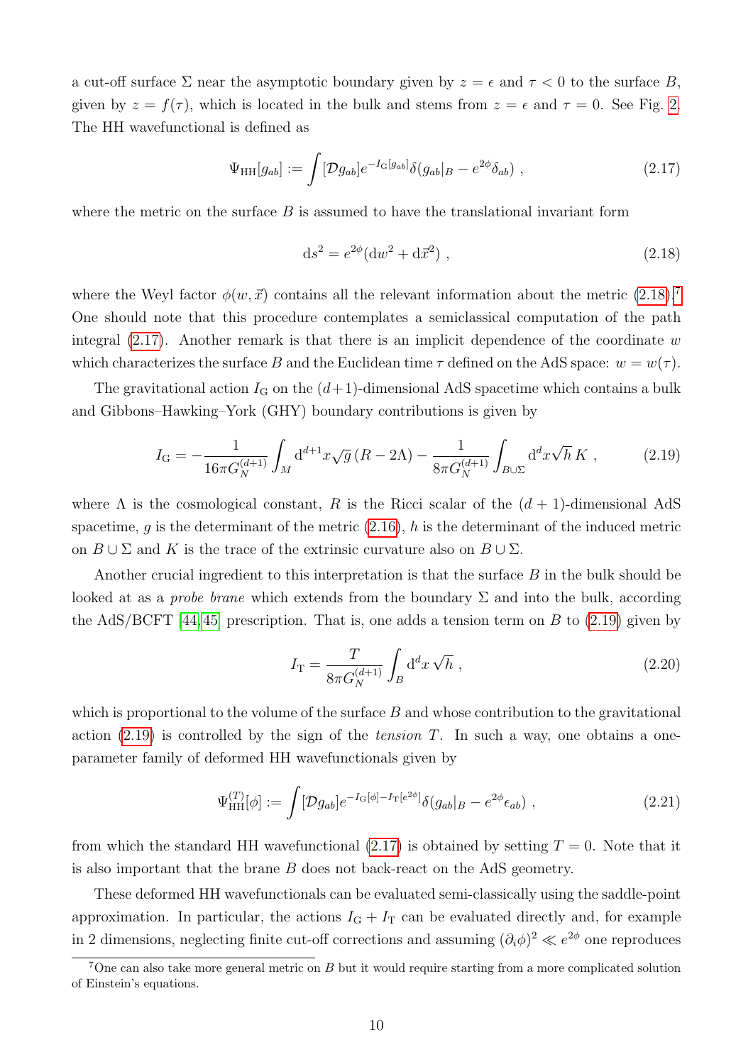a cut-off surface $\Sigma$ near the asymptotic boundary given by $z = \epsilon$ and $\tau < 0$ to the surface $B$, given by $z = f(\tau)$, which is located in the bulk and stems from $z = \epsilon$ and $\tau = 0$. See Fig. 2. The HH wavefunctional is defined as

$$\Psi_{\rm HH}[g_{ab}] := \int [\mathcal{D}g_{ab}] e^{-I_{\rm G}[g_{ab}]} \delta(g_{ab}|_B - e^{2\phi}\delta_{ab}) \ , \tag{2.17}$$

where the metric on the surface $B$ is assumed to have the translational invariant form

$$\mathrm{d}s^2 = e^{2\phi}(\mathrm{d}w^2 + \mathrm{d}\vec{x}^2) \ , \tag{2.18}$$

where the Weyl factor $\phi(w, \vec{x})$ contains all the relevant information about the metric (2.18).[7] One should note that this procedure contemplates a semiclassical computation of the path integral (2.17). Another remark is that there is an implicit dependence of the coordinate $w$ which characterizes the surface $B$ and the Euclidean time $\tau$ defined on the AdS space: $w = w(\tau)$.

The gravitational action $I_{\rm G}$ on the $(d+1)$-dimensional AdS spacetime which contains a bulk and Gibbons–Hawking–York (GHY) boundary contributions is given by

$$I_{\rm G} = -\frac{1}{16\pi G_N^{(d+1)}} \int_M \mathrm{d}^{d+1}x\sqrt{g}\,(R - 2\Lambda) - \frac{1}{8\pi G_N^{(d+1)}} \int_{B\cup\Sigma} \mathrm{d}^d x\sqrt{h}\, K \ , \tag{2.19}$$

where $\Lambda$ is the cosmological constant, $R$ is the Ricci scalar of the $(d+1)$-dimensional AdS spacetime, $g$ is the determinant of the metric (2.16), $h$ is the determinant of the induced metric on $B \cup \Sigma$ and $K$ is the trace of the extrinsic curvature also on $B \cup \Sigma$.

Another crucial ingredient to this interpretation is that the surface $B$ in the bulk should be looked at as a *probe brane* which extends from the boundary $\Sigma$ and into the bulk, according the AdS/BCFT [44,45] prescription. That is, one adds a tension term on $B$ to (2.19) given by

$$I_{\rm T} = \frac{T}{8\pi G_N^{(d+1)}} \int_B \mathrm{d}^d x\, \sqrt{h} \ , \tag{2.20}$$

which is proportional to the volume of the surface $B$ and whose contribution to the gravitational action (2.19) is controlled by the sign of the *tension* $T$. In such a way, one obtains a one-parameter family of deformed HH wavefunctionals given by

$$\Psi_{\rm HH}^{(T)}[\phi] := \int [\mathcal{D}g_{ab}] e^{-I_{\rm G}[\phi] - I_{\rm T}[e^{2\phi}]} \delta(g_{ab}|_B - e^{2\phi}\epsilon_{ab}) \ , \tag{2.21}$$

from which the standard HH wavefunctional (2.17) is obtained by setting $T = 0$. Note that it is also important that the brane $B$ does not back-react on the AdS geometry.

These deformed HH wavefunctionals can be evaluated semi-classically using the saddle-point approximation. In particular, the actions $I_{\rm G} + I_{\rm T}$ can be evaluated directly and, for example in 2 dimensions, neglecting finite cut-off corrections and assuming $(\partial_i\phi)^2 \ll e^{2\phi}$ one reproduces

[7] One can also take more general metric on $B$ but it would require starting from a more complicated solution of Einstein's equations.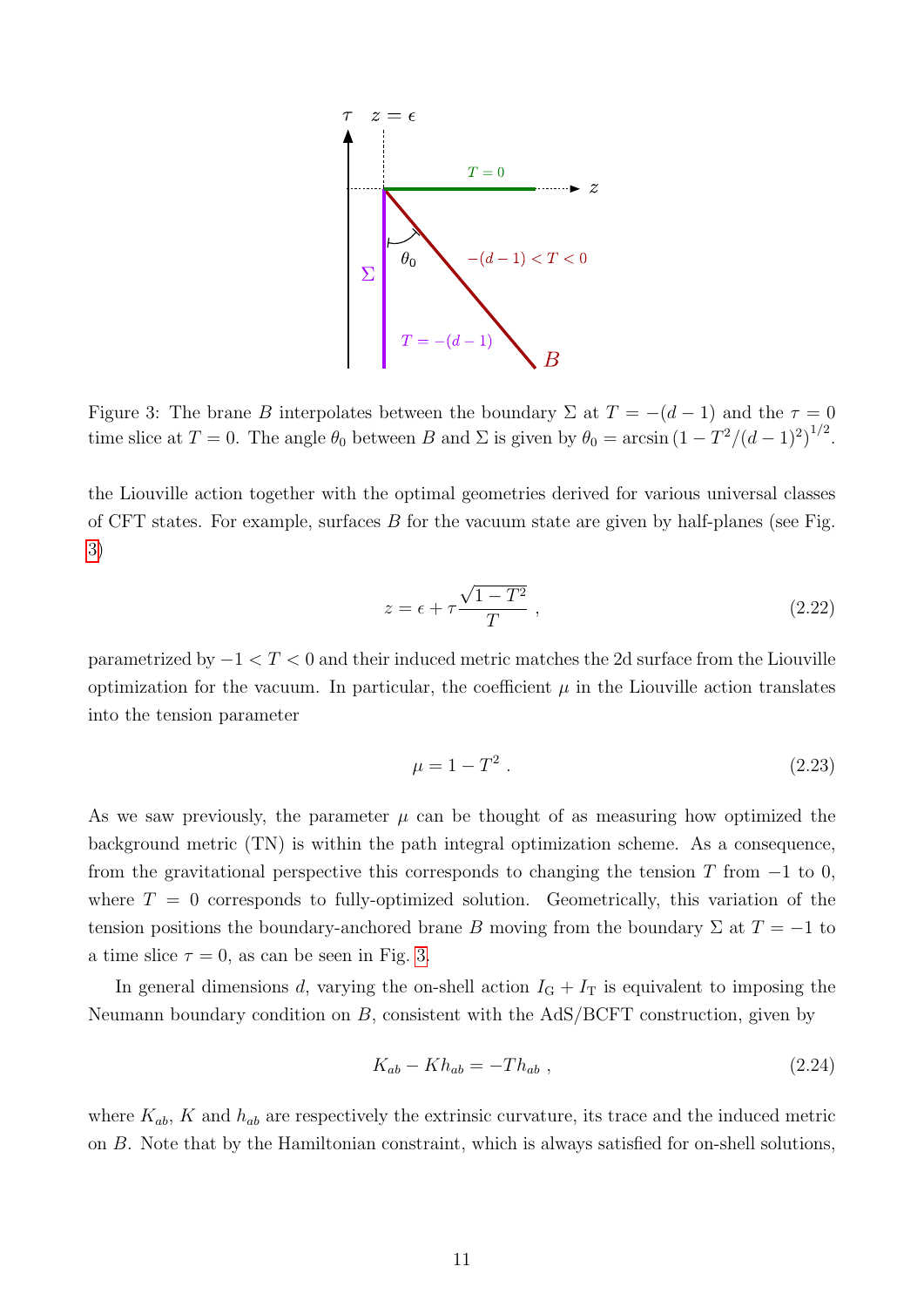Figure 3: The brane $B$ interpolates between the boundary $\Sigma$ at $T = -(d-1)$ and the $\tau = 0$ time slice at $T = 0$. The angle $\theta_0$ between $B$ and $\Sigma$ is given by $\theta_0 = \arcsin\left(1 - T^2/(d-1)^2\right)^{1/2}$.

the Liouville action together with the optimal geometries derived for various universal classes of CFT states. For example, surfaces $B$ for the vacuum state are given by half-planes (see Fig. 3)

$$z = \epsilon + \tau \frac{\sqrt{1-T^2}}{T} \; , \tag{2.22}$$

parametrized by $-1 < T < 0$ and their induced metric matches the 2d surface from the Liouville optimization for the vacuum. In particular, the coefficient $\mu$ in the Liouville action translates into the tension parameter

$$\mu = 1 - T^2 \; . \tag{2.23}$$

As we saw previously, the parameter $\mu$ can be thought of as measuring how optimized the background metric (TN) is within the path integral optimization scheme. As a consequence, from the gravitational perspective this corresponds to changing the tension $T$ from $-1$ to $0$, where $T = 0$ corresponds to fully-optimized solution. Geometrically, this variation of the tension positions the boundary-anchored brane $B$ moving from the boundary $\Sigma$ at $T = -1$ to a time slice $\tau = 0$, as can be seen in Fig. 3.

In general dimensions $d$, varying the on-shell action $I_{\mathrm{G}} + I_{\mathrm{T}}$ is equivalent to imposing the Neumann boundary condition on $B$, consistent with the AdS/BCFT construction, given by

$$K_{ab} - K h_{ab} = -T h_{ab} \; , \tag{2.24}$$

where $K_{ab}$, $K$ and $h_{ab}$ are respectively the extrinsic curvature, its trace and the induced metric on $B$. Note that by the Hamiltonian constraint, which is always satisfied for on-shell solutions,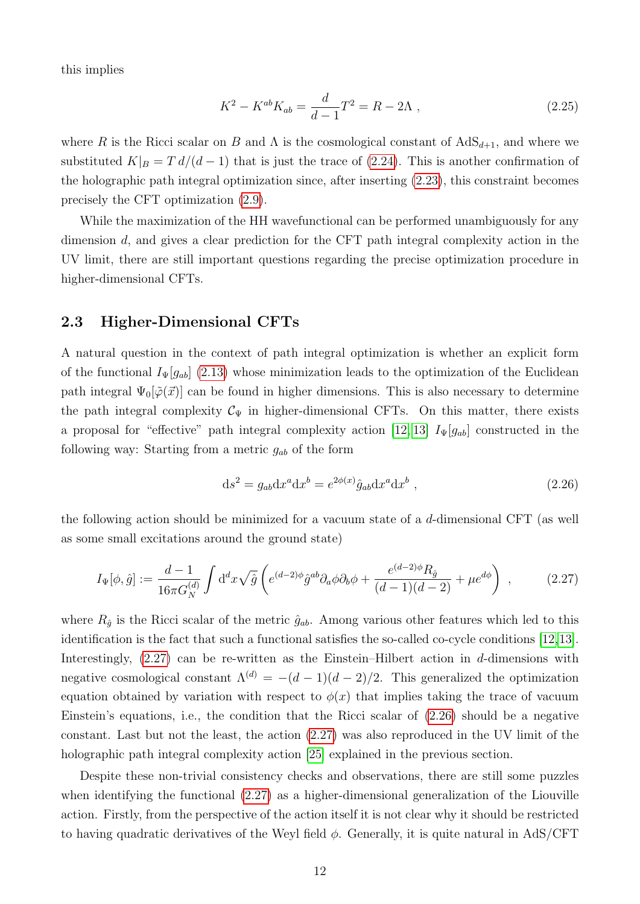this implies

$$K^2 - K^{ab}K_{ab} = \frac{d}{d-1}T^2 = R - 2\Lambda \ , \tag{2.25}$$

where $R$ is the Ricci scalar on $B$ and $\Lambda$ is the cosmological constant of AdS$_{d+1}$, and where we substituted $K|_B = T\,d/(d-1)$ that is just the trace of (2.24). This is another confirmation of the holographic path integral optimization since, after inserting (2.23), this constraint becomes precisely the CFT optimization (2.9).

While the maximization of the HH wavefunctional can be performed unambiguously for any dimension $d$, and gives a clear prediction for the CFT path integral complexity action in the UV limit, there are still important questions regarding the precise optimization procedure in higher-dimensional CFTs.

### 2.3 Higher-Dimensional CFTs

A natural question in the context of path integral optimization is whether an explicit form of the functional $I_\Psi[g_{ab}]$ (2.13) whose minimization leads to the optimization of the Euclidean path integral $\Psi_0[\tilde{\varphi}(\vec{x})]$ can be found in higher dimensions. This is also necessary to determine the path integral complexity $\mathcal{C}_\Psi$ in higher-dimensional CFTs. On this matter, there exists a proposal for "effective" path integral complexity action [12, 13] $I_\Psi[g_{ab}]$ constructed in the following way: Starting from a metric $g_{ab}$ of the form

$$\mathrm{d}s^2 = g_{ab}\mathrm{d}x^a\mathrm{d}x^b = e^{2\phi(x)}\hat{g}_{ab}\mathrm{d}x^a\mathrm{d}x^b \ , \tag{2.26}$$

the following action should be minimized for a vacuum state of a $d$-dimensional CFT (as well as some small excitations around the ground state)

$$I_\Psi[\phi, \hat{g}] := \frac{d-1}{16\pi G_N^{(d)}}\int \mathrm{d}^d x\sqrt{\hat{g}}\left(e^{(d-2)\phi}\hat{g}^{ab}\partial_a\phi\partial_b\phi + \frac{e^{(d-2)\phi}R_{\hat{g}}}{(d-1)(d-2)} + \mu e^{d\phi}\right) \ , \tag{2.27}$$

where $R_{\hat{g}}$ is the Ricci scalar of the metric $\hat{g}_{ab}$. Among various other features which led to this identification is the fact that such a functional satisfies the so-called co-cycle conditions [12, 13]. Interestingly, (2.27) can be re-written as the Einstein–Hilbert action in $d$-dimensions with negative cosmological constant $\Lambda^{(d)} = -(d-1)(d-2)/2$. This generalized the optimization equation obtained by variation with respect to $\phi(x)$ that implies taking the trace of vacuum Einstein's equations, i.e., the condition that the Ricci scalar of (2.26) should be a negative constant. Last but not the least, the action (2.27) was also reproduced in the UV limit of the holographic path integral complexity action [25] explained in the previous section.

Despite these non-trivial consistency checks and observations, there are still some puzzles when identifying the functional (2.27) as a higher-dimensional generalization of the Liouville action. Firstly, from the perspective of the action itself it is not clear why it should be restricted to having quadratic derivatives of the Weyl field $\phi$. Generally, it is quite natural in AdS/CFT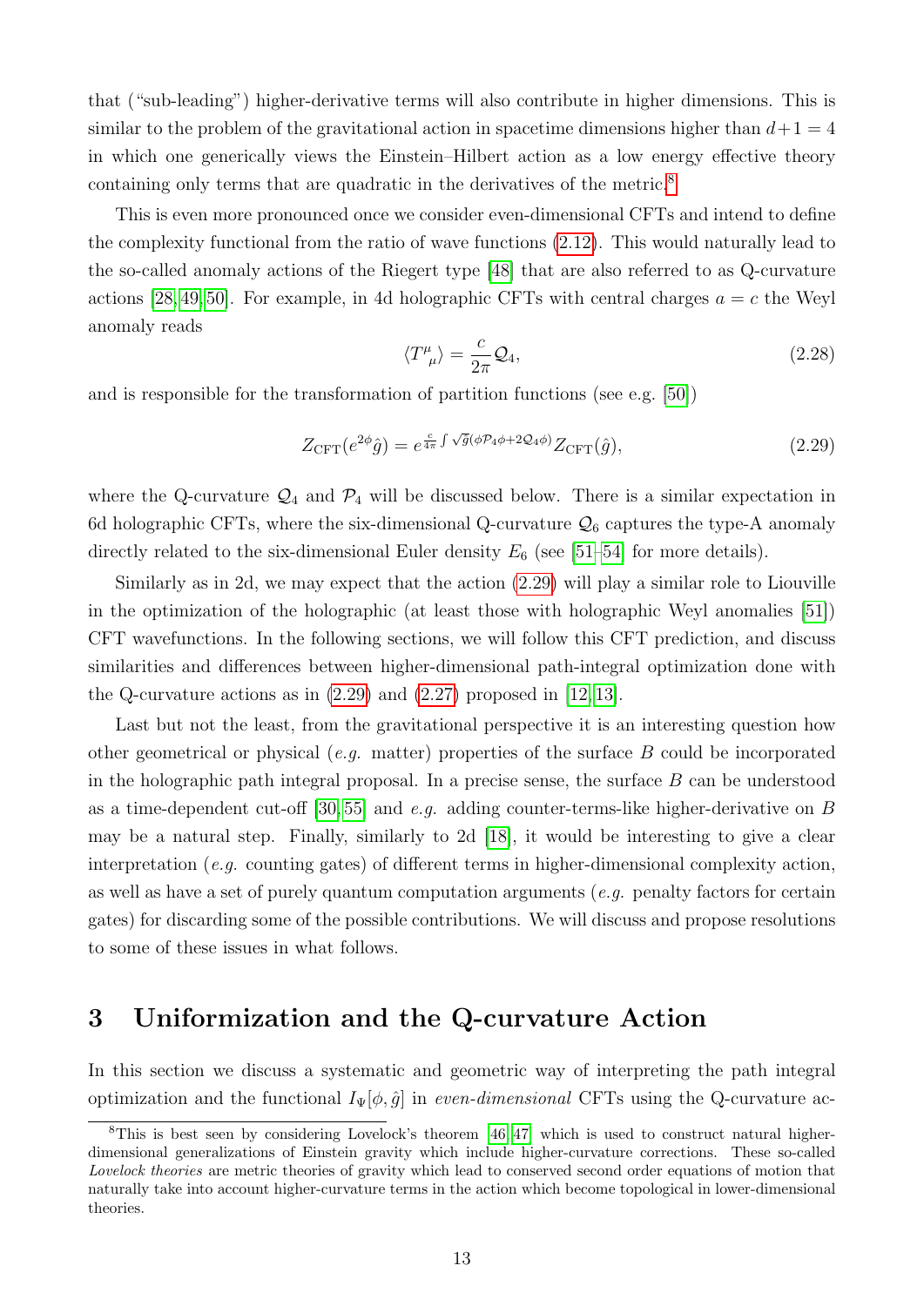that ("sub-leading") higher-derivative terms will also contribute in higher dimensions. This is similar to the problem of the gravitational action in spacetime dimensions higher than $d+1=4$ in which one generically views the Einstein–Hilbert action as a low energy effective theory containing only terms that are quadratic in the derivatives of the metric.[8]

This is even more pronounced once we consider even-dimensional CFTs and intend to define the complexity functional from the ratio of wave functions (2.12). This would naturally lead to the so-called anomaly actions of the Riegert type [48] that are also referred to as Q-curvature actions [28, 49, 50]. For example, in 4d holographic CFTs with central charges $a=c$ the Weyl anomaly reads

$$\langle T^{\mu}{}_{\mu} \rangle = \frac{c}{2\pi} \mathcal{Q}_4, \tag{2.28}$$

and is responsible for the transformation of partition functions (see e.g. [50])

$$Z_{\text{CFT}}(e^{2\phi}\hat{g}) = e^{\frac{c}{4\pi}\int \sqrt{\hat{g}}(\phi \mathcal{P}_4 \phi + 2\mathcal{Q}_4 \phi)} Z_{\text{CFT}}(\hat{g}), \tag{2.29}$$

where the Q-curvature $\mathcal{Q}_4$ and $\mathcal{P}_4$ will be discussed below. There is a similar expectation in 6d holographic CFTs, where the six-dimensional Q-curvature $\mathcal{Q}_6$ captures the type-A anomaly directly related to the six-dimensional Euler density $E_6$ (see [51–54] for more details).

Similarly as in 2d, we may expect that the action (2.29) will play a similar role to Liouville in the optimization of the holographic (at least those with holographic Weyl anomalies [51]) CFT wavefunctions. In the following sections, we will follow this CFT prediction, and discuss similarities and differences between higher-dimensional path-integral optimization done with the Q-curvature actions as in (2.29) and (2.27) proposed in [12, 13].

Last but not the least, from the gravitational perspective it is an interesting question how other geometrical or physical (*e.g.* matter) properties of the surface $B$ could be incorporated in the holographic path integral proposal. In a precise sense, the surface $B$ can be understood as a time-dependent cut-off [30, 55] and *e.g.* adding counter-terms-like higher-derivative on $B$ may be a natural step. Finally, similarly to 2d [18], it would be interesting to give a clear interpretation (*e.g.* counting gates) of different terms in higher-dimensional complexity action, as well as have a set of purely quantum computation arguments (*e.g.* penalty factors for certain gates) for discarding some of the possible contributions. We will discuss and propose resolutions to some of these issues in what follows.

# 3 Uniformization and the Q-curvature Action

In this section we discuss a systematic and geometric way of interpreting the path integral optimization and the functional $I_{\Psi}[\phi, \hat{g}]$ in *even-dimensional* CFTs using the Q-curvature ac-

---

[8] This is best seen by considering Lovelock's theorem [46, 47] which is used to construct natural higher-dimensional generalizations of Einstein gravity which include higher-curvature corrections. These so-called *Lovelock theories* are metric theories of gravity which lead to conserved second order equations of motion that naturally take into account higher-curvature terms in the action which become topological in lower-dimensional theories.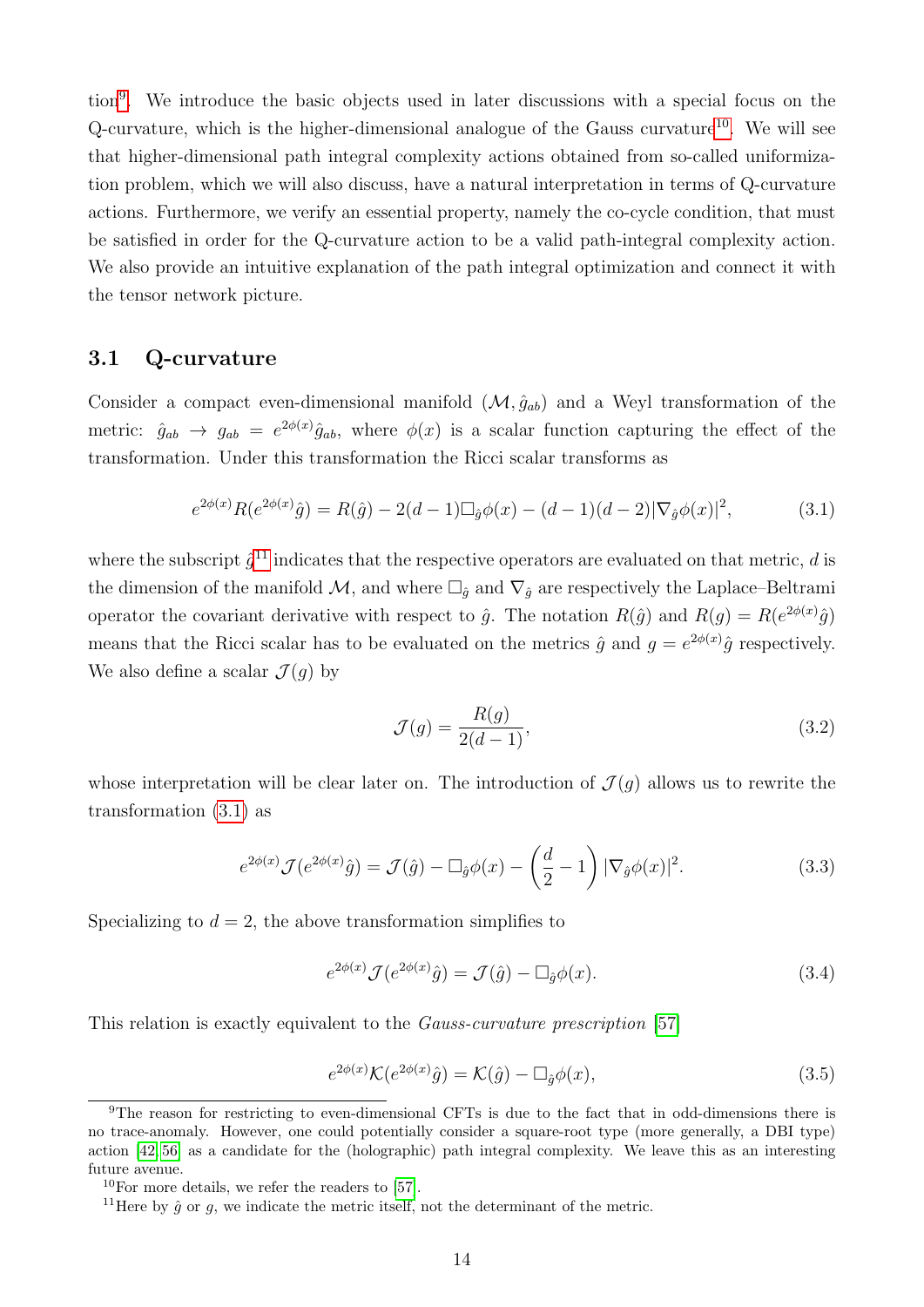tion[9]. We introduce the basic objects used in later discussions with a special focus on the Q-curvature, which is the higher-dimensional analogue of the Gauss curvature[10]. We will see that higher-dimensional path integral complexity actions obtained from so-called uniformization problem, which we will also discuss, have a natural interpretation in terms of Q-curvature actions. Furthermore, we verify an essential property, namely the co-cycle condition, that must be satisfied in order for the Q-curvature action to be a valid path-integral complexity action. We also provide an intuitive explanation of the path integral optimization and connect it with the tensor network picture.

### 3.1 Q-curvature

Consider a compact even-dimensional manifold $(\mathcal{M}, \hat{g}_{ab})$ and a Weyl transformation of the metric: $\hat{g}_{ab} \to g_{ab} = e^{2\phi(x)}\hat{g}_{ab}$, where $\phi(x)$ is a scalar function capturing the effect of the transformation. Under this transformation the Ricci scalar transforms as

$$e^{2\phi(x)} R(e^{2\phi(x)}\hat{g}) = R(\hat{g}) - 2(d-1)\Box_{\hat{g}}\phi(x) - (d-1)(d-2)|\nabla_{\hat{g}}\phi(x)|^2, \tag{3.1}$$

where the subscript $\hat{g}$[11] indicates that the respective operators are evaluated on that metric, $d$ is the dimension of the manifold $\mathcal{M}$, and where $\Box_{\hat{g}}$ and $\nabla_{\hat{g}}$ are respectively the Laplace–Beltrami operator the covariant derivative with respect to $\hat{g}$. The notation $R(\hat{g})$ and $R(g) = R(e^{2\phi(x)}\hat{g})$ means that the Ricci scalar has to be evaluated on the metrics $\hat{g}$ and $g = e^{2\phi(x)}\hat{g}$ respectively. We also define a scalar $\mathcal{J}(g)$ by

$$\mathcal{J}(g) = \frac{R(g)}{2(d-1)}, \tag{3.2}$$

whose interpretation will be clear later on. The introduction of $\mathcal{J}(g)$ allows us to rewrite the transformation (3.1) as

$$e^{2\phi(x)}\mathcal{J}(e^{2\phi(x)}\hat{g}) = \mathcal{J}(\hat{g}) - \Box_{\hat{g}}\phi(x) - \left(\frac{d}{2} - 1\right)|\nabla_{\hat{g}}\phi(x)|^2. \tag{3.3}$$

Specializing to $d = 2$, the above transformation simplifies to

$$e^{2\phi(x)}\mathcal{J}(e^{2\phi(x)}\hat{g}) = \mathcal{J}(\hat{g}) - \Box_{\hat{g}}\phi(x). \tag{3.4}$$

This relation is exactly equivalent to the *Gauss-curvature prescription* [57]

$$e^{2\phi(x)}\mathcal{K}(e^{2\phi(x)}\hat{g}) = \mathcal{K}(\hat{g}) - \Box_{\hat{g}}\phi(x), \tag{3.5}$$

---

[9] The reason for restricting to even-dimensional CFTs is due to the fact that in odd-dimensions there is no trace-anomaly. However, one could potentially consider a square-root type (more generally, a DBI type) action [42, 56] as a candidate for the (holographic) path integral complexity. We leave this as an interesting future avenue.

[10] For more details, we refer the readers to [57].

[11] Here by $\hat{g}$ or $g$, we indicate the metric itself, not the determinant of the metric.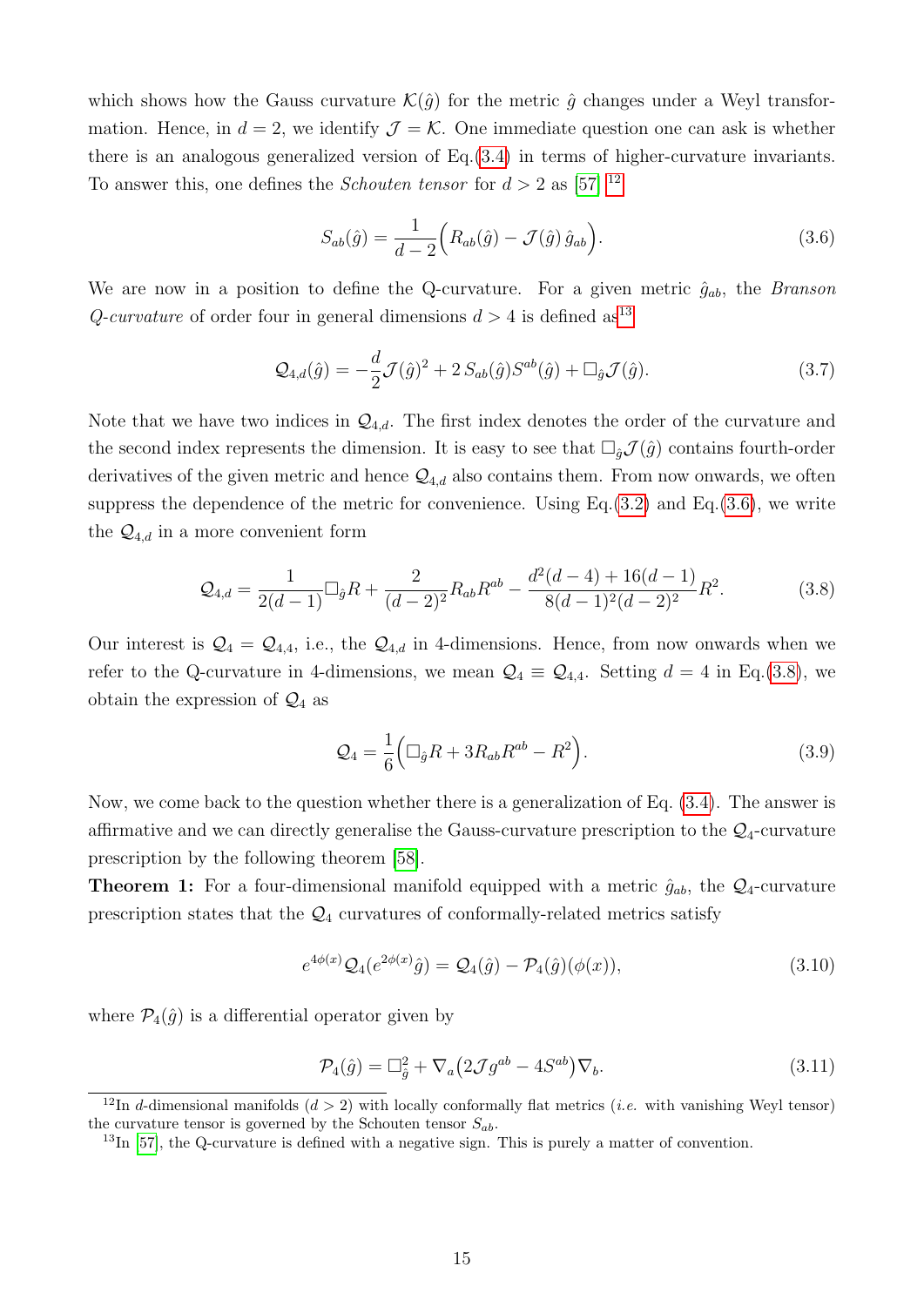which shows how the Gauss curvature $\mathcal{K}(\hat{g})$ for the metric $\hat{g}$ changes under a Weyl transformation. Hence, in $d = 2$, we identify $\mathcal{J} = \mathcal{K}$. One immediate question one can ask is whether there is an analogous generalized version of Eq.(3.4) in terms of higher-curvature invariants. To answer this, one defines the *Schouten tensor* for $d > 2$ as [57] [12]

$$S_{ab}(\hat{g}) = \frac{1}{d-2}\Big(R_{ab}(\hat{g}) - \mathcal{J}(\hat{g})\,\hat{g}_{ab}\Big). \tag{3.6}$$

We are now in a position to define the Q-curvature. For a given metric $\hat{g}_{ab}$, the *Branson Q-curvature* of order four in general dimensions $d > 4$ is defined as[13]

$$\mathcal{Q}_{4,d}(\hat{g}) = -\frac{d}{2}\mathcal{J}(\hat{g})^2 + 2\,S_{ab}(\hat{g})S^{ab}(\hat{g}) + \Box_{\hat{g}}\mathcal{J}(\hat{g}). \tag{3.7}$$

Note that we have two indices in $\mathcal{Q}_{4,d}$. The first index denotes the order of the curvature and the second index represents the dimension. It is easy to see that $\Box_{\hat{g}}\mathcal{J}(\hat{g})$ contains fourth-order derivatives of the given metric and hence $\mathcal{Q}_{4,d}$ also contains them. From now onwards, we often suppress the dependence of the metric for convenience. Using Eq.(3.2) and Eq.(3.6), we write the $\mathcal{Q}_{4,d}$ in a more convenient form

$$\mathcal{Q}_{4,d} = \frac{1}{2(d-1)}\Box_{\hat{g}}R + \frac{2}{(d-2)^2}R_{ab}R^{ab} - \frac{d^2(d-4)+16(d-1)}{8(d-1)^2(d-2)^2}R^2. \tag{3.8}$$

Our interest is $\mathcal{Q}_4 = \mathcal{Q}_{4,4}$, i.e., the $\mathcal{Q}_{4,d}$ in 4-dimensions. Hence, from now onwards when we refer to the Q-curvature in 4-dimensions, we mean $\mathcal{Q}_4 \equiv \mathcal{Q}_{4,4}$. Setting $d = 4$ in Eq.(3.8), we obtain the expression of $\mathcal{Q}_4$ as

$$\mathcal{Q}_4 = \frac{1}{6}\Big(\Box_{\hat{g}}R + 3R_{ab}R^{ab} - R^2\Big). \tag{3.9}$$

Now, we come back to the question whether there is a generalization of Eq. (3.4). The answer is affirmative and we can directly generalise the Gauss-curvature prescription to the $\mathcal{Q}_4$-curvature prescription by the following theorem [58].

**Theorem 1:** For a four-dimensional manifold equipped with a metric $\hat{g}_{ab}$, the $\mathcal{Q}_4$-curvature prescription states that the $\mathcal{Q}_4$ curvatures of conformally-related metrics satisfy

$$e^{4\phi(x)}\mathcal{Q}_4(e^{2\phi(x)}\hat{g}) = \mathcal{Q}_4(\hat{g}) - \mathcal{P}_4(\hat{g})(\phi(x)), \tag{3.10}$$

where $\mathcal{P}_4(\hat{g})$ is a differential operator given by

$$\mathcal{P}_4(\hat{g}) = \Box^2_{\hat{g}} + \nabla_a\big(2\mathcal{J}g^{ab} - 4S^{ab}\big)\nabla_b. \tag{3.11}$$

[12] In $d$-dimensional manifolds ($d > 2$) with locally conformally flat metrics (*i.e.* with vanishing Weyl tensor) the curvature tensor is governed by the Schouten tensor $S_{ab}$.

[13] In [57], the Q-curvature is defined with a negative sign. This is purely a matter of convention.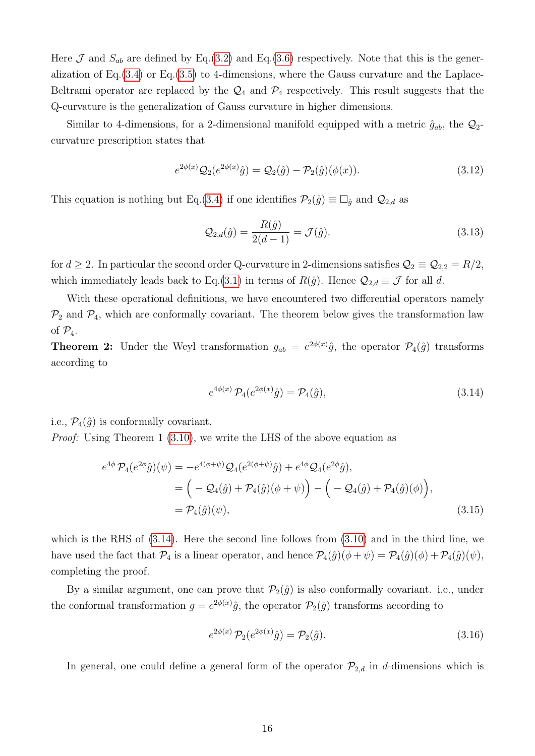Here $\mathcal{J}$ and $S_{ab}$ are defined by Eq.(3.2) and Eq.(3.6) respectively. Note that this is the generalization of Eq.(3.4) or Eq.(3.5) to 4-dimensions, where the Gauss curvature and the Laplace-Beltrami operator are replaced by the $\mathcal{Q}_4$ and $\mathcal{P}_4$ respectively. This result suggests that the Q-curvature is the generalization of Gauss curvature in higher dimensions.

Similar to 4-dimensions, for a 2-dimensional manifold equipped with a metric $\hat{g}_{ab}$, the $\mathcal{Q}_2$-curvature prescription states that

$$e^{2\phi(x)}\mathcal{Q}_2(e^{2\phi(x)}\hat{g}) = \mathcal{Q}_2(\hat{g}) - \mathcal{P}_2(\hat{g})(\phi(x)). \tag{3.12}$$

This equation is nothing but Eq.(3.4) if one identifies $\mathcal{P}_2(\hat{g}) \equiv \Box_{\hat{g}}$ and $\mathcal{Q}_{2,d}$ as

$$\mathcal{Q}_{2,d}(\hat{g}) = \frac{R(\hat{g})}{2(d-1)} = \mathcal{J}(\hat{g}). \tag{3.13}$$

for $d \geq 2$. In particular the second order Q-curvature in 2-dimensions satisfies $\mathcal{Q}_2 \equiv \mathcal{Q}_{2,2} = R/2$, which immediately leads back to Eq.(3.1) in terms of $R(\hat{g})$. Hence $\mathcal{Q}_{2,d} \equiv \mathcal{J}$ for all $d$.

With these operational definitions, we have encountered two differential operators namely $\mathcal{P}_2$ and $\mathcal{P}_4$, which are conformally covariant. The theorem below gives the transformation law of $\mathcal{P}_4$.

**Theorem 2:** Under the Weyl transformation $g_{ab} = e^{2\phi(x)}\hat{g}$, the operator $\mathcal{P}_4(\hat{g})$ transforms according to

$$e^{4\phi(x)}\,\mathcal{P}_4(e^{2\phi(x)}\hat{g}) = \mathcal{P}_4(\hat{g}), \tag{3.14}$$

i.e., $\mathcal{P}_4(\hat{g})$ is conformally covariant.

*Proof:* Using Theorem 1 (3.10), we write the LHS of the above equation as

$$\begin{aligned}
e^{4\phi}\,\mathcal{P}_4(e^{2\phi}\hat{g})(\psi) &= -e^{4(\phi+\psi)}\mathcal{Q}_4(e^{2(\phi+\psi)}\hat{g}) + e^{4\phi}\mathcal{Q}_4(e^{2\phi}\hat{g}), \\
&= \Big(-\mathcal{Q}_4(\hat{g}) + \mathcal{P}_4(\hat{g})(\phi+\psi)\Big) - \Big(-\mathcal{Q}_4(\hat{g}) + \mathcal{P}_4(\hat{g})(\phi)\Big), \\
&= \mathcal{P}_4(\hat{g})(\psi),
\end{aligned} \tag{3.15}$$

which is the RHS of (3.14). Here the second line follows from (3.10) and in the third line, we have used the fact that $\mathcal{P}_4$ is a linear operator, and hence $\mathcal{P}_4(\hat{g})(\phi+\psi) = \mathcal{P}_4(\hat{g})(\phi) + \mathcal{P}_4(\hat{g})(\psi)$, completing the proof.

By a similar argument, one can prove that $\mathcal{P}_2(\hat{g})$ is also conformally covariant. i.e., under the conformal transformation $g = e^{2\phi(x)}\hat{g}$, the operator $\mathcal{P}_2(\hat{g})$ transforms according to

$$e^{2\phi(x)}\,\mathcal{P}_2(e^{2\phi(x)}\hat{g}) = \mathcal{P}_2(\hat{g}). \tag{3.16}$$

In general, one could define a general form of the operator $\mathcal{P}_{2,d}$ in $d$-dimensions which is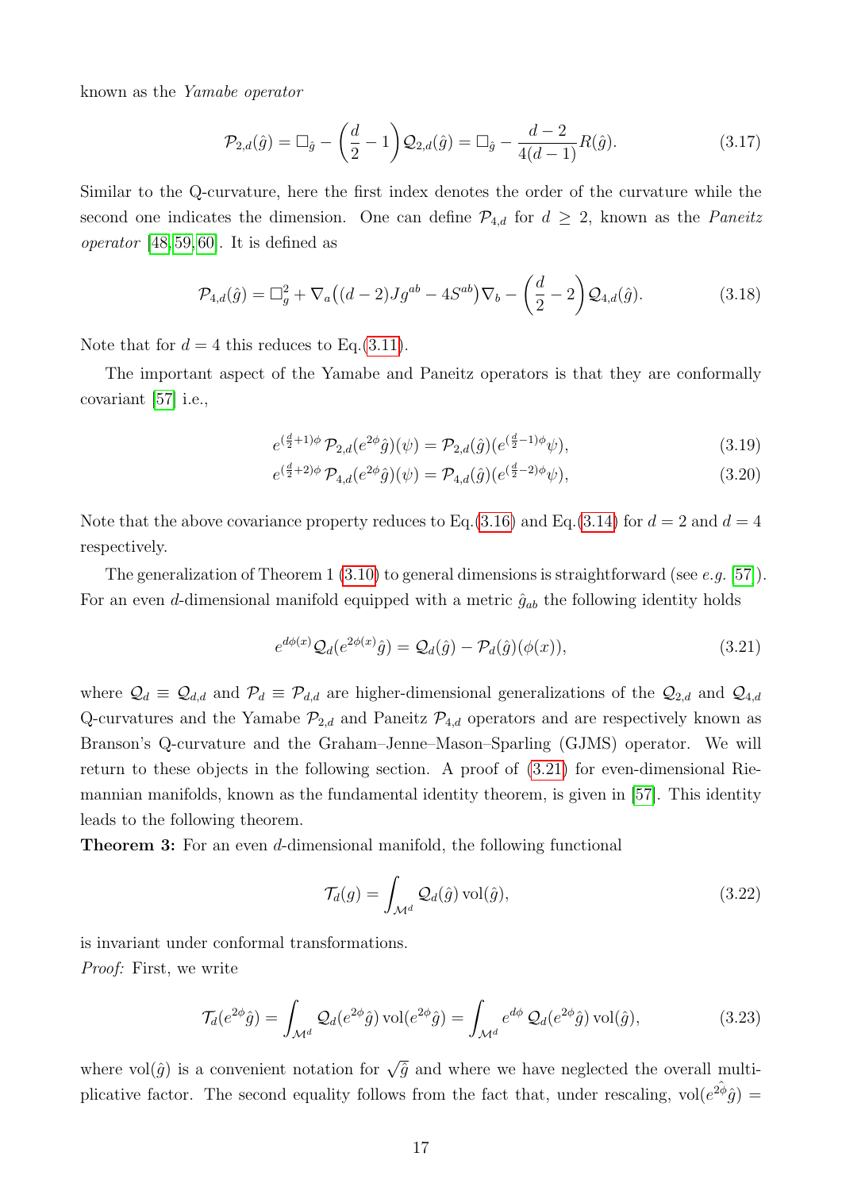known as the *Yamabe operator*

$$\mathcal{P}_{2,d}(\hat{g}) = \Box_{\hat{g}} - \left(\frac{d}{2} - 1\right)\mathcal{Q}_{2,d}(\hat{g}) = \Box_{\hat{g}} - \frac{d-2}{4(d-1)}R(\hat{g}). \tag{3.17}$$

Similar to the Q-curvature, here the first index denotes the order of the curvature while the second one indicates the dimension. One can define $\mathcal{P}_{4,d}$ for $d \geq 2$, known as the *Paneitz operator* [48, 59, 60]. It is defined as

$$\mathcal{P}_{4,d}(\hat{g}) = \Box_g^2 + \nabla_a\big((d-2)Jg^{ab} - 4S^{ab}\big)\nabla_b - \left(\frac{d}{2} - 2\right)\mathcal{Q}_{4,d}(\hat{g}). \tag{3.18}$$

Note that for $d = 4$ this reduces to Eq.(3.11).

The important aspect of the Yamabe and Paneitz operators is that they are conformally covariant [57] i.e.,

$$e^{(\frac{d}{2}+1)\phi}\,\mathcal{P}_{2,d}(e^{2\phi}\hat{g})(\psi) = \mathcal{P}_{2,d}(\hat{g})(e^{(\frac{d}{2}-1)\phi}\psi), \tag{3.19}$$

$$e^{(\frac{d}{2}+2)\phi}\,\mathcal{P}_{4,d}(e^{2\phi}\hat{g})(\psi) = \mathcal{P}_{4,d}(\hat{g})(e^{(\frac{d}{2}-2)\phi}\psi), \tag{3.20}$$

Note that the above covariance property reduces to Eq.(3.16) and Eq.(3.14) for $d = 2$ and $d = 4$ respectively.

The generalization of Theorem 1 (3.10) to general dimensions is straightforward (see *e.g.* [57]). For an even $d$-dimensional manifold equipped with a metric $\hat{g}_{ab}$ the following identity holds

$$e^{d\phi(x)}\mathcal{Q}_d(e^{2\phi(x)}\hat{g}) = \mathcal{Q}_d(\hat{g}) - \mathcal{P}_d(\hat{g})(\phi(x)), \tag{3.21}$$

where $\mathcal{Q}_d \equiv \mathcal{Q}_{d,d}$ and $\mathcal{P}_d \equiv \mathcal{P}_{d,d}$ are higher-dimensional generalizations of the $\mathcal{Q}_{2,d}$ and $\mathcal{Q}_{4,d}$ Q-curvatures and the Yamabe $\mathcal{P}_{2,d}$ and Paneitz $\mathcal{P}_{4,d}$ operators and are respectively known as Branson's Q-curvature and the Graham–Jenne–Mason–Sparling (GJMS) operator. We will return to these objects in the following section. A proof of (3.21) for even-dimensional Riemannian manifolds, known as the fundamental identity theorem, is given in [57]. This identity leads to the following theorem.

**Theorem 3:** For an even $d$-dimensional manifold, the following functional

$$\mathcal{T}_d(g) = \int_{\mathcal{M}^d} \mathcal{Q}_d(\hat{g})\,\mathrm{vol}(\hat{g}), \tag{3.22}$$

is invariant under conformal transformations.

*Proof:* First, we write

$$\mathcal{T}_d(e^{2\phi}\hat{g}) = \int_{\mathcal{M}^d} \mathcal{Q}_d(e^{2\phi}\hat{g})\,\mathrm{vol}(e^{2\phi}\hat{g}) = \int_{\mathcal{M}^d} e^{d\phi}\,\mathcal{Q}_d(e^{2\phi}\hat{g})\,\mathrm{vol}(\hat{g}), \tag{3.23}$$

where $\mathrm{vol}(\hat{g})$ is a convenient notation for $\sqrt{\hat{g}}$ and where we have neglected the overall multiplicative factor. The second equality follows from the fact that, under rescaling, $\mathrm{vol}(e^{2\hat{\phi}}\hat{g}) =$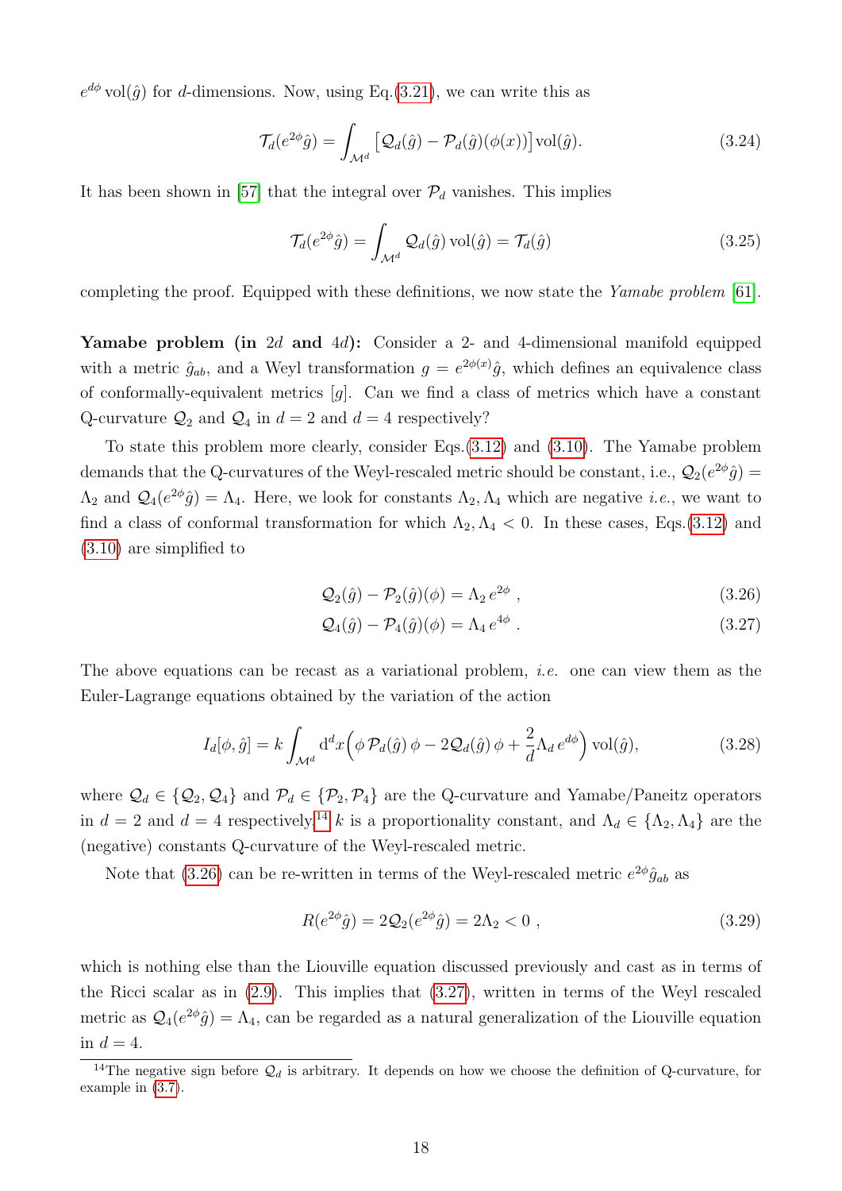$e^{d\phi}\,\mathrm{vol}(\hat{g})$ for $d$-dimensions. Now, using Eq.(3.21), we can write this as

$$\mathcal{T}_d(e^{2\phi}\hat{g}) = \int_{\mathcal{M}^d} \left[\mathcal{Q}_d(\hat{g}) - \mathcal{P}_d(\hat{g})(\phi(x))\right] \mathrm{vol}(\hat{g}). \tag{3.24}$$

It has been shown in [57] that the integral over $\mathcal{P}_d$ vanishes. This implies

$$\mathcal{T}_d(e^{2\phi}\hat{g}) = \int_{\mathcal{M}^d} \mathcal{Q}_d(\hat{g})\,\mathrm{vol}(\hat{g}) = \mathcal{T}_d(\hat{g}) \tag{3.25}$$

completing the proof. Equipped with these definitions, we now state the *Yamabe problem* [61].

**Yamabe problem (in $2d$ and $4d$):** Consider a 2- and 4-dimensional manifold equipped with a metric $\hat{g}_{ab}$, and a Weyl transformation $g = e^{2\phi(x)}\hat{g}$, which defines an equivalence class of conformally-equivalent metrics $[g]$. Can we find a class of metrics which have a constant Q-curvature $\mathcal{Q}_2$ and $\mathcal{Q}_4$ in $d=2$ and $d=4$ respectively?

To state this problem more clearly, consider Eqs.(3.12) and (3.10). The Yamabe problem demands that the Q-curvatures of the Weyl-rescaled metric should be constant, i.e., $\mathcal{Q}_2(e^{2\phi}\hat{g}) = \Lambda_2$ and $\mathcal{Q}_4(e^{2\phi}\hat{g}) = \Lambda_4$. Here, we look for constants $\Lambda_2, \Lambda_4$ which are negative *i.e.*, we want to find a class of conformal transformation for which $\Lambda_2, \Lambda_4 < 0$. In these cases, Eqs.(3.12) and (3.10) are simplified to

$$\mathcal{Q}_2(\hat{g}) - \mathcal{P}_2(\hat{g})(\phi) = \Lambda_2\, e^{2\phi}\ , \tag{3.26}$$

$$\mathcal{Q}_4(\hat{g}) - \mathcal{P}_4(\hat{g})(\phi) = \Lambda_4\, e^{4\phi}\ . \tag{3.27}$$

The above equations can be recast as a variational problem, *i.e.* one can view them as the Euler-Lagrange equations obtained by the variation of the action

$$I_d[\phi,\hat{g}] = k\int_{\mathcal{M}^d} \mathrm{d}^d x \Big(\phi\,\mathcal{P}_d(\hat{g})\,\phi - 2\mathcal{Q}_d(\hat{g})\,\phi + \frac{2}{d}\Lambda_d\, e^{d\phi}\Big)\,\mathrm{vol}(\hat{g}), \tag{3.28}$$

where $\mathcal{Q}_d \in \{\mathcal{Q}_2, \mathcal{Q}_4\}$ and $\mathcal{P}_d \in \{\mathcal{P}_2, \mathcal{P}_4\}$ are the Q-curvature and Yamabe/Paneitz operators in $d=2$ and $d=4$ respectively.[14] $k$ is a proportionality constant, and $\Lambda_d \in \{\Lambda_2, \Lambda_4\}$ are the (negative) constants Q-curvature of the Weyl-rescaled metric.

Note that (3.26) can be re-written in terms of the Weyl-rescaled metric $e^{2\phi}\hat{g}_{ab}$ as

$$R(e^{2\phi}\hat{g}) = 2\mathcal{Q}_2(e^{2\phi}\hat{g}) = 2\Lambda_2 < 0\ , \tag{3.29}$$

which is nothing else than the Liouville equation discussed previously and cast as in terms of the Ricci scalar as in (2.9). This implies that (3.27), written in terms of the Weyl rescaled metric as $\mathcal{Q}_4(e^{2\phi}\hat{g}) = \Lambda_4$, can be regarded as a natural generalization of the Liouville equation in $d=4$.

[14] The negative sign before $\mathcal{Q}_d$ is arbitrary. It depends on how we choose the definition of Q-curvature, for example in (3.7).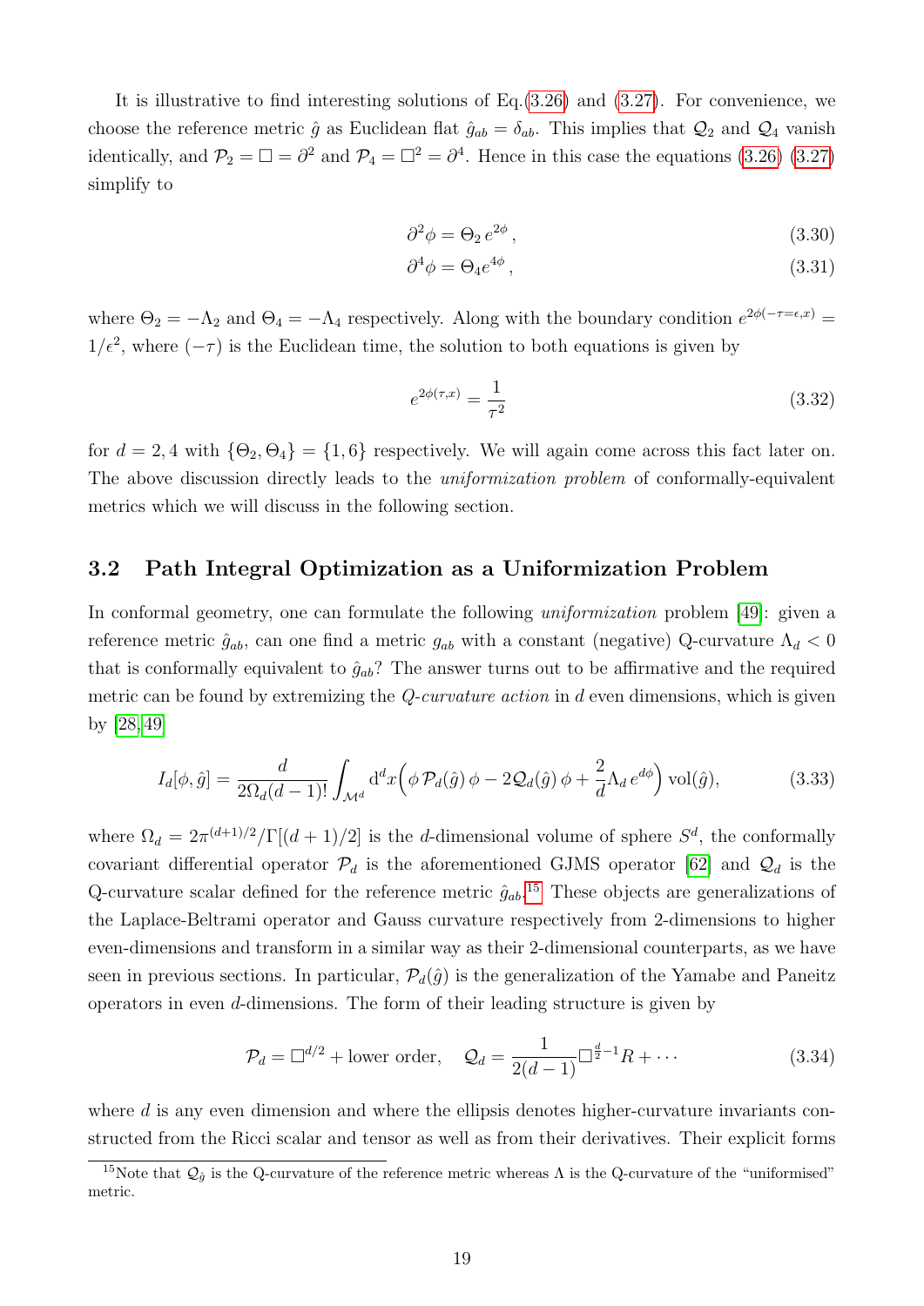It is illustrative to find interesting solutions of Eq.(3.26) and (3.27). For convenience, we choose the reference metric $\hat{g}$ as Euclidean flat $\hat{g}_{ab} = \delta_{ab}$. This implies that $\mathcal{Q}_2$ and $\mathcal{Q}_4$ vanish identically, and $\mathcal{P}_2 = \Box = \partial^2$ and $\mathcal{P}_4 = \Box^2 = \partial^4$. Hence in this case the equations (3.26) (3.27) simplify to

$$\partial^2 \phi = \Theta_2 \, e^{2\phi} \,, \tag{3.30}$$

$$\partial^4 \phi = \Theta_4 e^{4\phi} \,, \tag{3.31}$$

where $\Theta_2 = -\Lambda_2$ and $\Theta_4 = -\Lambda_4$ respectively. Along with the boundary condition $e^{2\phi(-\tau=\epsilon,x)} = 1/\epsilon^2$, where $(-\tau)$ is the Euclidean time, the solution to both equations is given by

$$e^{2\phi(\tau,x)} = \frac{1}{\tau^2} \tag{3.32}$$

for $d = 2, 4$ with $\{\Theta_2, \Theta_4\} = \{1, 6\}$ respectively. We will again come across this fact later on. The above discussion directly leads to the *uniformization problem* of conformally-equivalent metrics which we will discuss in the following section.

## 3.2 Path Integral Optimization as a Uniformization Problem

In conformal geometry, one can formulate the following *uniformization* problem [49]: given a reference metric $\hat{g}_{ab}$, can one find a metric $g_{ab}$ with a constant (negative) Q-curvature $\Lambda_d < 0$ that is conformally equivalent to $\hat{g}_{ab}$? The answer turns out to be affirmative and the required metric can be found by extremizing the *Q-curvature action* in $d$ even dimensions, which is given by [28, 49]

$$I_d[\phi, \hat{g}] = \frac{d}{2\Omega_d (d-1)!} \int_{\mathcal{M}^d} \mathrm{d}^d x \Big( \phi \, \mathcal{P}_d(\hat{g}) \, \phi - 2\mathcal{Q}_d(\hat{g}) \, \phi + \frac{2}{d} \Lambda_d \, e^{d\phi} \Big) \, \mathrm{vol}(\hat{g}), \tag{3.33}$$

where $\Omega_d = 2\pi^{(d+1)/2}/\Gamma[(d+1)/2]$ is the $d$-dimensional volume of sphere $S^d$, the conformally covariant differential operator $\mathcal{P}_d$ is the aforementioned GJMS operator [62] and $\mathcal{Q}_d$ is the Q-curvature scalar defined for the reference metric $\hat{g}_{ab}$.[15] These objects are generalizations of the Laplace-Beltrami operator and Gauss curvature respectively from 2-dimensions to higher even-dimensions and transform in a similar way as their 2-dimensional counterparts, as we have seen in previous sections. In particular, $\mathcal{P}_d(\hat{g})$ is the generalization of the Yamabe and Paneitz operators in even $d$-dimensions. The form of their leading structure is given by

$$\mathcal{P}_d = \Box^{d/2} + \text{lower order}, \quad \mathcal{Q}_d = \frac{1}{2(d-1)} \Box^{\frac{d}{2}-1} R + \cdots \tag{3.34}$$

where $d$ is any even dimension and where the ellipsis denotes higher-curvature invariants constructed from the Ricci scalar and tensor as well as from their derivatives. Their explicit forms

[15] Note that $\mathcal{Q}_{\hat{g}}$ is the Q-curvature of the reference metric whereas $\Lambda$ is the Q-curvature of the "uniformised" metric.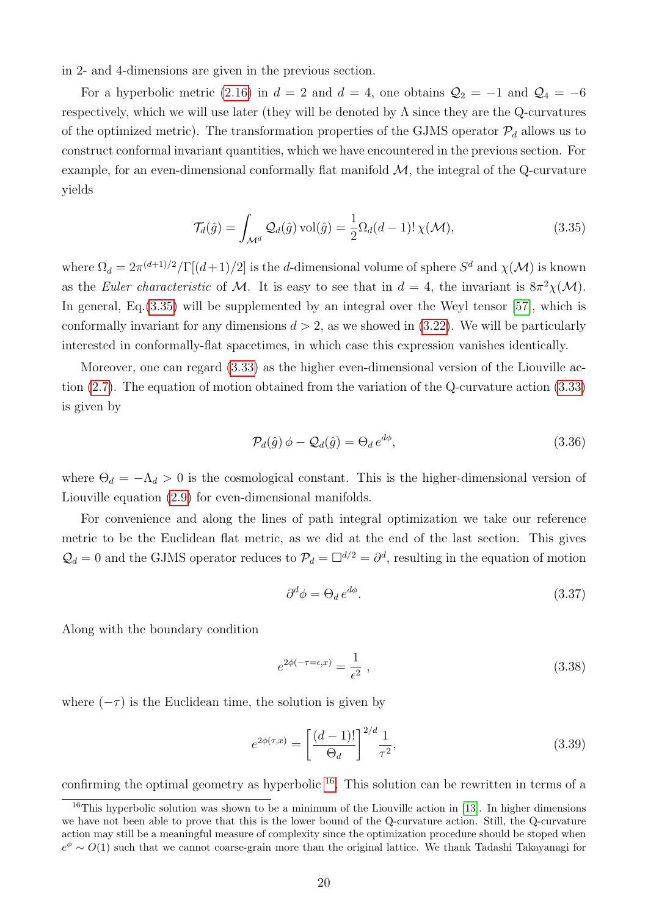in 2- and 4-dimensions are given in the previous section.

For a hyperbolic metric (2.16) in $d = 2$ and $d = 4$, one obtains $\mathcal{Q}_2 = -1$ and $\mathcal{Q}_4 = -6$ respectively, which we will use later (they will be denoted by $\Lambda$ since they are the Q-curvatures of the optimized metric). The transformation properties of the GJMS operator $\mathcal{P}_d$ allows us to construct conformal invariant quantities, which we have encountered in the previous section. For example, for an even-dimensional conformally flat manifold $\mathcal{M}$, the integral of the Q-curvature yields

$$\mathcal{T}_d(\hat{g}) = \int_{\mathcal{M}^d} \mathcal{Q}_d(\hat{g})\,\mathrm{vol}(\hat{g}) = \frac{1}{2}\Omega_d (d-1)!\,\chi(\mathcal{M}), \tag{3.35}$$

where $\Omega_d = 2\pi^{(d+1)/2}/\Gamma[(d+1)/2]$ is the $d$-dimensional volume of sphere $S^d$ and $\chi(\mathcal{M})$ is known as the *Euler characteristic* of $\mathcal{M}$. It is easy to see that in $d = 4$, the invariant is $8\pi^2\chi(\mathcal{M})$. In general, Eq.(3.35) will be supplemented by an integral over the Weyl tensor [57], which is conformally invariant for any dimensions $d > 2$, as we showed in (3.22). We will be particularly interested in conformally-flat spacetimes, in which case this expression vanishes identically.

Moreover, one can regard (3.33) as the higher even-dimensional version of the Liouville action (2.7). The equation of motion obtained from the variation of the Q-curvature action (3.33) is given by

$$\mathcal{P}_d(\hat{g})\,\phi - \mathcal{Q}_d(\hat{g}) = \Theta_d\, e^{d\phi}, \tag{3.36}$$

where $\Theta_d = -\Lambda_d > 0$ is the cosmological constant. This is the higher-dimensional version of Liouville equation (2.9) for even-dimensional manifolds.

For convenience and along the lines of path integral optimization we take our reference metric to be the Euclidean flat metric, as we did at the end of the last section. This gives $\mathcal{Q}_d = 0$ and the GJMS operator reduces to $\mathcal{P}_d = \Box^{d/2} = \partial^d$, resulting in the equation of motion

$$\partial^d \phi = \Theta_d\, e^{d\phi}. \tag{3.37}$$

Along with the boundary condition

$$e^{2\phi(-\tau=\epsilon,x)} = \frac{1}{\epsilon^2}\ , \tag{3.38}$$

where $(-\tau)$ is the Euclidean time, the solution is given by

$$e^{2\phi(\tau,x)} = \left[\frac{(d-1)!}{\Theta_d}\right]^{2/d} \frac{1}{\tau^2}, \tag{3.39}$$

confirming the optimal geometry as hyperbolic [16]. This solution can be rewritten in terms of a

[16] This hyperbolic solution was shown to be a minimum of the Liouville action in [13]. In higher dimensions we have not been able to prove that this is the lower bound of the Q-curvature action. Still, the Q-curvature action may still be a meaningful measure of complexity since the optimization procedure should be stoped when $e^{\phi} \sim O(1)$ such that we cannot coarse-grain more than the original lattice. We thank Tadashi Takayanagi for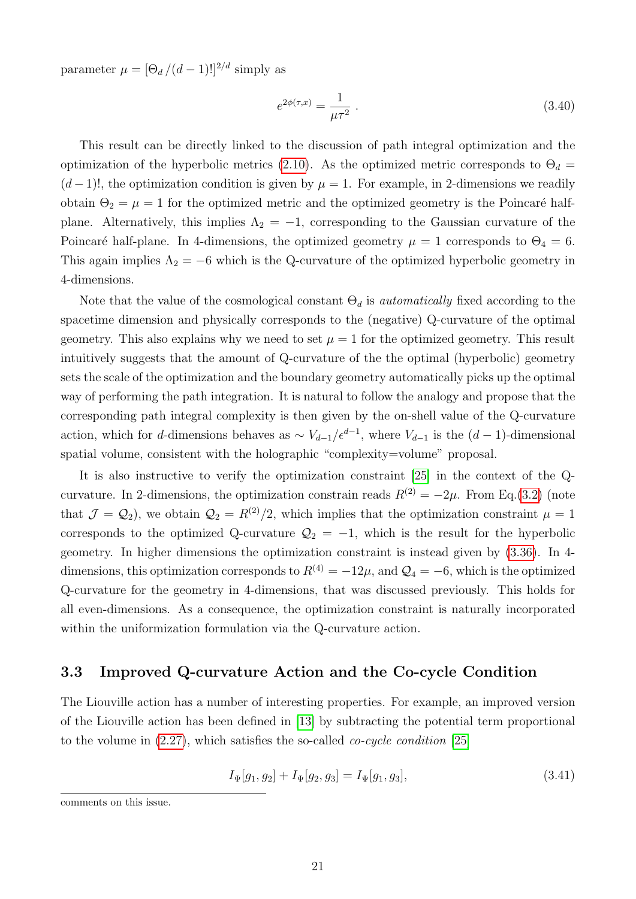parameter $\mu = [\Theta_d/(d-1)!]^{2/d}$ simply as

$$e^{2\phi(\tau,x)} = \frac{1}{\mu\tau^2} \, . \tag{3.40}$$

This result can be directly linked to the discussion of path integral optimization and the optimization of the hyperbolic metrics (2.10). As the optimized metric corresponds to $\Theta_d = (d-1)!$, the optimization condition is given by $\mu = 1$. For example, in 2-dimensions we readily obtain $\Theta_2 = \mu = 1$ for the optimized metric and the optimized geometry is the Poincaré half-plane. Alternatively, this implies $\Lambda_2 = -1$, corresponding to the Gaussian curvature of the Poincaré half-plane. In 4-dimensions, the optimized geometry $\mu = 1$ corresponds to $\Theta_4 = 6$. This again implies $\Lambda_2 = -6$ which is the Q-curvature of the optimized hyperbolic geometry in 4-dimensions.

Note that the value of the cosmological constant $\Theta_d$ is *automatically* fixed according to the spacetime dimension and physically corresponds to the (negative) Q-curvature of the optimal geometry. This also explains why we need to set $\mu = 1$ for the optimized geometry. This result intuitively suggests that the amount of Q-curvature of the the optimal (hyperbolic) geometry sets the scale of the optimization and the boundary geometry automatically picks up the optimal way of performing the path integration. It is natural to follow the analogy and propose that the corresponding path integral complexity is then given by the on-shell value of the Q-curvature action, which for $d$-dimensions behaves as $\sim V_{d-1}/\epsilon^{d-1}$, where $V_{d-1}$ is the $(d-1)$-dimensional spatial volume, consistent with the holographic "complexity=volume" proposal.

It is also instructive to verify the optimization constraint [25] in the context of the Q-curvature. In 2-dimensions, the optimization constrain reads $R^{(2)} = -2\mu$. From Eq.(3.2) (note that $\mathcal{J} = \mathcal{Q}_2$), we obtain $\mathcal{Q}_2 = R^{(2)}/2$, which implies that the optimization constraint $\mu = 1$ corresponds to the optimized Q-curvature $\mathcal{Q}_2 = -1$, which is the result for the hyperbolic geometry. In higher dimensions the optimization constraint is instead given by (3.36). In 4-dimensions, this optimization corresponds to $R^{(4)} = -12\mu$, and $\mathcal{Q}_4 = -6$, which is the optimized Q-curvature for the geometry in 4-dimensions, that was discussed previously. This holds for all even-dimensions. As a consequence, the optimization constraint is naturally incorporated within the uniformization formulation via the Q-curvature action.

### 3.3 Improved Q-curvature Action and the Co-cycle Condition

The Liouville action has a number of interesting properties. For example, an improved version of the Liouville action has been defined in [13] by subtracting the potential term proportional to the volume in (2.27), which satisfies the so-called *co-cycle condition* [25]

$$I_\Psi[g_1, g_2] + I_\Psi[g_2, g_3] = I_\Psi[g_1, g_3], \tag{3.41}$$

comments on this issue.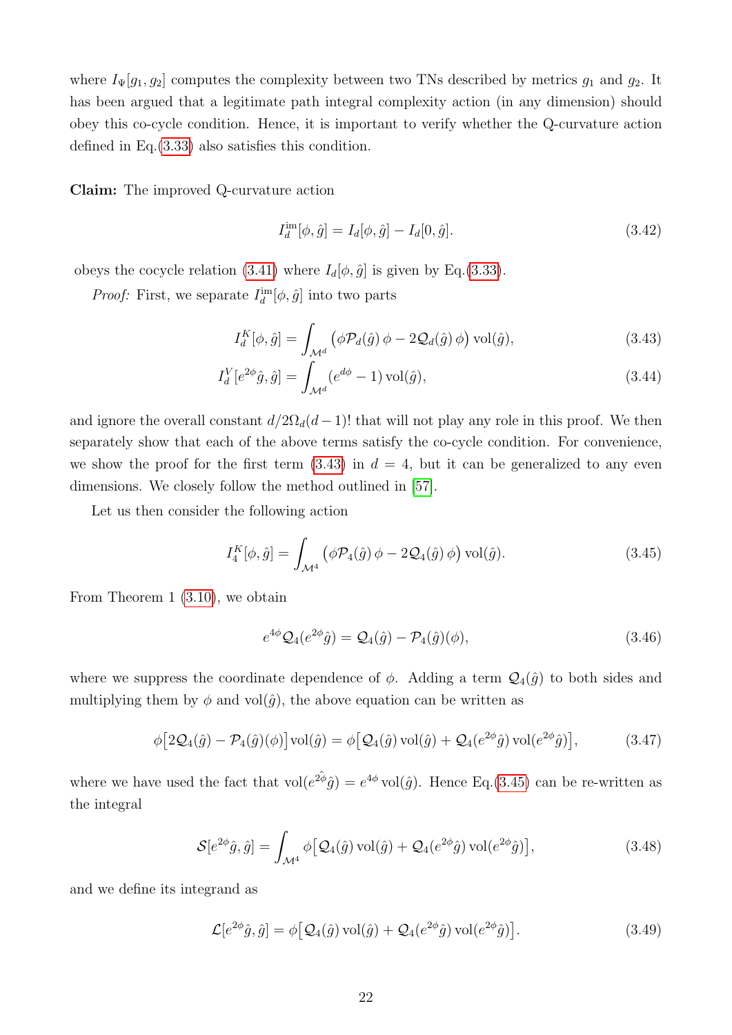where $I_\Psi[g_1, g_2]$ computes the complexity between two TNs described by metrics $g_1$ and $g_2$. It has been argued that a legitimate path integral complexity action (in any dimension) should obey this co-cycle condition. Hence, it is important to verify whether the Q-curvature action defined in Eq.(3.33) also satisfies this condition.

**Claim:** The improved Q-curvature action

$$I_d^{\text{im}}[\phi, \hat{g}] = I_d[\phi, \hat{g}] - I_d[0, \hat{g}]. \tag{3.42}$$

obeys the cocycle relation (3.41) where $I_d[\phi, \hat{g}]$ is given by Eq.(3.33).

*Proof:* First, we separate $I_d^{\text{im}}[\phi, \hat{g}]$ into two parts

$$I_d^K[\phi, \hat{g}] = \int_{\mathcal{M}^d} \left(\phi \mathcal{P}_d(\hat{g})\, \phi - 2\mathcal{Q}_d(\hat{g})\, \phi\right) \text{vol}(\hat{g}), \tag{3.43}$$

$$I_d^V[e^{2\phi}\hat{g}, \hat{g}] = \int_{\mathcal{M}^d} (e^{d\phi} - 1)\, \text{vol}(\hat{g}), \tag{3.44}$$

and ignore the overall constant $d/2\Omega_d(d-1)!$ that will not play any role in this proof. We then separately show that each of the above terms satisfy the co-cycle condition. For convenience, we show the proof for the first term (3.43) in $d = 4$, but it can be generalized to any even dimensions. We closely follow the method outlined in [57].

Let us then consider the following action

$$I_4^K[\phi, \hat{g}] = \int_{\mathcal{M}^4} \left(\phi \mathcal{P}_4(\hat{g})\, \phi - 2\mathcal{Q}_4(\hat{g})\, \phi\right) \text{vol}(\hat{g}). \tag{3.45}$$

From Theorem 1 (3.10), we obtain

$$e^{4\phi}\mathcal{Q}_4(e^{2\phi}\hat{g}) = \mathcal{Q}_4(\hat{g}) - \mathcal{P}_4(\hat{g})(\phi), \tag{3.46}$$

where we suppress the coordinate dependence of $\phi$. Adding a term $\mathcal{Q}_4(\hat{g})$ to both sides and multiplying them by $\phi$ and $\text{vol}(\hat{g})$, the above equation can be written as

$$\phi\big[2\mathcal{Q}_4(\hat{g}) - \mathcal{P}_4(\hat{g})(\phi)\big]\text{vol}(\hat{g}) = \phi\big[\mathcal{Q}_4(\hat{g})\,\text{vol}(\hat{g}) + \mathcal{Q}_4(e^{2\phi}\hat{g})\,\text{vol}(e^{2\phi}\hat{g})\big], \tag{3.47}$$

where we have used the fact that $\text{vol}(e^{2\hat{\phi}}\hat{g}) = e^{4\phi}\,\text{vol}(\hat{g})$. Hence Eq.(3.45) can be re-written as the integral

$$\mathcal{S}[e^{2\phi}\hat{g}, \hat{g}] = \int_{\mathcal{M}^4} \phi\big[\mathcal{Q}_4(\hat{g})\,\text{vol}(\hat{g}) + \mathcal{Q}_4(e^{2\phi}\hat{g})\,\text{vol}(e^{2\phi}\hat{g})\big], \tag{3.48}$$

and we define its integrand as

$$\mathcal{L}[e^{2\phi}\hat{g}, \hat{g}] = \phi\big[\mathcal{Q}_4(\hat{g})\,\text{vol}(\hat{g}) + \mathcal{Q}_4(e^{2\phi}\hat{g})\,\text{vol}(e^{2\phi}\hat{g})\big]. \tag{3.49}$$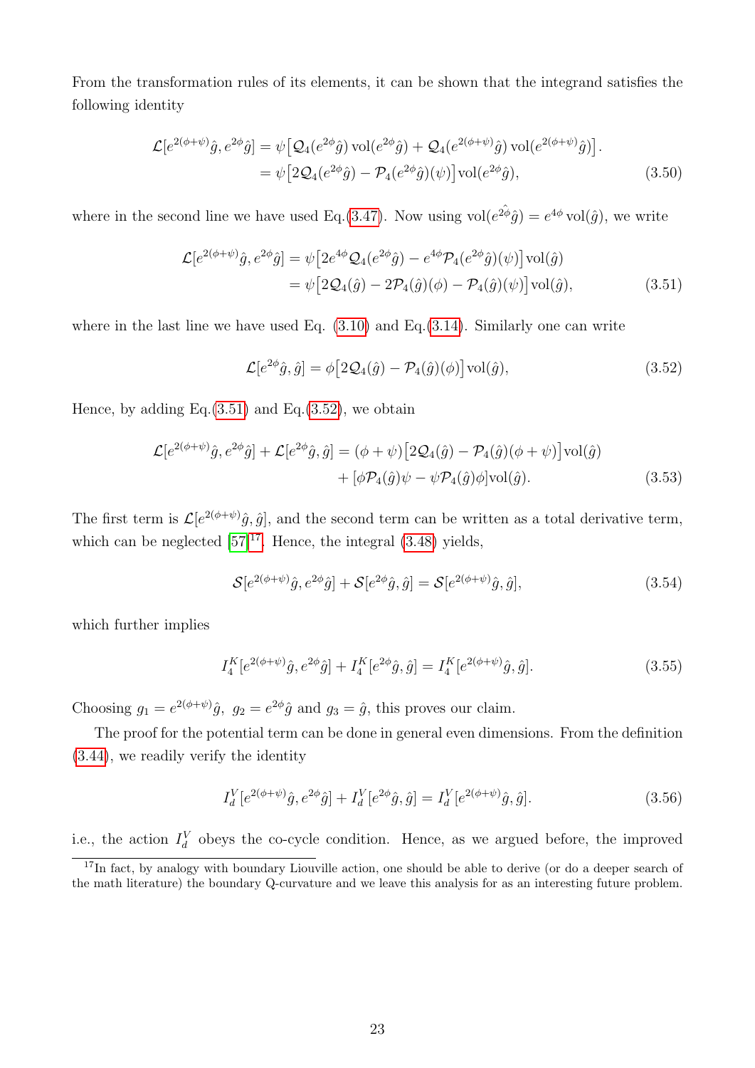From the transformation rules of its elements, it can be shown that the integrand satisfies the following identity

$$
\begin{aligned}
\mathcal{L}[e^{2(\phi+\psi)}\hat{g}, e^{2\phi}\hat{g}] &= \psi\big[\mathcal{Q}_4(e^{2\phi}\hat{g})\,\mathrm{vol}(e^{2\phi}\hat{g}) + \mathcal{Q}_4(e^{2(\phi+\psi)}\hat{g})\,\mathrm{vol}(e^{2(\phi+\psi)}\hat{g})\big]. \\
&= \psi\big[2\mathcal{Q}_4(e^{2\phi}\hat{g}) - \mathcal{P}_4(e^{2\phi}\hat{g})(\psi)\big]\mathrm{vol}(e^{2\phi}\hat{g}),
\end{aligned} \tag{3.50}
$$

where in the second line we have used Eq.(3.47). Now using $\mathrm{vol}(\widehat{e^{2\phi}\hat{g}}) = e^{4\phi}\,\mathrm{vol}(\hat{g})$, we write

$$
\begin{aligned}
\mathcal{L}[e^{2(\phi+\psi)}\hat{g}, e^{2\phi}\hat{g}] &= \psi\big[2e^{4\phi}\mathcal{Q}_4(e^{2\phi}\hat{g}) - e^{4\phi}\mathcal{P}_4(e^{2\phi}\hat{g})(\psi)\big]\mathrm{vol}(\hat{g}) \\
&= \psi\big[2\mathcal{Q}_4(\hat{g}) - 2\mathcal{P}_4(\hat{g})(\phi) - \mathcal{P}_4(\hat{g})(\psi)\big]\mathrm{vol}(\hat{g}),
\end{aligned} \tag{3.51}
$$

where in the last line we have used Eq. (3.10) and Eq.(3.14). Similarly one can write

$$
\mathcal{L}[e^{2\phi}\hat{g}, \hat{g}] = \phi\big[2\mathcal{Q}_4(\hat{g}) - \mathcal{P}_4(\hat{g})(\phi)\big]\mathrm{vol}(\hat{g}), \tag{3.52}
$$

Hence, by adding Eq.(3.51) and Eq.(3.52), we obtain

$$
\begin{aligned}
\mathcal{L}[e^{2(\phi+\psi)}\hat{g}, e^{2\phi}\hat{g}] + \mathcal{L}[e^{2\phi}\hat{g}, \hat{g}] &= (\phi+\psi)\big[2\mathcal{Q}_4(\hat{g}) - \mathcal{P}_4(\hat{g})(\phi+\psi)\big]\mathrm{vol}(\hat{g}) \\
&\quad + [\phi\mathcal{P}_4(\hat{g})\psi - \psi\mathcal{P}_4(\hat{g})\phi]\mathrm{vol}(\hat{g}).
\end{aligned} \tag{3.53}
$$

The first term is $\mathcal{L}[e^{2(\phi+\psi)}\hat{g}, \hat{g}]$, and the second term can be written as a total derivative term, which can be neglected [57][17]. Hence, the integral (3.48) yields,

$$
\mathcal{S}[e^{2(\phi+\psi)}\hat{g}, e^{2\phi}\hat{g}] + \mathcal{S}[e^{2\phi}\hat{g}, \hat{g}] = \mathcal{S}[e^{2(\phi+\psi)}\hat{g}, \hat{g}], \tag{3.54}
$$

which further implies

$$
I_4^K[e^{2(\phi+\psi)}\hat{g}, e^{2\phi}\hat{g}] + I_4^K[e^{2\phi}\hat{g}, \hat{g}] = I_4^K[e^{2(\phi+\psi)}\hat{g}, \hat{g}]. \tag{3.55}
$$

Choosing $g_1 = e^{2(\phi+\psi)}\hat{g},\; g_2 = e^{2\phi}\hat{g}$ and $g_3 = \hat{g}$, this proves our claim.

The proof for the potential term can be done in general even dimensions. From the definition (3.44), we readily verify the identity

$$
I_d^V[e^{2(\phi+\psi)}\hat{g}, e^{2\phi}\hat{g}] + I_d^V[e^{2\phi}\hat{g}, \hat{g}] = I_d^V[e^{2(\phi+\psi)}\hat{g}, \hat{g}]. \tag{3.56}
$$

i.e., the action $I_d^V$ obeys the co-cycle condition. Hence, as we argued before, the improved

[17] In fact, by analogy with boundary Liouville action, one should be able to derive (or do a deeper search of the math literature) the boundary Q-curvature and we leave this analysis for as an interesting future problem.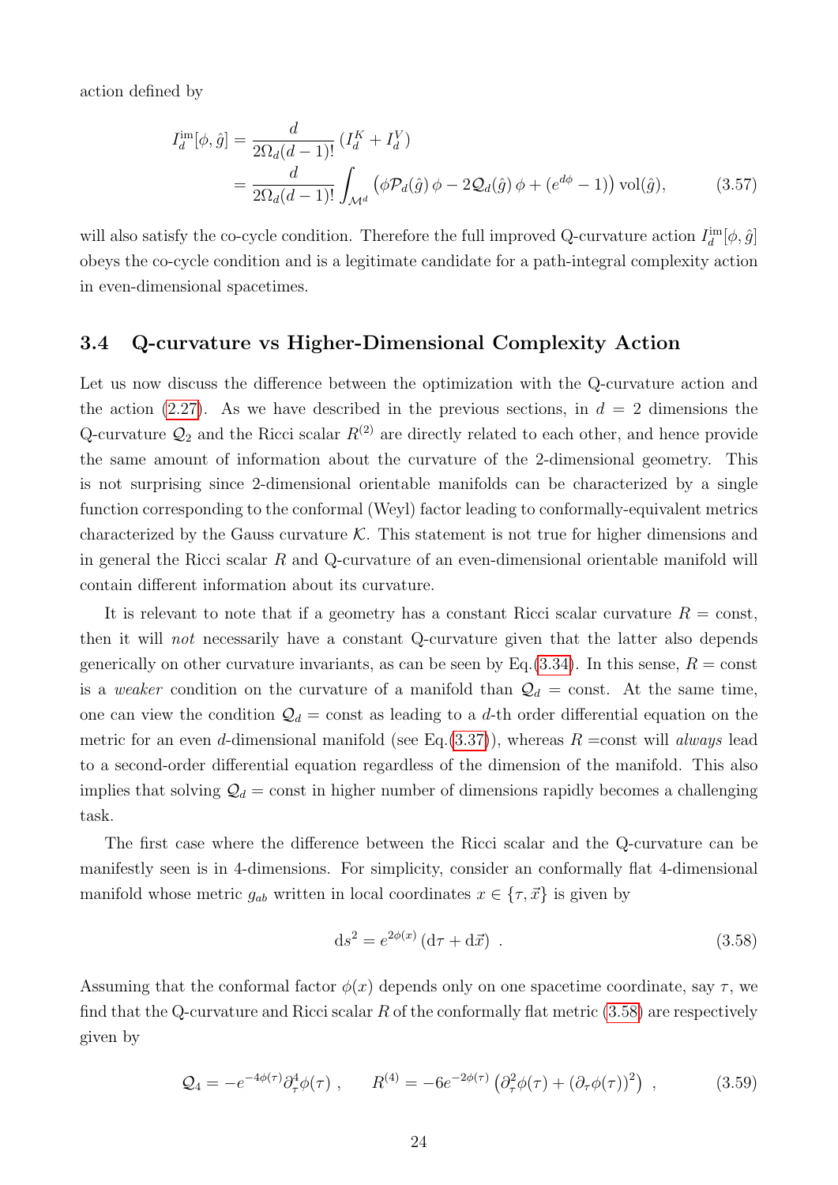action defined by

$$
\begin{aligned}
I_d^{\mathrm{im}}[\phi, \hat{g}] &= \frac{d}{2\Omega_d (d-1)!} \left( I_d^K + I_d^V \right) \\
&= \frac{d}{2\Omega_d (d-1)!} \int_{\mathcal{M}^d} \left( \phi \mathcal{P}_d(\hat{g})\, \phi - 2\mathcal{Q}_d(\hat{g})\, \phi + (e^{d\phi} - 1) \right) \mathrm{vol}(\hat{g}),
\end{aligned} \tag{3.57}
$$

will also satisfy the co-cycle condition. Therefore the full improved Q-curvature action $I_d^{\mathrm{im}}[\phi, \hat{g}]$ obeys the co-cycle condition and is a legitimate candidate for a path-integral complexity action in even-dimensional spacetimes.

### 3.4 Q-curvature vs Higher-Dimensional Complexity Action

Let us now discuss the difference between the optimization with the Q-curvature action and the action (2.27). As we have described in the previous sections, in $d = 2$ dimensions the Q-curvature $\mathcal{Q}_2$ and the Ricci scalar $R^{(2)}$ are directly related to each other, and hence provide the same amount of information about the curvature of the 2-dimensional geometry. This is not surprising since 2-dimensional orientable manifolds can be characterized by a single function corresponding to the conformal (Weyl) factor leading to conformally-equivalent metrics characterized by the Gauss curvature $\mathcal{K}$. This statement is not true for higher dimensions and in general the Ricci scalar $R$ and Q-curvature of an even-dimensional orientable manifold will contain different information about its curvature.

It is relevant to note that if a geometry has a constant Ricci scalar curvature $R = \mathrm{const}$, then it will *not* necessarily have a constant Q-curvature given that the latter also depends generically on other curvature invariants, as can be seen by Eq.(3.34). In this sense, $R = \mathrm{const}$ is a *weaker* condition on the curvature of a manifold than $\mathcal{Q}_d = \mathrm{const}$. At the same time, one can view the condition $\mathcal{Q}_d = \mathrm{const}$ as leading to a $d$-th order differential equation on the metric for an even $d$-dimensional manifold (see Eq.(3.37)), whereas $R$ =const will *always* lead to a second-order differential equation regardless of the dimension of the manifold. This also implies that solving $\mathcal{Q}_d = \mathrm{const}$ in higher number of dimensions rapidly becomes a challenging task.

The first case where the difference between the Ricci scalar and the Q-curvature can be manifestly seen is in 4-dimensions. For simplicity, consider an conformally flat 4-dimensional manifold whose metric $g_{ab}$ written in local coordinates $x \in \{\tau, \vec{x}\}$ is given by

$$
\mathrm{d}s^2 = e^{2\phi(x)} \left( \mathrm{d}\tau + \mathrm{d}\vec{x} \right) \ . \tag{3.58}
$$

Assuming that the conformal factor $\phi(x)$ depends only on one spacetime coordinate, say $\tau$, we find that the Q-curvature and Ricci scalar $R$ of the conformally flat metric (3.58) are respectively given by

$$
\mathcal{Q}_4 = -e^{-4\phi(\tau)} \partial_\tau^4 \phi(\tau) \ , \qquad R^{(4)} = -6 e^{-2\phi(\tau)} \left( \partial_\tau^2 \phi(\tau) + \left( \partial_\tau \phi(\tau) \right)^2 \right) \ , \tag{3.59}
$$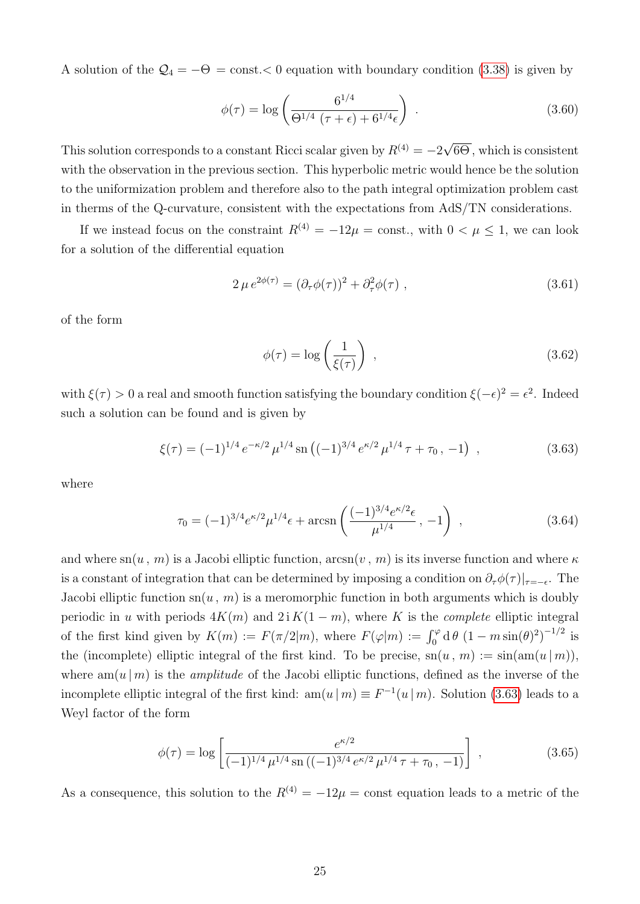A solution of the $\mathcal{Q}_4 = -\Theta$ = const.$< 0$ equation with boundary condition (3.38) is given by

$$\phi(\tau) = \log\left(\frac{6^{1/4}}{\Theta^{1/4}\,(\tau+\epsilon) + 6^{1/4}\epsilon}\right) . \tag{3.60}$$

This solution corresponds to a constant Ricci scalar given by $R^{(4)} = -2\sqrt{6\Theta}$, which is consistent with the observation in the previous section. This hyperbolic metric would hence be the solution to the uniformization problem and therefore also to the path integral optimization problem cast in therms of the Q-curvature, consistent with the expectations from AdS/TN considerations.

If we instead focus on the constraint $R^{(4)} = -12\mu$ = const., with $0 < \mu \leq 1$, we can look for a solution of the differential equation

$$2\,\mu\, e^{2\phi(\tau)} = (\partial_\tau \phi(\tau))^2 + \partial_\tau^2 \phi(\tau) \ , \tag{3.61}$$

of the form

$$\phi(\tau) = \log\left(\frac{1}{\xi(\tau)}\right) \ , \tag{3.62}$$

with $\xi(\tau) > 0$ a real and smooth function satisfying the boundary condition $\xi(-\epsilon)^2 = \epsilon^2$. Indeed such a solution can be found and is given by

$$\xi(\tau) = (-1)^{1/4}\, e^{-\kappa/2}\, \mu^{1/4}\, \mathrm{sn}\left((-1)^{3/4}\, e^{\kappa/2}\, \mu^{1/4}\, \tau + \tau_0\, ,\, -1\right) \ , \tag{3.63}$$

where

$$\tau_0 = (-1)^{3/4} e^{\kappa/2} \mu^{1/4} \epsilon + \mathrm{arcsn}\left(\frac{(-1)^{3/4} e^{\kappa/2} \epsilon}{\mu^{1/4}}\, ,\, -1\right) \ , \tag{3.64}$$

and where $\mathrm{sn}(u\,,\,m)$ is a Jacobi elliptic function, $\mathrm{arcsn}(v\,,\,m)$ is its inverse function and where $\kappa$ is a constant of integration that can be determined by imposing a condition on $\partial_\tau \phi(\tau)|_{\tau=-\epsilon}$. The Jacobi elliptic function $\mathrm{sn}(u\,,\,m)$ is a meromorphic function in both arguments which is doubly periodic in $u$ with periods $4K(m)$ and $2\,\mathrm{i}\,K(1-m)$, where $K$ is the *complete* elliptic integral of the first kind given by $K(m) := F(\pi/2|m)$, where $F(\varphi|m) := \int_0^\varphi \mathrm{d}\,\theta\, \left(1 - m\sin(\theta)^2\right)^{-1/2}$ is the (incomplete) elliptic integral of the first kind. To be precise, $\mathrm{sn}(u\,,\,m) := \sin(\mathrm{am}(u\,|\,m))$, where $\mathrm{am}(u\,|\,m)$ is the *amplitude* of the Jacobi elliptic functions, defined as the inverse of the incomplete elliptic integral of the first kind: $\mathrm{am}(u\,|\,m) \equiv F^{-1}(u\,|\,m)$. Solution (3.63) leads to a Weyl factor of the form

$$\phi(\tau) = \log\left[\frac{e^{\kappa/2}}{(-1)^{1/4}\,\mu^{1/4}\,\mathrm{sn}\left((-1)^{3/4}\, e^{\kappa/2}\,\mu^{1/4}\,\tau + \tau_0\, ,\, -1\right)}\right] \ , \tag{3.65}$$

As a consequence, this solution to the $R^{(4)} = -12\mu$ = const equation leads to a metric of the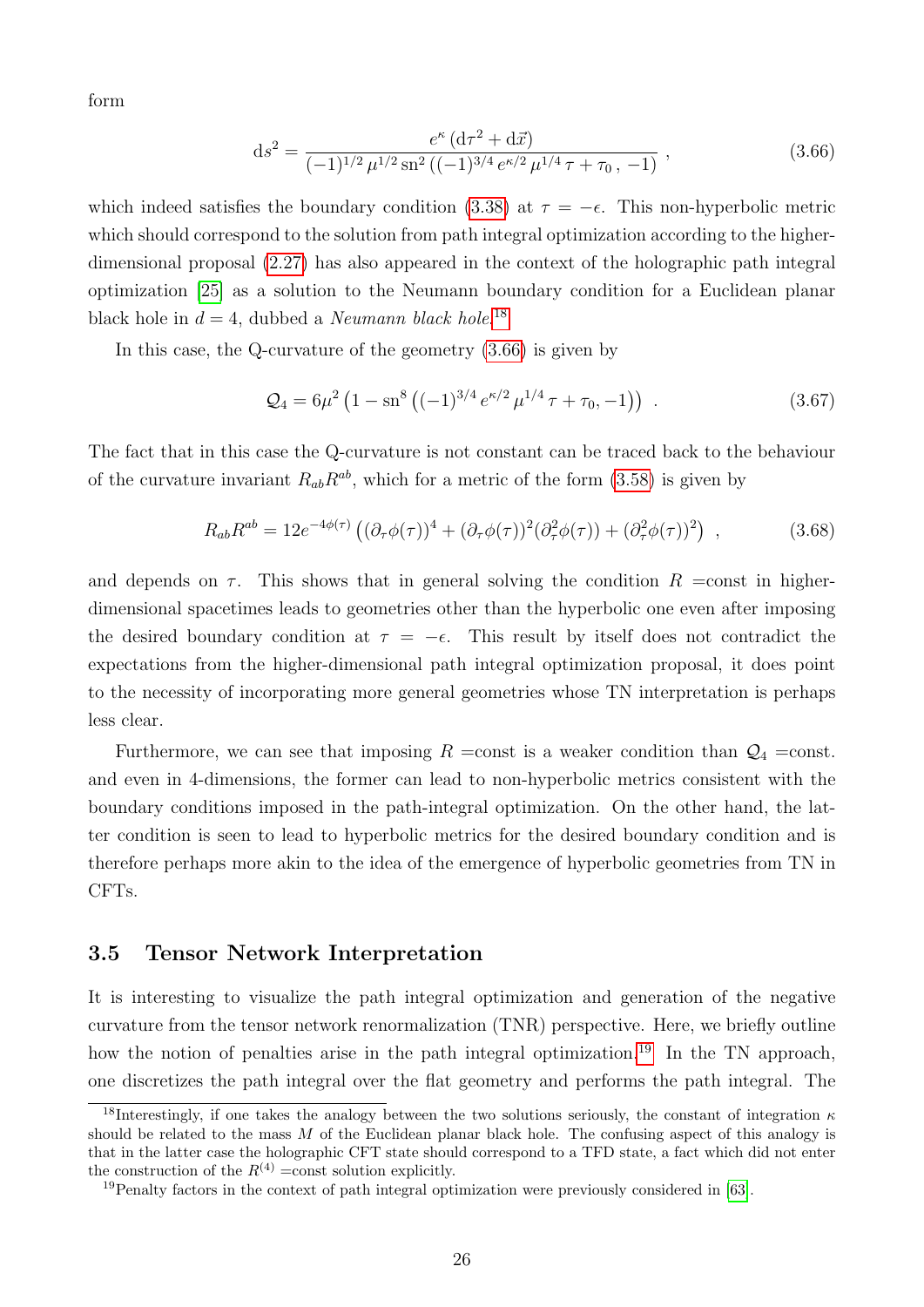form

$$
\mathrm{d}s^2 = \frac{e^{\kappa}\left(\mathrm{d}\tau^2 + \mathrm{d}\vec{x}\right)}{(-1)^{1/2}\,\mu^{1/2}\,\mathrm{sn}^2\left((-1)^{3/4}\,e^{\kappa/2}\,\mu^{1/4}\,\tau + \tau_0\,,\,-1\right)}\ , \tag{3.66}
$$

which indeed satisfies the boundary condition (3.38) at $\tau = -\epsilon$. This non-hyperbolic metric which should correspond to the solution from path integral optimization according to the higher-dimensional proposal (2.27) has also appeared in the context of the holographic path integral optimization [25] as a solution to the Neumann boundary condition for a Euclidean planar black hole in $d = 4$, dubbed a *Neumann black hole*.[18]

In this case, the Q-curvature of the geometry (3.66) is given by

$$
\mathcal{Q}_4 = 6\mu^2\left(1 - \mathrm{sn}^8\left((-1)^{3/4}\,e^{\kappa/2}\,\mu^{1/4}\,\tau + \tau_0, -1\right)\right)\ . \tag{3.67}
$$

The fact that in this case the Q-curvature is not constant can be traced back to the behaviour of the curvature invariant $R_{ab}R^{ab}$, which for a metric of the form (3.58) is given by

$$
R_{ab}R^{ab} = 12e^{-4\phi(\tau)}\left((\partial_\tau\phi(\tau))^4 + (\partial_\tau\phi(\tau))^2(\partial_\tau^2\phi(\tau)) + (\partial_\tau^2\phi(\tau))^2\right)\ , \tag{3.68}
$$

and depends on $\tau$. This shows that in general solving the condition $R$ =const in higher-dimensional spacetimes leads to geometries other than the hyperbolic one even after imposing the desired boundary condition at $\tau = -\epsilon$. This result by itself does not contradict the expectations from the higher-dimensional path integral optimization proposal, it does point to the necessity of incorporating more general geometries whose TN interpretation is perhaps less clear.

Furthermore, we can see that imposing $R$ =const is a weaker condition than $\mathcal{Q}_4$ =const. and even in 4-dimensions, the former can lead to non-hyperbolic metrics consistent with the boundary conditions imposed in the path-integral optimization. On the other hand, the latter condition is seen to lead to hyperbolic metrics for the desired boundary condition and is therefore perhaps more akin to the idea of the emergence of hyperbolic geometries from TN in CFTs.

### 3.5 Tensor Network Interpretation

It is interesting to visualize the path integral optimization and generation of the negative curvature from the tensor network renormalization (TNR) perspective. Here, we briefly outline how the notion of penalties arise in the path integral optimization.[19] In the TN approach, one discretizes the path integral over the flat geometry and performs the path integral. The

[18] Interestingly, if one takes the analogy between the two solutions seriously, the constant of integration $\kappa$ should be related to the mass $M$ of the Euclidean planar black hole. The confusing aspect of this analogy is that in the latter case the holographic CFT state should correspond to a TFD state, a fact which did not enter the construction of the $R^{(4)}$ =const solution explicitly.

[19] Penalty factors in the context of path integral optimization were previously considered in [63].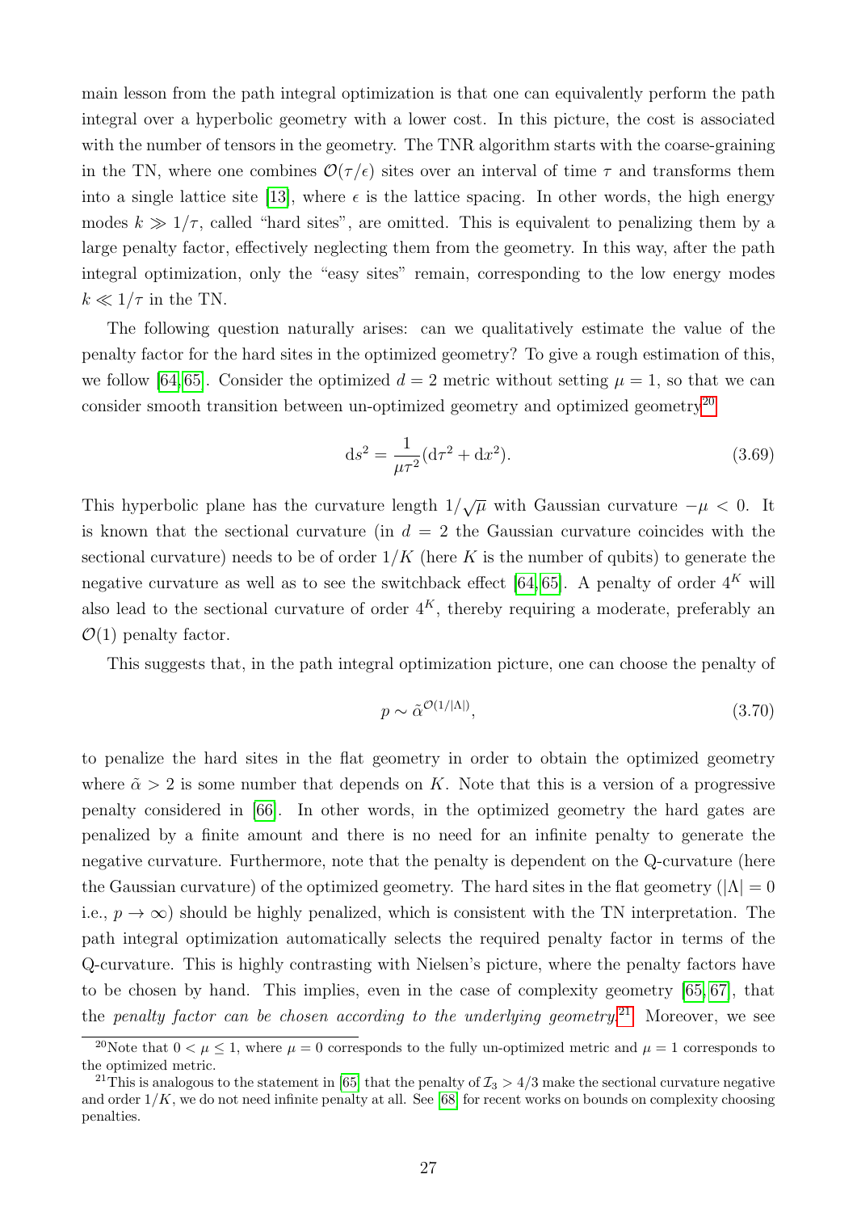main lesson from the path integral optimization is that one can equivalently perform the path integral over a hyperbolic geometry with a lower cost. In this picture, the cost is associated with the number of tensors in the geometry. The TNR algorithm starts with the coarse-graining in the TN, where one combines $\mathcal{O}(\tau/\epsilon)$ sites over an interval of time $\tau$ and transforms them into a single lattice site [13], where $\epsilon$ is the lattice spacing. In other words, the high energy modes $k \gg 1/\tau$, called "hard sites", are omitted. This is equivalent to penalizing them by a large penalty factor, effectively neglecting them from the geometry. In this way, after the path integral optimization, only the "easy sites" remain, corresponding to the low energy modes $k \ll 1/\tau$ in the TN.

The following question naturally arises: can we qualitatively estimate the value of the penalty factor for the hard sites in the optimized geometry? To give a rough estimation of this, we follow [64,65]. Consider the optimized $d = 2$ metric without setting $\mu = 1$, so that we can consider smooth transition between un-optimized geometry and optimized geometry[20]

$$\mathrm{d}s^2 = \frac{1}{\mu\tau^2}(\mathrm{d}\tau^2 + \mathrm{d}x^2). \tag{3.69}$$

This hyperbolic plane has the curvature length $1/\sqrt{\mu}$ with Gaussian curvature $-\mu < 0$. It is known that the sectional curvature (in $d = 2$ the Gaussian curvature coincides with the sectional curvature) needs to be of order $1/K$ (here $K$ is the number of qubits) to generate the negative curvature as well as to see the switchback effect [64,65]. A penalty of order $4^K$ will also lead to the sectional curvature of order $4^K$, thereby requiring a moderate, preferably an $\mathcal{O}(1)$ penalty factor.

This suggests that, in the path integral optimization picture, one can choose the penalty of

$$p \sim \tilde{\alpha}^{\mathcal{O}(1/|\Lambda|)}, \tag{3.70}$$

to penalize the hard sites in the flat geometry in order to obtain the optimized geometry where $\tilde{\alpha} > 2$ is some number that depends on $K$. Note that this is a version of a progressive penalty considered in [66]. In other words, in the optimized geometry the hard gates are penalized by a finite amount and there is no need for an infinite penalty to generate the negative curvature. Furthermore, note that the penalty is dependent on the Q-curvature (here the Gaussian curvature) of the optimized geometry. The hard sites in the flat geometry ($|\Lambda| = 0$ i.e., $p \to \infty$) should be highly penalized, which is consistent with the TN interpretation. The path integral optimization automatically selects the required penalty factor in terms of the Q-curvature. This is highly contrasting with Nielsen's picture, where the penalty factors have to be chosen by hand. This implies, even in the case of complexity geometry [65,67], that the *penalty factor can be chosen according to the underlying geometry*.[21] Moreover, we see

---

[20] Note that $0 < \mu \leq 1$, where $\mu = 0$ corresponds to the fully un-optimized metric and $\mu = 1$ corresponds to the optimized metric.

[21] This is analogous to the statement in [65] that the penalty of $\mathcal{I}_3 > 4/3$ make the sectional curvature negative and order $1/K$, we do not need infinite penalty at all. See [68] for recent works on bounds on complexity choosing penalties.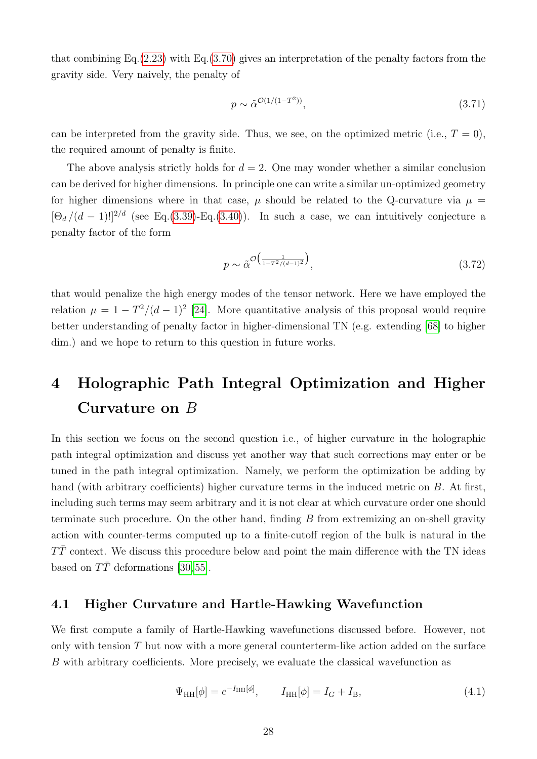that combining Eq.(2.23) with Eq.(3.70) gives an interpretation of the penalty factors from the gravity side. Very naively, the penalty of

$$p \sim \tilde{\alpha}^{\mathcal{O}(1/(1-T^2))}, \tag{3.71}$$

can be interpreted from the gravity side. Thus, we see, on the optimized metric (i.e., $T = 0$), the required amount of penalty is finite.

The above analysis strictly holds for $d = 2$. One may wonder whether a similar conclusion can be derived for higher dimensions. In principle one can write a similar un-optimized geometry for higher dimensions where in that case, $\mu$ should be related to the Q-curvature via $\mu = [\Theta_d/(d-1)!]^{2/d}$ (see Eq.(3.39)-Eq.(3.40)). In such a case, we can intuitively conjecture a penalty factor of the form

$$p \sim \tilde{\alpha}^{\mathcal{O}\left(\frac{1}{1-T^2/(d-1)^2}\right)}, \tag{3.72}$$

that would penalize the high energy modes of the tensor network. Here we have employed the relation $\mu = 1 - T^2/(d-1)^2$ [24]. More quantitative analysis of this proposal would require better understanding of penalty factor in higher-dimensional TN (e.g. extending [68] to higher dim.) and we hope to return to this question in future works.

# 4 Holographic Path Integral Optimization and Higher Curvature on $B$

In this section we focus on the second question i.e., of higher curvature in the holographic path integral optimization and discuss yet another way that such corrections may enter or be tuned in the path integral optimization. Namely, we perform the optimization be adding by hand (with arbitrary coefficients) higher curvature terms in the induced metric on $B$. At first, including such terms may seem arbitrary and it is not clear at which curvature order one should terminate such procedure. On the other hand, finding $B$ from extremizing an on-shell gravity action with counter-terms computed up to a finite-cutoff region of the bulk is natural in the $T\bar{T}$ context. We discuss this procedure below and point the main difference with the TN ideas based on $T\bar{T}$ deformations [30, 55].

## 4.1 Higher Curvature and Hartle-Hawking Wavefunction

We first compute a family of Hartle-Hawking wavefunctions discussed before. However, not only with tension $T$ but now with a more general counterterm-like action added on the surface $B$ with arbitrary coefficients. More precisely, we evaluate the classical wavefunction as

$$\Psi_{\text{HH}}[\phi] = e^{-I_{\text{HH}}[\phi]}, \qquad I_{\text{HH}}[\phi] = I_G + I_{\text{B}}, \tag{4.1}$$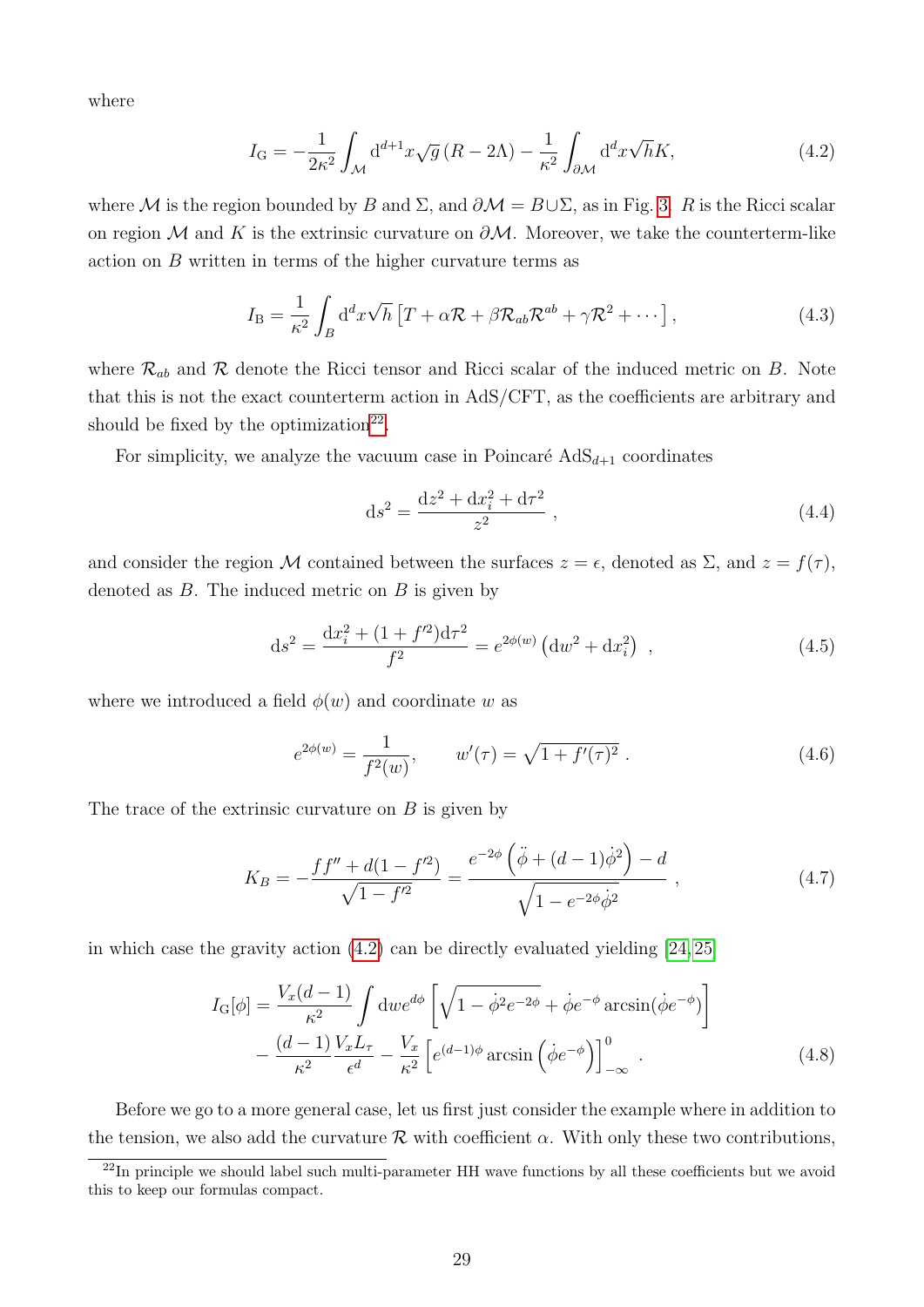where

$$I_{\rm G} = -\frac{1}{2\kappa^2}\int_{\mathcal{M}} {\rm d}^{d+1}x\sqrt{g}\,(R-2\Lambda) - \frac{1}{\kappa^2}\int_{\partial\mathcal{M}} {\rm d}^d x\sqrt{h}K, \tag{4.2}$$

where $\mathcal{M}$ is the region bounded by $B$ and $\Sigma$, and $\partial\mathcal{M} = B\cup\Sigma$, as in Fig. 3. $R$ is the Ricci scalar on region $\mathcal{M}$ and $K$ is the extrinsic curvature on $\partial\mathcal{M}$. Moreover, we take the counterterm-like action on $B$ written in terms of the higher curvature terms as

$$I_{\rm B} = \frac{1}{\kappa^2}\int_B {\rm d}^d x\sqrt{h}\left[T + \alpha\mathcal{R} + \beta\mathcal{R}_{ab}\mathcal{R}^{ab} + \gamma\mathcal{R}^2 + \cdots\right], \tag{4.3}$$

where $\mathcal{R}_{ab}$ and $\mathcal{R}$ denote the Ricci tensor and Ricci scalar of the induced metric on $B$. Note that this is not the exact counterterm action in AdS/CFT, as the coefficients are arbitrary and should be fixed by the optimization[22].

For simplicity, we analyze the vacuum case in Poincaré AdS$_{d+1}$ coordinates

$$ds^2 = \frac{dz^2 + dx_i^2 + d\tau^2}{z^2}\ , \tag{4.4}$$

and consider the region $\mathcal{M}$ contained between the surfaces $z = \epsilon$, denoted as $\Sigma$, and $z = f(\tau)$, denoted as $B$. The induced metric on $B$ is given by

$$ds^2 = \frac{dx_i^2 + (1+f'^2)d\tau^2}{f^2} = e^{2\phi(w)}\left(dw^2 + dx_i^2\right)\ , \tag{4.5}$$

where we introduced a field $\phi(w)$ and coordinate $w$ as

$$e^{2\phi(w)} = \frac{1}{f^2(w)}, \qquad w'(\tau) = \sqrt{1+f'(\tau)^2}\ . \tag{4.6}$$

The trace of the extrinsic curvature on $B$ is given by

$$K_B = -\frac{ff'' + d(1-f'^2)}{\sqrt{1-f'^2}} = \frac{e^{-2\phi}\left(\ddot\phi + (d-1)\dot\phi^2\right) - d}{\sqrt{1-e^{-2\phi}\dot\phi^2}}\ , \tag{4.7}$$

in which case the gravity action (4.2) can be directly evaluated yielding [24,25]

$$\begin{aligned} I_{\rm G}[\phi] = {} & \frac{V_x(d-1)}{\kappa^2}\int dw\, e^{d\phi}\left[\sqrt{1-\dot\phi^2 e^{-2\phi}} + \dot\phi e^{-\phi}\arcsin(\dot\phi e^{-\phi})\right] \\ & - \frac{(d-1)}{\kappa^2}\frac{V_x L_\tau}{\epsilon^d} - \frac{V_x}{\kappa^2}\left[e^{(d-1)\phi}\arcsin\left(\dot\phi e^{-\phi}\right)\right]_{-\infty}^{0}\ . \end{aligned} \tag{4.8}$$

Before we go to a more general case, let us first just consider the example where in addition to the tension, we also add the curvature $\mathcal{R}$ with coefficient $\alpha$. With only these two contributions,

[22] In principle we should label such multi-parameter HH wave functions by all these coefficients but we avoid this to keep our formulas compact.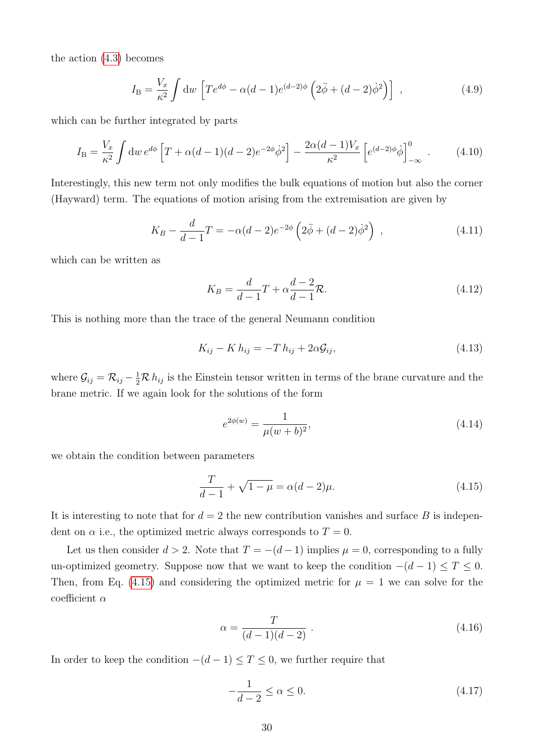the action (4.3) becomes

$$I_{\rm B} = \frac{V_x}{\kappa^2} \int {\rm d}w \, \left[ T e^{d\phi} - \alpha (d-1) e^{(d-2)\phi} \left( 2\ddot{\phi} + (d-2)\dot{\phi}^2 \right) \right] \ , \tag{4.9}$$

which can be further integrated by parts

$$I_{\rm B} = \frac{V_x}{\kappa^2} \int {\rm d}w \, e^{d\phi} \left[ T + \alpha (d-1)(d-2) e^{-2\phi} \dot{\phi}^2 \right] - \frac{2\alpha(d-1)V_x}{\kappa^2} \left[ e^{(d-2)\phi} \dot{\phi} \right]_{-\infty}^{0} \ . \tag{4.10}$$

Interestingly, this new term not only modifies the bulk equations of motion but also the corner (Hayward) term. The equations of motion arising from the extremisation are given by

$$K_B - \frac{d}{d-1} T = -\alpha (d-2) e^{-2\phi} \left( 2\ddot{\phi} + (d-2)\dot{\phi}^2 \right) \ , \tag{4.11}$$

which can be written as

$$K_B = \frac{d}{d-1} T + \alpha \frac{d-2}{d-1} \mathcal{R}. \tag{4.12}$$

This is nothing more than the trace of the general Neumann condition

$$K_{ij} - K \, h_{ij} = -T \, h_{ij} + 2\alpha \mathcal{G}_{ij}, \tag{4.13}$$

where $\mathcal{G}_{ij} = \mathcal{R}_{ij} - \frac{1}{2} \mathcal{R} \, h_{ij}$ is the Einstein tensor written in terms of the brane curvature and the brane metric. If we again look for the solutions of the form

$$e^{2\phi(w)} = \frac{1}{\mu (w+b)^2}, \tag{4.14}$$

we obtain the condition between parameters

$$\frac{T}{d-1} + \sqrt{1-\mu} = \alpha (d-2) \mu. \tag{4.15}$$

It is interesting to note that for $d = 2$ the new contribution vanishes and surface $B$ is independent on $\alpha$ i.e., the optimized metric always corresponds to $T = 0$.

Let us then consider $d > 2$. Note that $T = -(d-1)$ implies $\mu = 0$, corresponding to a fully un-optimized geometry. Suppose now that we want to keep the condition $-(d-1) \leq T \leq 0$. Then, from Eq. (4.15) and considering the optimized metric for $\mu = 1$ we can solve for the coefficient $\alpha$

$$\alpha = \frac{T}{(d-1)(d-2)} \ . \tag{4.16}$$

In order to keep the condition $-(d-1) \leq T \leq 0$, we further require that

$$-\frac{1}{d-2} \leq \alpha \leq 0. \tag{4.17}$$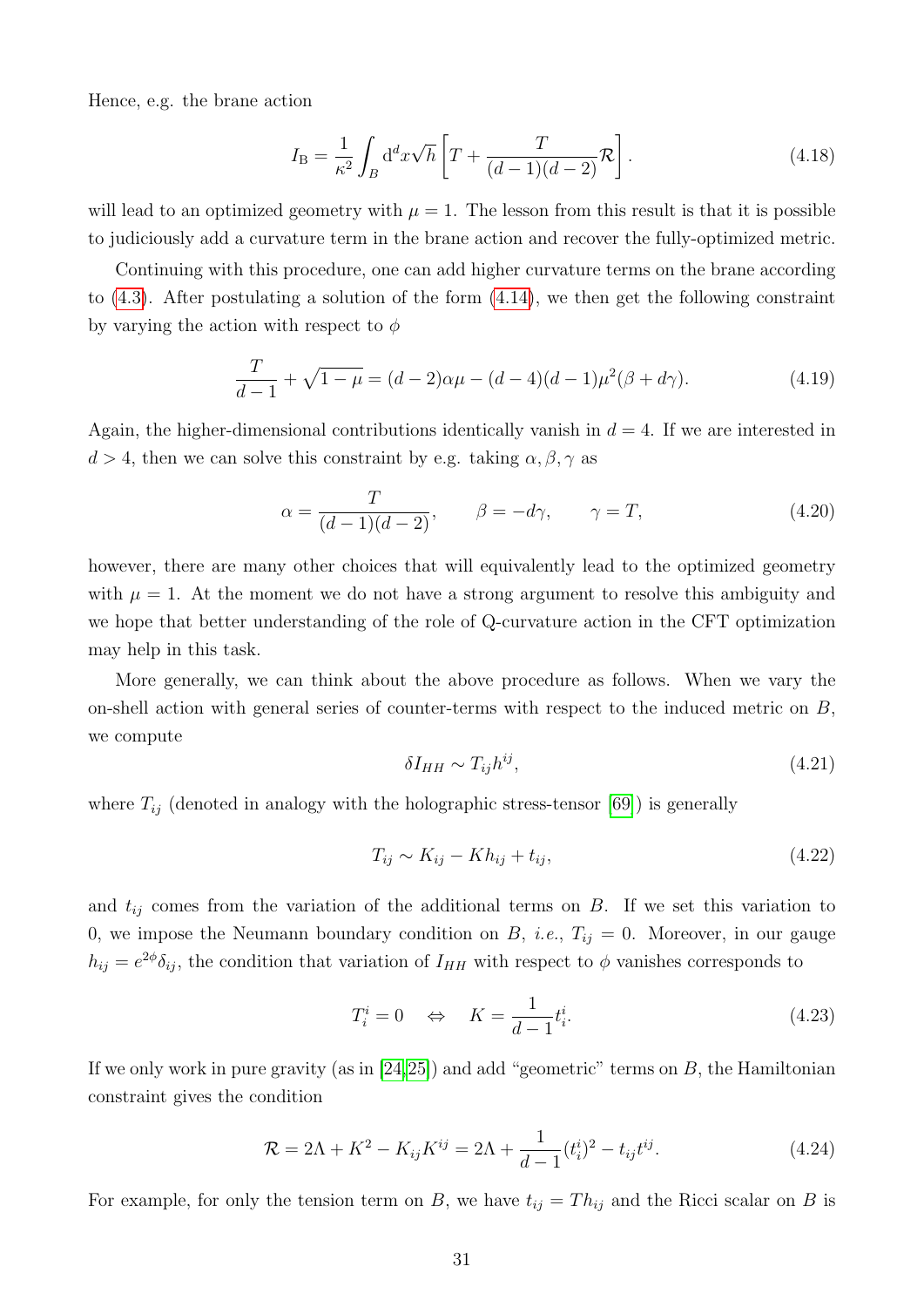Hence, e.g. the brane action

$$I_{\mathrm{B}} = \frac{1}{\kappa^2}\int_B \mathrm{d}^d x\sqrt{h}\left[T + \frac{T}{(d-1)(d-2)}\mathcal{R}\right]. \tag{4.18}$$

will lead to an optimized geometry with $\mu = 1$. The lesson from this result is that it is possible to judiciously add a curvature term in the brane action and recover the fully-optimized metric.

Continuing with this procedure, one can add higher curvature terms on the brane according to (4.3). After postulating a solution of the form (4.14), we then get the following constraint by varying the action with respect to $\phi$

$$\frac{T}{d-1} + \sqrt{1-\mu} = (d-2)\alpha\mu - (d-4)(d-1)\mu^2(\beta + d\gamma). \tag{4.19}$$

Again, the higher-dimensional contributions identically vanish in $d = 4$. If we are interested in $d > 4$, then we can solve this constraint by e.g. taking $\alpha, \beta, \gamma$ as

$$\alpha = \frac{T}{(d-1)(d-2)}, \qquad \beta = -d\gamma, \qquad \gamma = T, \tag{4.20}$$

however, there are many other choices that will equivalently lead to the optimized geometry with $\mu = 1$. At the moment we do not have a strong argument to resolve this ambiguity and we hope that better understanding of the role of Q-curvature action in the CFT optimization may help in this task.

More generally, we can think about the above procedure as follows. When we vary the on-shell action with general series of counter-terms with respect to the induced metric on $B$, we compute

$$\delta I_{HH} \sim T_{ij}h^{ij}, \tag{4.21}$$

where $T_{ij}$ (denoted in analogy with the holographic stress-tensor [69]) is generally

$$T_{ij} \sim K_{ij} - Kh_{ij} + t_{ij}, \tag{4.22}$$

and $t_{ij}$ comes from the variation of the additional terms on $B$. If we set this variation to 0, we impose the Neumann boundary condition on $B$, *i.e.*, $T_{ij} = 0$. Moreover, in our gauge $h_{ij} = e^{2\phi}\delta_{ij}$, the condition that variation of $I_{HH}$ with respect to $\phi$ vanishes corresponds to

$$T^i_i = 0 \quad \Leftrightarrow \quad K = \frac{1}{d-1}t^i_i. \tag{4.23}$$

If we only work in pure gravity (as in [24,25]) and add "geometric" terms on $B$, the Hamiltonian constraint gives the condition

$$\mathcal{R} = 2\Lambda + K^2 - K_{ij}K^{ij} = 2\Lambda + \frac{1}{d-1}(t^i_i)^2 - t_{ij}t^{ij}. \tag{4.24}$$

For example, for only the tension term on $B$, we have $t_{ij} = Th_{ij}$ and the Ricci scalar on $B$ is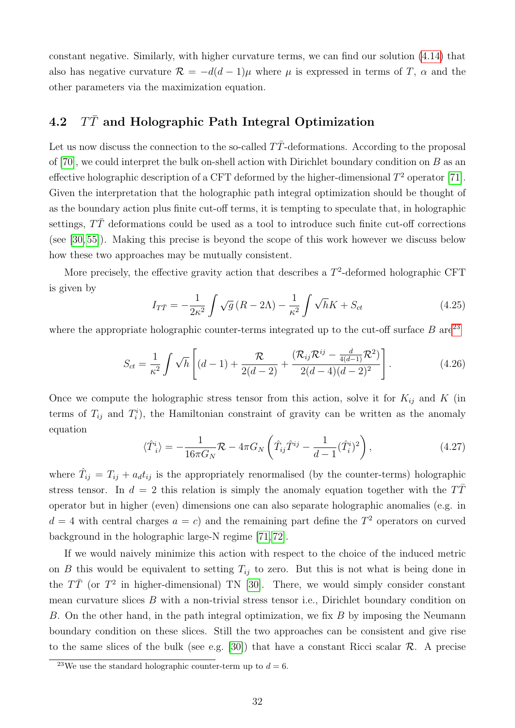constant negative. Similarly, with higher curvature terms, we can find our solution (4.14) that also has negative curvature $\mathcal{R} = -d(d-1)\mu$ where $\mu$ is expressed in terms of $T$, $\alpha$ and the other parameters via the maximization equation.

## 4.2 $T\bar{T}$ and Holographic Path Integral Optimization

Let us now discuss the connection to the so-called $T\bar{T}$-deformations. According to the proposal of [70], we could interpret the bulk on-shell action with Dirichlet boundary condition on $B$ as an effective holographic description of a CFT deformed by the higher-dimensional $T^2$ operator [71]. Given the interpretation that the holographic path integral optimization should be thought of as the boundary action plus finite cut-off terms, it is tempting to speculate that, in holographic settings, $T\bar{T}$ deformations could be used as a tool to introduce such finite cut-off corrections (see [30, 55]). Making this precise is beyond the scope of this work however we discuss below how these two approaches may be mutually consistent.

More precisely, the effective gravity action that describes a $T^2$-deformed holographic CFT is given by

$$I_{T\bar{T}} = -\frac{1}{2\kappa^2}\int \sqrt{g}\,(R - 2\Lambda) - \frac{1}{\kappa^2}\int \sqrt{h}K + S_{ct} \tag{4.25}$$

where the appropriate holographic counter-terms integrated up to the cut-off surface $B$ are[23]

$$S_{ct} = \frac{1}{\kappa^2}\int \sqrt{h}\left[(d-1) + \frac{\mathcal{R}}{2(d-2)} + \frac{(\mathcal{R}_{ij}\mathcal{R}^{ij} - \frac{d}{4(d-1)}\mathcal{R}^2)}{2(d-4)(d-2)^2}\right]. \tag{4.26}$$

Once we compute the holographic stress tensor from this action, solve it for $K_{ij}$ and $K$ (in terms of $T_{ij}$ and $T^i_i$), the Hamiltonian constraint of gravity can be written as the anomaly equation

$$\langle \hat{T}^i_i \rangle = -\frac{1}{16\pi G_N}\mathcal{R} - 4\pi G_N\left(\hat{T}_{ij}\hat{T}^{ij} - \frac{1}{d-1}(\hat{T}^i_i)^2\right), \tag{4.27}$$

where $\hat{T}_{ij} = T_{ij} + a_d t_{ij}$ is the appropriately renormalised (by the counter-terms) holographic stress tensor. In $d=2$ this relation is simply the anomaly equation together with the $T\bar{T}$ operator but in higher (even) dimensions one can also separate holographic anomalies (e.g. in $d=4$ with central charges $a=c$) and the remaining part define the $T^2$ operators on curved background in the holographic large-N regime [71, 72].

If we would naively minimize this action with respect to the choice of the induced metric on $B$ this would be equivalent to setting $T_{ij}$ to zero. But this is not what is being done in the $T\bar{T}$ (or $T^2$ in higher-dimensional) TN [30]. There, we would simply consider constant mean curvature slices $B$ with a non-trivial stress tensor i.e., Dirichlet boundary condition on $B$. On the other hand, in the path integral optimization, we fix $B$ by imposing the Neumann boundary condition on these slices. Still the two approaches can be consistent and give rise to the same slices of the bulk (see e.g. [30]) that have a constant Ricci scalar $\mathcal{R}$. A precise

[23] We use the standard holographic counter-term up to $d=6$.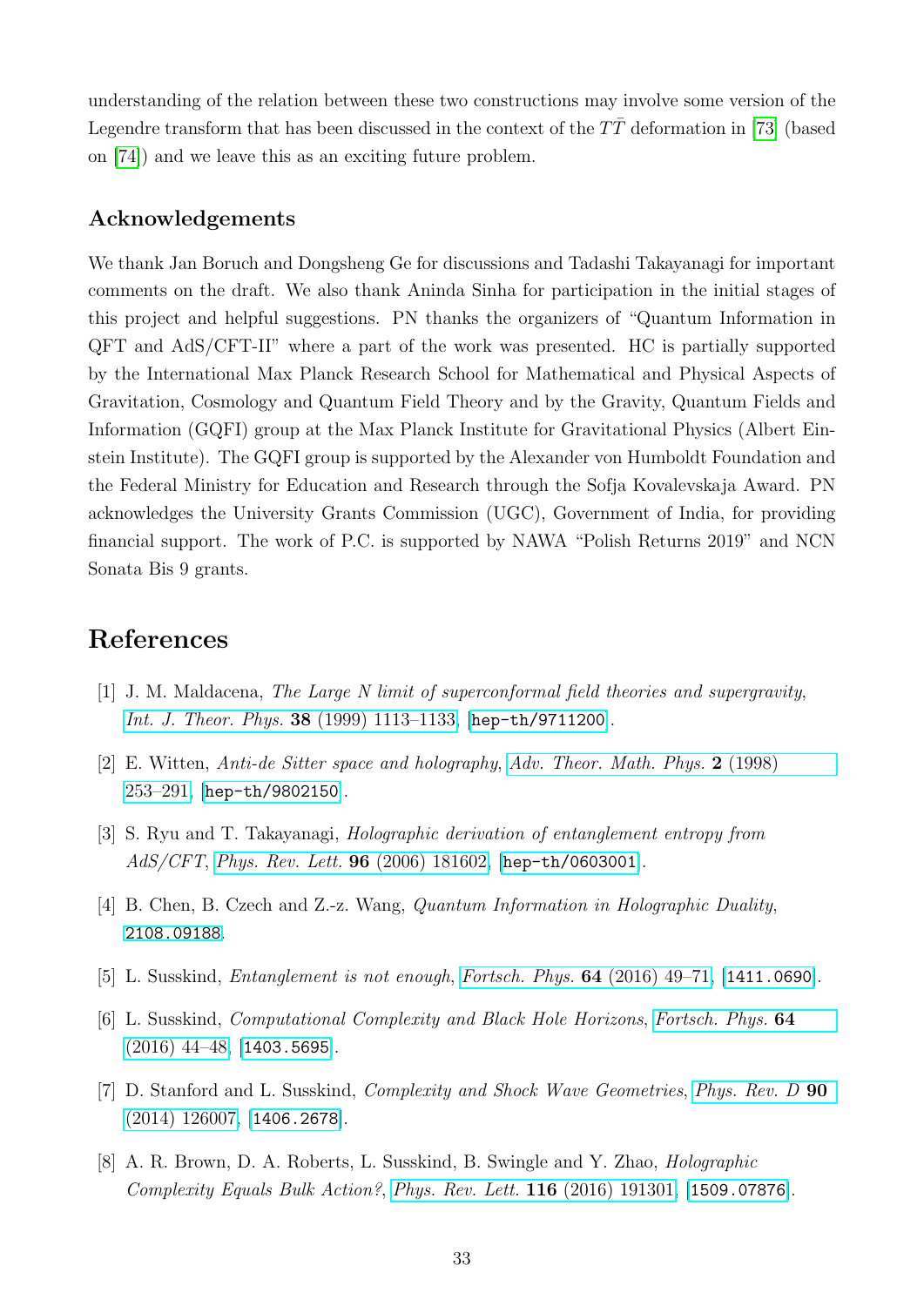understanding of the relation between these two constructions may involve some version of the Legendre transform that has been discussed in the context of the $T\bar{T}$ deformation in [73] (based on [74]) and we leave this as an exciting future problem.

## Acknowledgements

We thank Jan Boruch and Dongsheng Ge for discussions and Tadashi Takayanagi for important comments on the draft. We also thank Aninda Sinha for participation in the initial stages of this project and helpful suggestions. PN thanks the organizers of "Quantum Information in QFT and AdS/CFT-II" where a part of the work was presented. HC is partially supported by the International Max Planck Research School for Mathematical and Physical Aspects of Gravitation, Cosmology and Quantum Field Theory and by the Gravity, Quantum Fields and Information (GQFI) group at the Max Planck Institute for Gravitational Physics (Albert Einstein Institute). The GQFI group is supported by the Alexander von Humboldt Foundation and the Federal Ministry for Education and Research through the Sofja Kovalevskaja Award. PN acknowledges the University Grants Commission (UGC), Government of India, for providing financial support. The work of P.C. is supported by NAWA "Polish Returns 2019" and NCN Sonata Bis 9 grants.

# References

[1] J. M. Maldacena, *The Large N limit of superconformal field theories and supergravity*, *Int. J. Theor. Phys.* **38** (1999) 1113–1133, [hep-th/9711200].

[2] E. Witten, *Anti-de Sitter space and holography*, *Adv. Theor. Math. Phys.* **2** (1998) 253–291, [hep-th/9802150].

[3] S. Ryu and T. Takayanagi, *Holographic derivation of entanglement entropy from AdS/CFT*, *Phys. Rev. Lett.* **96** (2006) 181602, [hep-th/0603001].

[4] B. Chen, B. Czech and Z.-z. Wang, *Quantum Information in Holographic Duality*, 2108.09188.

[5] L. Susskind, *Entanglement is not enough*, *Fortsch. Phys.* **64** (2016) 49–71, [1411.0690].

[6] L. Susskind, *Computational Complexity and Black Hole Horizons*, *Fortsch. Phys.* **64** (2016) 44–48, [1403.5695].

[7] D. Stanford and L. Susskind, *Complexity and Shock Wave Geometries*, *Phys. Rev. D* **90** (2014) 126007, [1406.2678].

[8] A. R. Brown, D. A. Roberts, L. Susskind, B. Swingle and Y. Zhao, *Holographic Complexity Equals Bulk Action?*, *Phys. Rev. Lett.* **116** (2016) 191301, [1509.07876].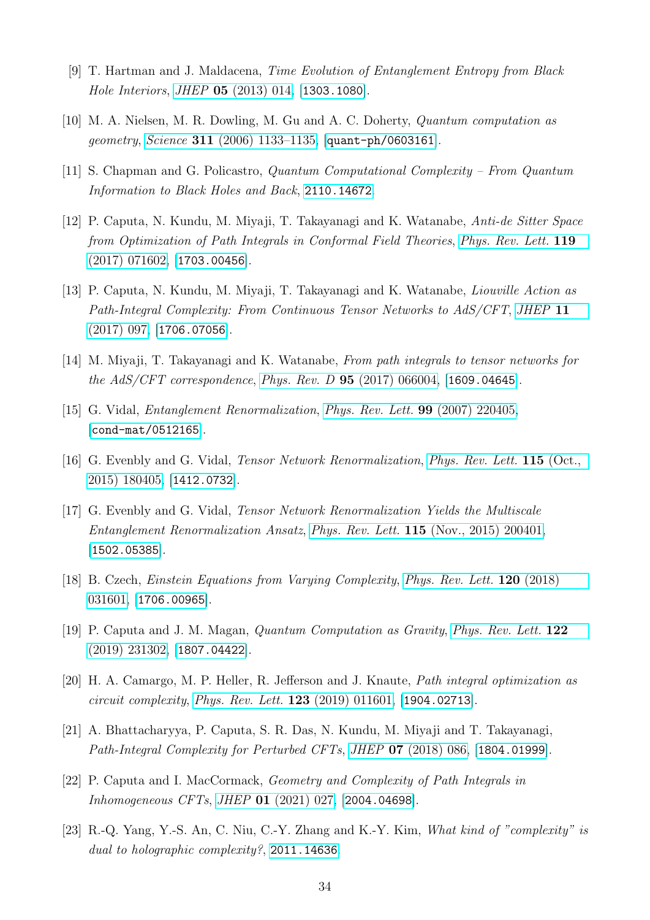[9] T. Hartman and J. Maldacena, *Time Evolution of Entanglement Entropy from Black Hole Interiors*, *JHEP* **05** (2013) 014, [1303.1080].

[10] M. A. Nielsen, M. R. Dowling, M. Gu and A. C. Doherty, *Quantum computation as geometry*, *Science* **311** (2006) 1133–1135, [quant-ph/0603161].

[11] S. Chapman and G. Policastro, *Quantum Computational Complexity – From Quantum Information to Black Holes and Back*, 2110.14672.

[12] P. Caputa, N. Kundu, M. Miyaji, T. Takayanagi and K. Watanabe, *Anti-de Sitter Space from Optimization of Path Integrals in Conformal Field Theories*, *Phys. Rev. Lett.* **119** (2017) 071602, [1703.00456].

[13] P. Caputa, N. Kundu, M. Miyaji, T. Takayanagi and K. Watanabe, *Liouville Action as Path-Integral Complexity: From Continuous Tensor Networks to AdS/CFT*, *JHEP* **11** (2017) 097, [1706.07056].

[14] M. Miyaji, T. Takayanagi and K. Watanabe, *From path integrals to tensor networks for the AdS/CFT correspondence*, *Phys. Rev. D* **95** (2017) 066004, [1609.04645].

[15] G. Vidal, *Entanglement Renormalization*, *Phys. Rev. Lett.* **99** (2007) 220405, [cond-mat/0512165].

[16] G. Evenbly and G. Vidal, *Tensor Network Renormalization*, *Phys. Rev. Lett.* **115** (Oct., 2015) 180405, [1412.0732].

[17] G. Evenbly and G. Vidal, *Tensor Network Renormalization Yields the Multiscale Entanglement Renormalization Ansatz*, *Phys. Rev. Lett.* **115** (Nov., 2015) 200401, [1502.05385].

[18] B. Czech, *Einstein Equations from Varying Complexity*, *Phys. Rev. Lett.* **120** (2018) 031601, [1706.00965].

[19] P. Caputa and J. M. Magan, *Quantum Computation as Gravity*, *Phys. Rev. Lett.* **122** (2019) 231302, [1807.04422].

[20] H. A. Camargo, M. P. Heller, R. Jefferson and J. Knaute, *Path integral optimization as circuit complexity*, *Phys. Rev. Lett.* **123** (2019) 011601, [1904.02713].

[21] A. Bhattacharyya, P. Caputa, S. R. Das, N. Kundu, M. Miyaji and T. Takayanagi, *Path-Integral Complexity for Perturbed CFTs*, *JHEP* **07** (2018) 086, [1804.01999].

[22] P. Caputa and I. MacCormack, *Geometry and Complexity of Path Integrals in Inhomogeneous CFTs*, *JHEP* **01** (2021) 027, [2004.04698].

[23] R.-Q. Yang, Y.-S. An, C. Niu, C.-Y. Zhang and K.-Y. Kim, *What kind of "complexity" is dual to holographic complexity?*, 2011.14636.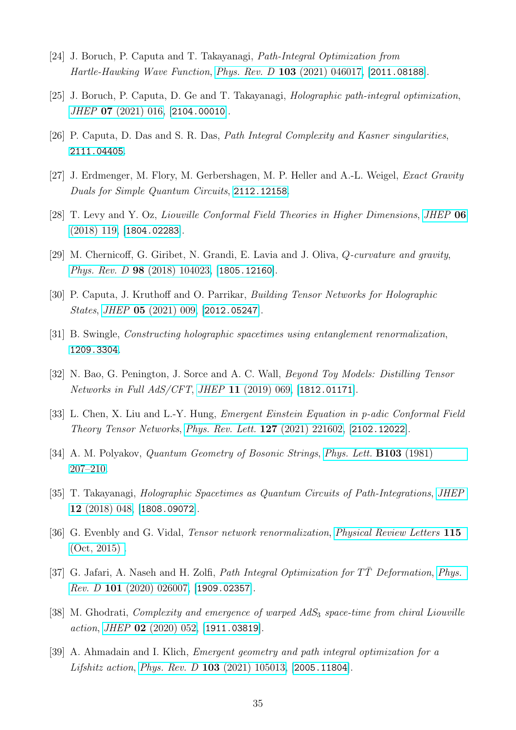[24] J. Boruch, P. Caputa and T. Takayanagi, *Path-Integral Optimization from Hartle-Hawking Wave Function*, *Phys. Rev. D* **103** (2021) 046017, [2011.08188].

[25] J. Boruch, P. Caputa, D. Ge and T. Takayanagi, *Holographic path-integral optimization*, *JHEP* **07** (2021) 016, [2104.00010].

[26] P. Caputa, D. Das and S. R. Das, *Path Integral Complexity and Kasner singularities*, 2111.04405.

[27] J. Erdmenger, M. Flory, M. Gerbershagen, M. P. Heller and A.-L. Weigel, *Exact Gravity Duals for Simple Quantum Circuits*, 2112.12158.

[28] T. Levy and Y. Oz, *Liouville Conformal Field Theories in Higher Dimensions*, *JHEP* **06** (2018) 119, [1804.02283].

[29] M. Chernicoff, G. Giribet, N. Grandi, E. Lavia and J. Oliva, *Q-curvature and gravity*, *Phys. Rev. D* **98** (2018) 104023, [1805.12160].

[30] P. Caputa, J. Kruthoff and O. Parrikar, *Building Tensor Networks for Holographic States*, *JHEP* **05** (2021) 009, [2012.05247].

[31] B. Swingle, *Constructing holographic spacetimes using entanglement renormalization*, 1209.3304.

[32] N. Bao, G. Penington, J. Sorce and A. C. Wall, *Beyond Toy Models: Distilling Tensor Networks in Full AdS/CFT*, *JHEP* **11** (2019) 069, [1812.01171].

[33] L. Chen, X. Liu and L.-Y. Hung, *Emergent Einstein Equation in p-adic Conformal Field Theory Tensor Networks*, *Phys. Rev. Lett.* **127** (2021) 221602, [2102.12022].

[34] A. M. Polyakov, *Quantum Geometry of Bosonic Strings*, *Phys. Lett.* **B103** (1981) 207–210.

[35] T. Takayanagi, *Holographic Spacetimes as Quantum Circuits of Path-Integrations*, *JHEP* **12** (2018) 048, [1808.09072].

[36] G. Evenbly and G. Vidal, *Tensor network renormalization*, *Physical Review Letters* **115** (Oct, 2015) .

[37] G. Jafari, A. Naseh and H. Zolfi, *Path Integral Optimization for $T\bar{T}$ Deformation*, *Phys. Rev. D* **101** (2020) 026007, [1909.02357].

[38] M. Ghodrati, *Complexity and emergence of warped $AdS_3$ space-time from chiral Liouville action*, *JHEP* **02** (2020) 052, [1911.03819].

[39] A. Ahmadain and I. Klich, *Emergent geometry and path integral optimization for a Lifshitz action*, *Phys. Rev. D* **103** (2021) 105013, [2005.11804].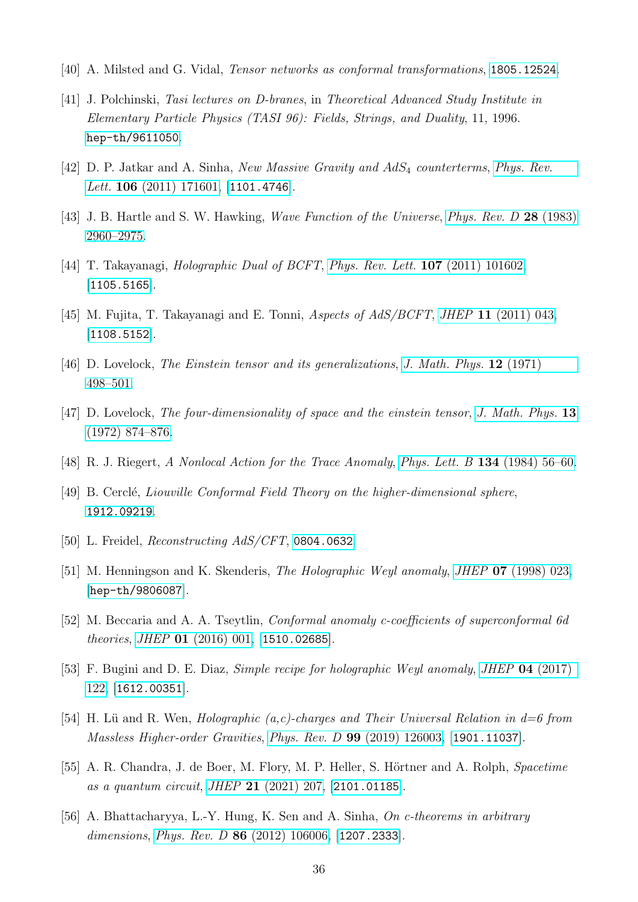[40] A. Milsted and G. Vidal, *Tensor networks as conformal transformations*, 1805.12524.

[41] J. Polchinski, *Tasi lectures on D-branes*, in *Theoretical Advanced Study Institute in Elementary Particle Physics (TASI 96): Fields, Strings, and Duality*, 11, 1996. hep-th/9611050.

[42] D. P. Jatkar and A. Sinha, *New Massive Gravity and AdS$_4$ counterterms*, *Phys. Rev. Lett.* **106** (2011) 171601, [1101.4746].

[43] J. B. Hartle and S. W. Hawking, *Wave Function of the Universe*, *Phys. Rev. D* **28** (1983) 2960–2975.

[44] T. Takayanagi, *Holographic Dual of BCFT*, *Phys. Rev. Lett.* **107** (2011) 101602, [1105.5165].

[45] M. Fujita, T. Takayanagi and E. Tonni, *Aspects of AdS/BCFT*, *JHEP* **11** (2011) 043, [1108.5152].

[46] D. Lovelock, *The Einstein tensor and its generalizations*, *J. Math. Phys.* **12** (1971) 498–501.

[47] D. Lovelock, *The four-dimensionality of space and the einstein tensor*, *J. Math. Phys.* **13** (1972) 874–876.

[48] R. J. Riegert, *A Nonlocal Action for the Trace Anomaly*, *Phys. Lett. B* **134** (1984) 56–60.

[49] B. Cerclé, *Liouville Conformal Field Theory on the higher-dimensional sphere*, 1912.09219.

[50] L. Freidel, *Reconstructing AdS/CFT*, 0804.0632.

[51] M. Henningson and K. Skenderis, *The Holographic Weyl anomaly*, *JHEP* **07** (1998) 023, [hep-th/9806087].

[52] M. Beccaria and A. A. Tseytlin, *Conformal anomaly c-coefficients of superconformal 6d theories*, *JHEP* **01** (2016) 001, [1510.02685].

[53] F. Bugini and D. E. Diaz, *Simple recipe for holographic Weyl anomaly*, *JHEP* **04** (2017) 122, [1612.00351].

[54] H. Lü and R. Wen, *Holographic (a,c)-charges and Their Universal Relation in d=6 from Massless Higher-order Gravities*, *Phys. Rev. D* **99** (2019) 126003, [1901.11037].

[55] A. R. Chandra, J. de Boer, M. Flory, M. P. Heller, S. Hörtner and A. Rolph, *Spacetime as a quantum circuit*, *JHEP* **21** (2021) 207, [2101.01185].

[56] A. Bhattacharyya, L.-Y. Hung, K. Sen and A. Sinha, *On c-theorems in arbitrary dimensions*, *Phys. Rev. D* **86** (2012) 106006, [1207.2333].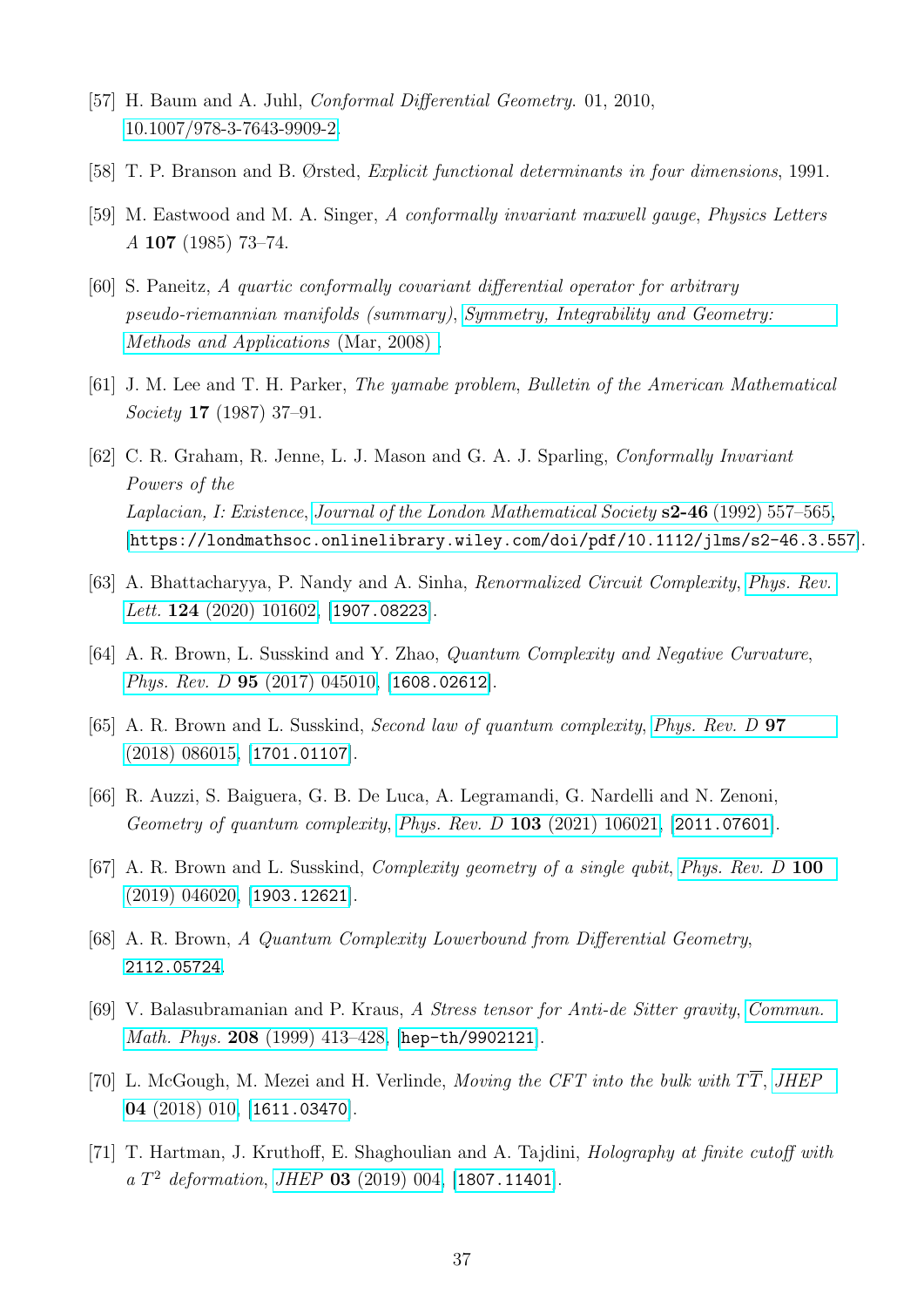[57] H. Baum and A. Juhl, *Conformal Differential Geometry*. 01, 2010, 10.1007/978-3-7643-9909-2.

[58] T. P. Branson and B. Ørsted, *Explicit functional determinants in four dimensions*, 1991.

[59] M. Eastwood and M. A. Singer, *A conformally invariant maxwell gauge*, *Physics Letters A* **107** (1985) 73–74.

[60] S. Paneitz, *A quartic conformally covariant differential operator for arbitrary pseudo-riemannian manifolds (summary)*, *Symmetry, Integrability and Geometry: Methods and Applications* (Mar, 2008) .

[61] J. M. Lee and T. H. Parker, *The yamabe problem*, *Bulletin of the American Mathematical Society* **17** (1987) 37–91.

[62] C. R. Graham, R. Jenne, L. J. Mason and G. A. J. Sparling, *Conformally Invariant Powers of the Laplacian, I: Existence*, *Journal of the London Mathematical Society* **s2-46** (1992) 557–565, [https://londmathsoc.onlinelibrary.wiley.com/doi/pdf/10.1112/jlms/s2-46.3.557].

[63] A. Bhattacharyya, P. Nandy and A. Sinha, *Renormalized Circuit Complexity*, *Phys. Rev. Lett.* **124** (2020) 101602, [1907.08223].

[64] A. R. Brown, L. Susskind and Y. Zhao, *Quantum Complexity and Negative Curvature*, *Phys. Rev. D* **95** (2017) 045010, [1608.02612].

[65] A. R. Brown and L. Susskind, *Second law of quantum complexity*, *Phys. Rev. D* **97** (2018) 086015, [1701.01107].

[66] R. Auzzi, S. Baiguera, G. B. De Luca, A. Legramandi, G. Nardelli and N. Zenoni, *Geometry of quantum complexity*, *Phys. Rev. D* **103** (2021) 106021, [2011.07601].

[67] A. R. Brown and L. Susskind, *Complexity geometry of a single qubit*, *Phys. Rev. D* **100** (2019) 046020, [1903.12621].

[68] A. R. Brown, *A Quantum Complexity Lowerbound from Differential Geometry*, 2112.05724.

[69] V. Balasubramanian and P. Kraus, *A Stress tensor for Anti-de Sitter gravity*, *Commun. Math. Phys.* **208** (1999) 413–428, [hep-th/9902121].

[70] L. McGough, M. Mezei and H. Verlinde, *Moving the CFT into the bulk with $T\overline{T}$*, *JHEP* **04** (2018) 010, [1611.03470].

[71] T. Hartman, J. Kruthoff, E. Shaghoulian and A. Tajdini, *Holography at finite cutoff with a $T^2$ deformation*, *JHEP* **03** (2019) 004, [1807.11401].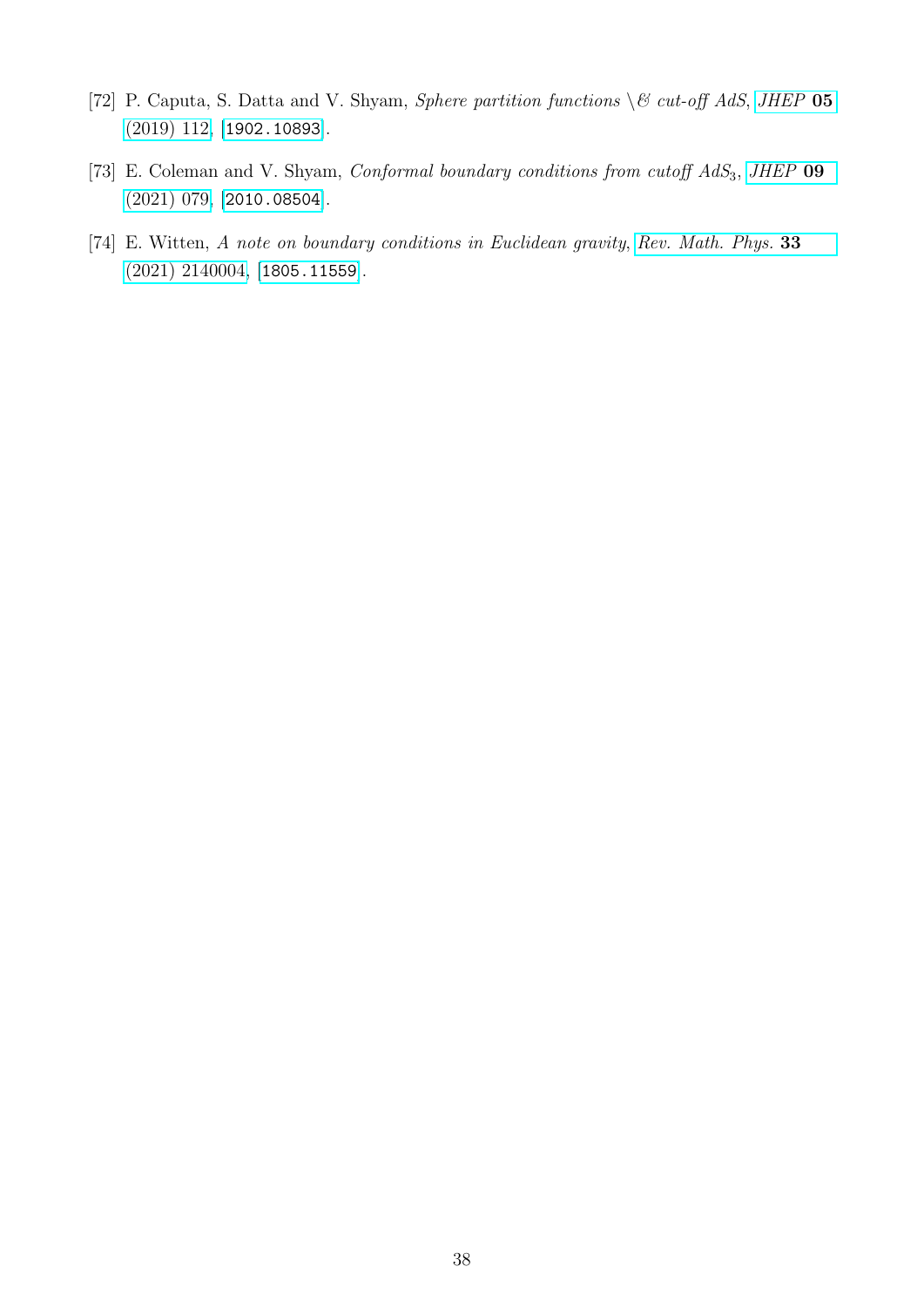[72] P. Caputa, S. Datta and V. Shyam, *Sphere partition functions \& cut-off AdS*, *JHEP* **05** (2019) 112, [1902.10893].

[73] E. Coleman and V. Shyam, *Conformal boundary conditions from cutoff AdS*$_3$, *JHEP* **09** (2021) 079, [2010.08504].

[74] E. Witten, *A note on boundary conditions in Euclidean gravity*, *Rev. Math. Phys.* **33** (2021) 2140004, [1805.11559].